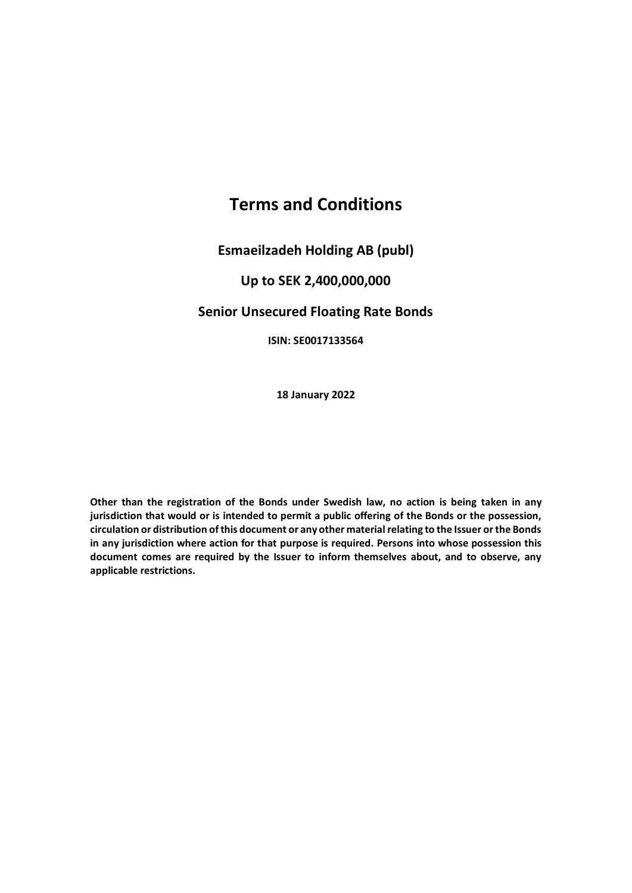# Terms and Conditions

## Esmaeilzadeh Holding AB (publ)

## Up to SEK 2,400,000,000

## Senior Unsecured Floating Rate Bonds

**ISIN: SE0017133564**

**18 January 2022**

**Other than the registration of the Bonds under Swedish law, no action is being taken in any jurisdiction that would or is intended to permit a public offering of the Bonds or the possession, circulation or distribution of this document or any other material relating to the Issuer or the Bonds in any jurisdiction where action for that purpose is required. Persons into whose possession this document comes are required by the Issuer to inform themselves about, and to observe, any applicable restrictions.**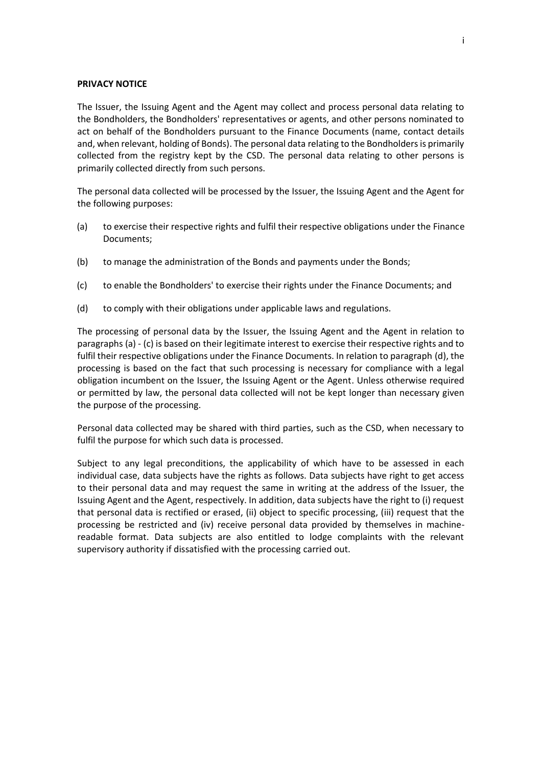**PRIVACY NOTICE**

The Issuer, the Issuing Agent and the Agent may collect and process personal data relating to the Bondholders, the Bondholders' representatives or agents, and other persons nominated to act on behalf of the Bondholders pursuant to the Finance Documents (name, contact details and, when relevant, holding of Bonds). The personal data relating to the Bondholders is primarily collected from the registry kept by the CSD. The personal data relating to other persons is primarily collected directly from such persons.

The personal data collected will be processed by the Issuer, the Issuing Agent and the Agent for the following purposes:

(a) to exercise their respective rights and fulfil their respective obligations under the Finance Documents;

(b) to manage the administration of the Bonds and payments under the Bonds;

(c) to enable the Bondholders' to exercise their rights under the Finance Documents; and

(d) to comply with their obligations under applicable laws and regulations.

The processing of personal data by the Issuer, the Issuing Agent and the Agent in relation to paragraphs (a) - (c) is based on their legitimate interest to exercise their respective rights and to fulfil their respective obligations under the Finance Documents. In relation to paragraph (d), the processing is based on the fact that such processing is necessary for compliance with a legal obligation incumbent on the Issuer, the Issuing Agent or the Agent. Unless otherwise required or permitted by law, the personal data collected will not be kept longer than necessary given the purpose of the processing.

Personal data collected may be shared with third parties, such as the CSD, when necessary to fulfil the purpose for which such data is processed.

Subject to any legal preconditions, the applicability of which have to be assessed in each individual case, data subjects have the rights as follows. Data subjects have right to get access to their personal data and may request the same in writing at the address of the Issuer, the Issuing Agent and the Agent, respectively. In addition, data subjects have the right to (i) request that personal data is rectified or erased, (ii) object to specific processing, (iii) request that the processing be restricted and (iv) receive personal data provided by themselves in machine-readable format. Data subjects are also entitled to lodge complaints with the relevant supervisory authority if dissatisfied with the processing carried out.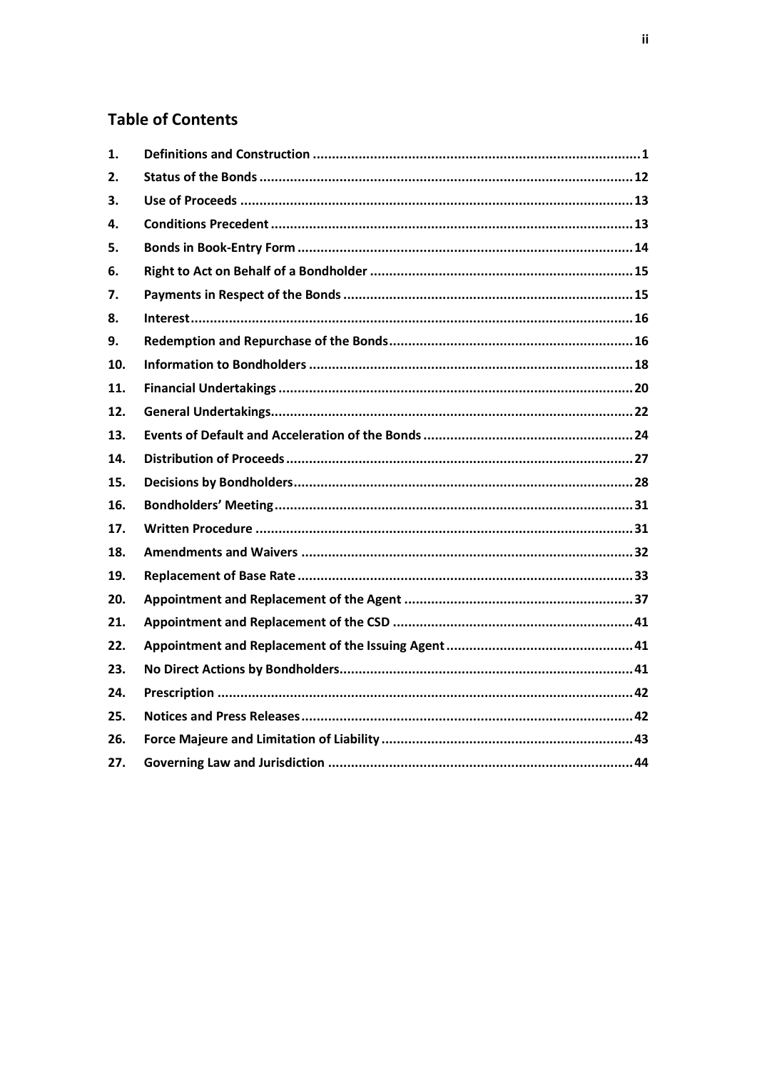## Table of Contents

| | | |
|---|---|---|
| **1.** | **Definitions and Construction** | **1** |
| **2.** | **Status of the Bonds** | **12** |
| **3.** | **Use of Proceeds** | **13** |
| **4.** | **Conditions Precedent** | **13** |
| **5.** | **Bonds in Book-Entry Form** | **14** |
| **6.** | **Right to Act on Behalf of a Bondholder** | **15** |
| **7.** | **Payments in Respect of the Bonds** | **15** |
| **8.** | **Interest** | **16** |
| **9.** | **Redemption and Repurchase of the Bonds** | **16** |
| **10.** | **Information to Bondholders** | **18** |
| **11.** | **Financial Undertakings** | **20** |
| **12.** | **General Undertakings** | **22** |
| **13.** | **Events of Default and Acceleration of the Bonds** | **24** |
| **14.** | **Distribution of Proceeds** | **27** |
| **15.** | **Decisions by Bondholders** | **28** |
| **16.** | **Bondholders' Meeting** | **31** |
| **17.** | **Written Procedure** | **31** |
| **18.** | **Amendments and Waivers** | **32** |
| **19.** | **Replacement of Base Rate** | **33** |
| **20.** | **Appointment and Replacement of the Agent** | **37** |
| **21.** | **Appointment and Replacement of the CSD** | **41** |
| **22.** | **Appointment and Replacement of the Issuing Agent** | **41** |
| **23.** | **No Direct Actions by Bondholders** | **41** |
| **24.** | **Prescription** | **42** |
| **25.** | **Notices and Press Releases** | **42** |
| **26.** | **Force Majeure and Limitation of Liability** | **43** |
| **27.** | **Governing Law and Jurisdiction** | **44** |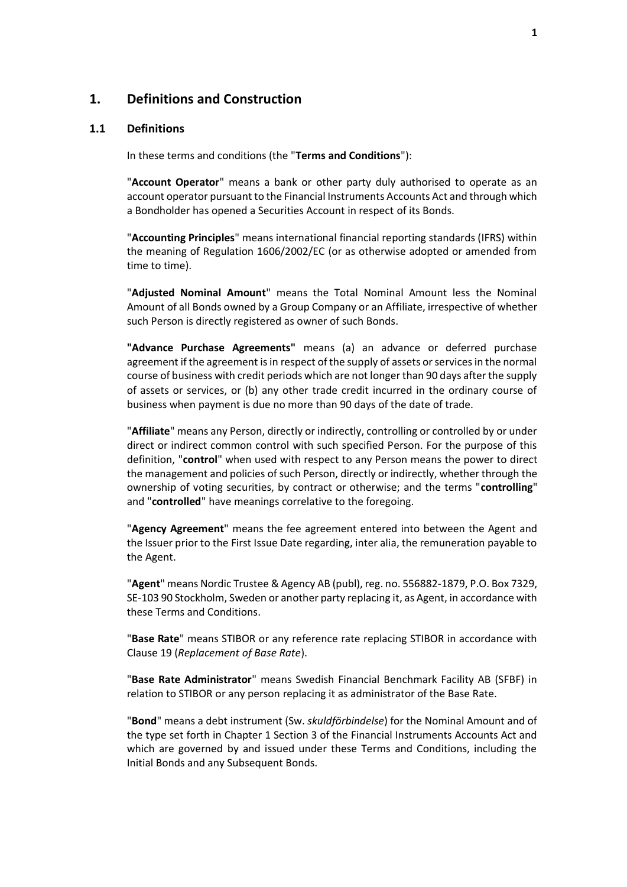# 1. Definitions and Construction

## 1.1 Definitions

In these terms and conditions (the "**Terms and Conditions**"):

"**Account Operator**" means a bank or other party duly authorised to operate as an account operator pursuant to the Financial Instruments Accounts Act and through which a Bondholder has opened a Securities Account in respect of its Bonds.

"**Accounting Principles**" means international financial reporting standards (IFRS) within the meaning of Regulation 1606/2002/EC (or as otherwise adopted or amended from time to time).

"**Adjusted Nominal Amount**" means the Total Nominal Amount less the Nominal Amount of all Bonds owned by a Group Company or an Affiliate, irrespective of whether such Person is directly registered as owner of such Bonds.

**"Advance Purchase Agreements"** means (a) an advance or deferred purchase agreement if the agreement is in respect of the supply of assets or services in the normal course of business with credit periods which are not longer than 90 days after the supply of assets or services, or (b) any other trade credit incurred in the ordinary course of business when payment is due no more than 90 days of the date of trade.

"**Affiliate**" means any Person, directly or indirectly, controlling or controlled by or under direct or indirect common control with such specified Person. For the purpose of this definition, "**control**" when used with respect to any Person means the power to direct the management and policies of such Person, directly or indirectly, whether through the ownership of voting securities, by contract or otherwise; and the terms "**controlling**" and "**controlled**" have meanings correlative to the foregoing.

"**Agency Agreement**" means the fee agreement entered into between the Agent and the Issuer prior to the First Issue Date regarding, inter alia, the remuneration payable to the Agent.

"**Agent**" means Nordic Trustee & Agency AB (publ), reg. no. 556882-1879, P.O. Box 7329, SE-103 90 Stockholm, Sweden or another party replacing it, as Agent, in accordance with these Terms and Conditions.

"**Base Rate**" means STIBOR or any reference rate replacing STIBOR in accordance with Clause 19 (*Replacement of Base Rate*).

"**Base Rate Administrator**" means Swedish Financial Benchmark Facility AB (SFBF) in relation to STIBOR or any person replacing it as administrator of the Base Rate.

"**Bond**" means a debt instrument (Sw. *skuldförbindelse*) for the Nominal Amount and of the type set forth in Chapter 1 Section 3 of the Financial Instruments Accounts Act and which are governed by and issued under these Terms and Conditions, including the Initial Bonds and any Subsequent Bonds.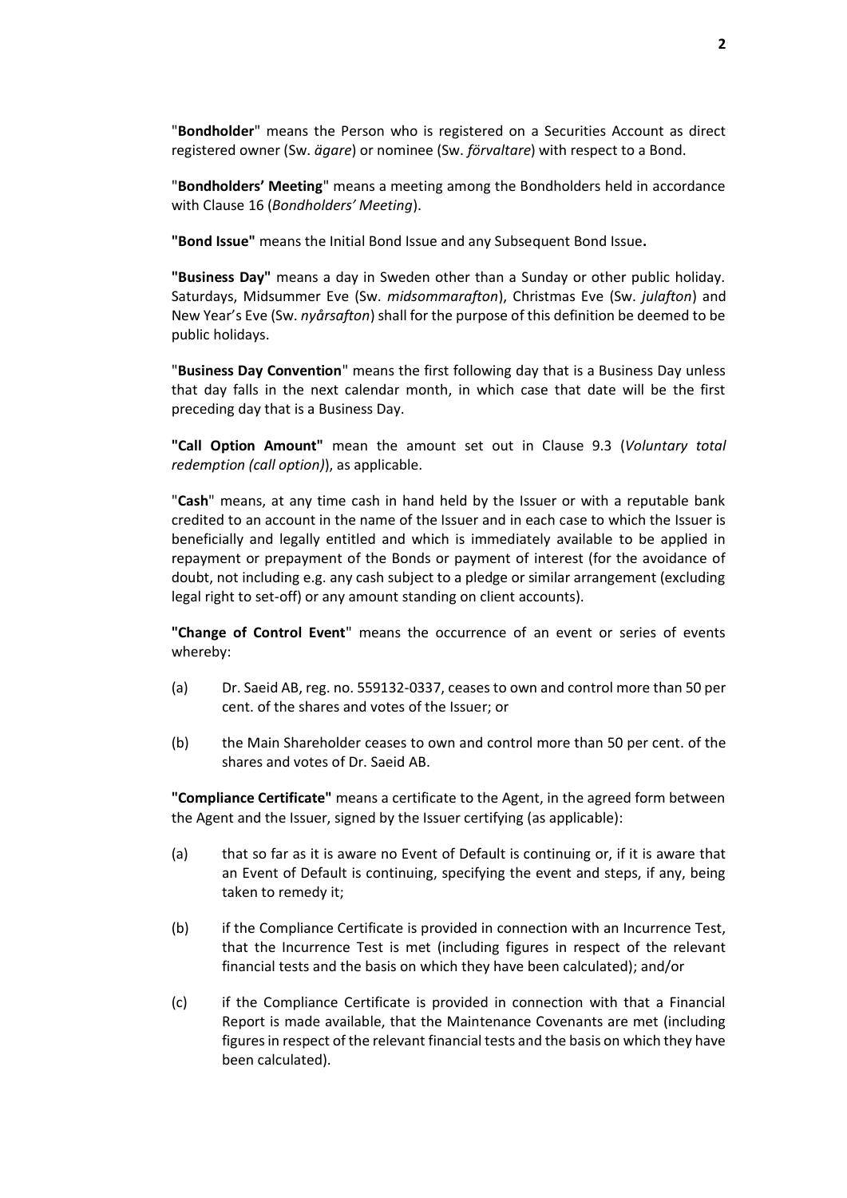"**Bondholder**" means the Person who is registered on a Securities Account as direct registered owner (Sw. *ägare*) or nominee (Sw. *förvaltare*) with respect to a Bond.

"**Bondholders' Meeting**" means a meeting among the Bondholders held in accordance with Clause 16 (*Bondholders' Meeting*).

**"Bond Issue"** means the Initial Bond Issue and any Subsequent Bond Issue**.**

**"Business Day"** means a day in Sweden other than a Sunday or other public holiday. Saturdays, Midsummer Eve (Sw. *midsommarafton*), Christmas Eve (Sw. *julafton*) and New Year's Eve (Sw. *nyårsafton*) shall for the purpose of this definition be deemed to be public holidays.

"**Business Day Convention**" means the first following day that is a Business Day unless that day falls in the next calendar month, in which case that date will be the first preceding day that is a Business Day.

**"Call Option Amount"** mean the amount set out in Clause 9.3 (*Voluntary total redemption (call option)*), as applicable.

"**Cash**" means, at any time cash in hand held by the Issuer or with a reputable bank credited to an account in the name of the Issuer and in each case to which the Issuer is beneficially and legally entitled and which is immediately available to be applied in repayment or prepayment of the Bonds or payment of interest (for the avoidance of doubt, not including e.g. any cash subject to a pledge or similar arrangement (excluding legal right to set-off) or any amount standing on client accounts).

**"Change of Control Event**" means the occurrence of an event or series of events whereby:

(a) Dr. Saeid AB, reg. no. 559132-0337, ceases to own and control more than 50 per cent. of the shares and votes of the Issuer; or

(b) the Main Shareholder ceases to own and control more than 50 per cent. of the shares and votes of Dr. Saeid AB.

**"Compliance Certificate"** means a certificate to the Agent, in the agreed form between the Agent and the Issuer, signed by the Issuer certifying (as applicable):

(a) that so far as it is aware no Event of Default is continuing or, if it is aware that an Event of Default is continuing, specifying the event and steps, if any, being taken to remedy it;

(b) if the Compliance Certificate is provided in connection with an Incurrence Test, that the Incurrence Test is met (including figures in respect of the relevant financial tests and the basis on which they have been calculated); and/or

(c) if the Compliance Certificate is provided in connection with that a Financial Report is made available, that the Maintenance Covenants are met (including figures in respect of the relevant financial tests and the basis on which they have been calculated).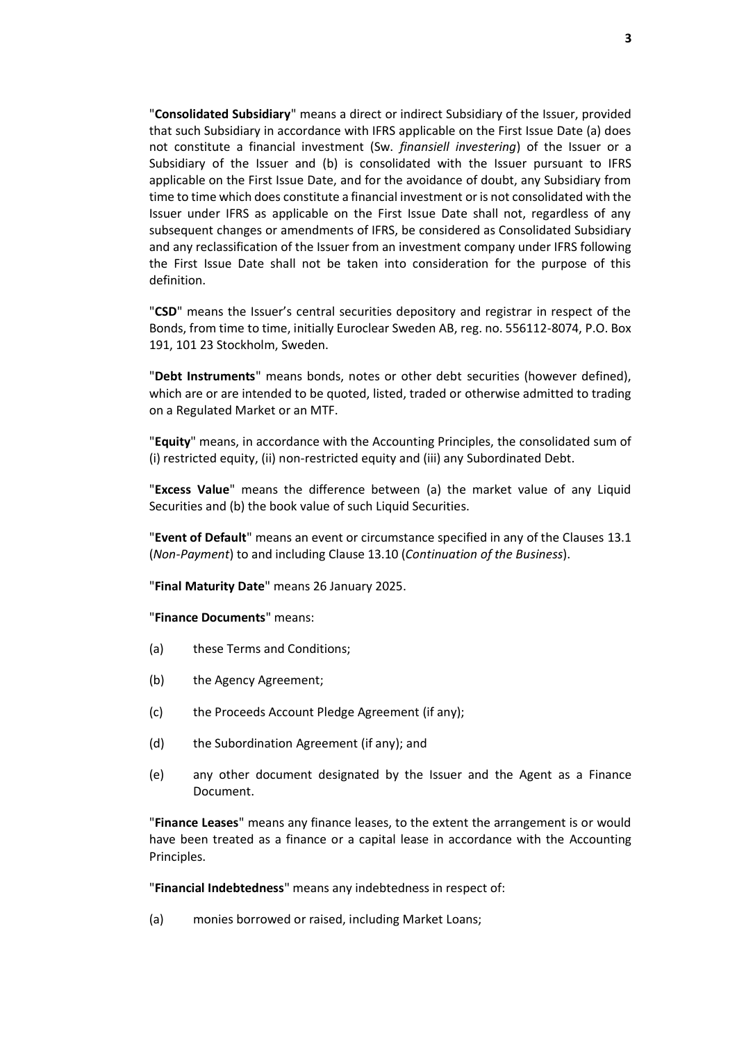"**Consolidated Subsidiary**" means a direct or indirect Subsidiary of the Issuer, provided that such Subsidiary in accordance with IFRS applicable on the First Issue Date (a) does not constitute a financial investment (Sw. *finansiell investering*) of the Issuer or a Subsidiary of the Issuer and (b) is consolidated with the Issuer pursuant to IFRS applicable on the First Issue Date, and for the avoidance of doubt, any Subsidiary from time to time which does constitute a financial investment or is not consolidated with the Issuer under IFRS as applicable on the First Issue Date shall not, regardless of any subsequent changes or amendments of IFRS, be considered as Consolidated Subsidiary and any reclassification of the Issuer from an investment company under IFRS following the First Issue Date shall not be taken into consideration for the purpose of this definition.

"**CSD**" means the Issuer's central securities depository and registrar in respect of the Bonds, from time to time, initially Euroclear Sweden AB, reg. no. 556112-8074, P.O. Box 191, 101 23 Stockholm, Sweden.

"**Debt Instruments**" means bonds, notes or other debt securities (however defined), which are or are intended to be quoted, listed, traded or otherwise admitted to trading on a Regulated Market or an MTF.

"**Equity**" means, in accordance with the Accounting Principles, the consolidated sum of (i) restricted equity, (ii) non-restricted equity and (iii) any Subordinated Debt.

"**Excess Value**" means the difference between (a) the market value of any Liquid Securities and (b) the book value of such Liquid Securities.

"**Event of Default**" means an event or circumstance specified in any of the Clauses 13.1 (*Non-Payment*) to and including Clause 13.10 (*Continuation of the Business*).

"**Final Maturity Date**" means 26 January 2025.

"**Finance Documents**" means:

(a) these Terms and Conditions;

(b) the Agency Agreement;

(c) the Proceeds Account Pledge Agreement (if any);

(d) the Subordination Agreement (if any); and

(e) any other document designated by the Issuer and the Agent as a Finance Document.

"**Finance Leases**" means any finance leases, to the extent the arrangement is or would have been treated as a finance or a capital lease in accordance with the Accounting Principles.

"**Financial Indebtedness**" means any indebtedness in respect of:

(a) monies borrowed or raised, including Market Loans;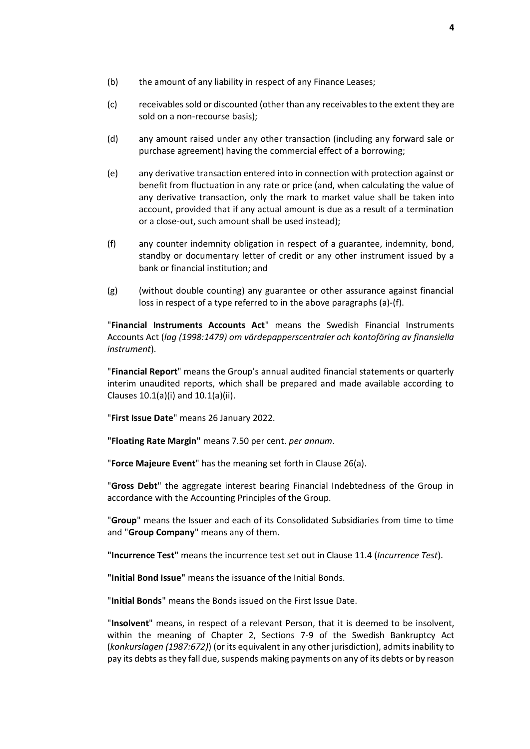(b) the amount of any liability in respect of any Finance Leases;

(c) receivables sold or discounted (other than any receivables to the extent they are sold on a non-recourse basis);

(d) any amount raised under any other transaction (including any forward sale or purchase agreement) having the commercial effect of a borrowing;

(e) any derivative transaction entered into in connection with protection against or benefit from fluctuation in any rate or price (and, when calculating the value of any derivative transaction, only the mark to market value shall be taken into account, provided that if any actual amount is due as a result of a termination or a close-out, such amount shall be used instead);

(f) any counter indemnity obligation in respect of a guarantee, indemnity, bond, standby or documentary letter of credit or any other instrument issued by a bank or financial institution; and

(g) (without double counting) any guarantee or other assurance against financial loss in respect of a type referred to in the above paragraphs (a)-(f).

"**Financial Instruments Accounts Act**" means the Swedish Financial Instruments Accounts Act (*lag (1998:1479) om värdepapperscentraler och kontoföring av finansiella instrument*).

"**Financial Report**" means the Group's annual audited financial statements or quarterly interim unaudited reports, which shall be prepared and made available according to Clauses 10.1(a)(i) and 10.1(a)(ii).

"**First Issue Date**" means 26 January 2022.

**"Floating Rate Margin"** means 7.50 per cent. *per annum*.

"**Force Majeure Event**" has the meaning set forth in Clause 26(a).

"**Gross Debt**" the aggregate interest bearing Financial Indebtedness of the Group in accordance with the Accounting Principles of the Group.

"**Group**" means the Issuer and each of its Consolidated Subsidiaries from time to time and "**Group Company**" means any of them.

**"Incurrence Test"** means the incurrence test set out in Clause 11.4 (*Incurrence Test*).

**"Initial Bond Issue"** means the issuance of the Initial Bonds.

"**Initial Bonds**" means the Bonds issued on the First Issue Date.

"**Insolvent**" means, in respect of a relevant Person, that it is deemed to be insolvent, within the meaning of Chapter 2, Sections 7-9 of the Swedish Bankruptcy Act (*konkurslagen (1987:672)*) (or its equivalent in any other jurisdiction), admits inability to pay its debts as they fall due, suspends making payments on any of its debts or by reason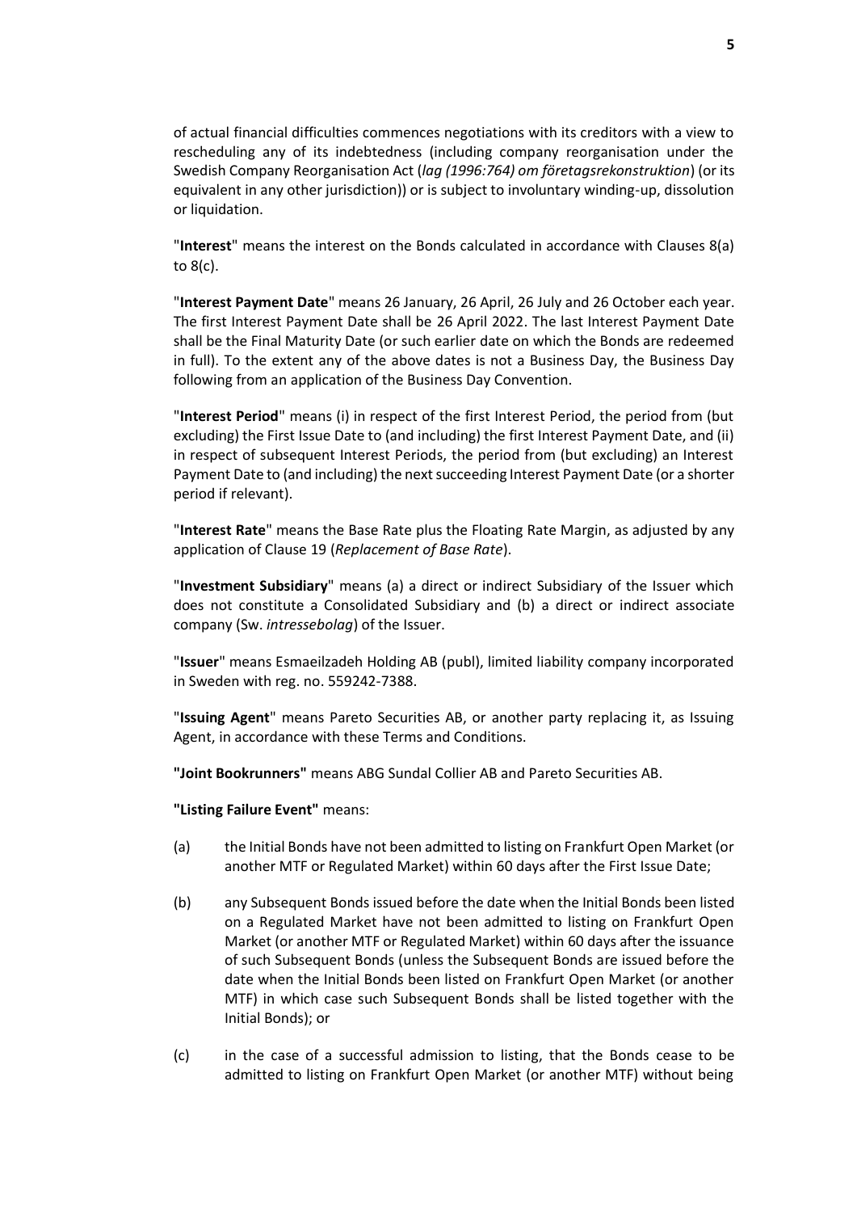of actual financial difficulties commences negotiations with its creditors with a view to rescheduling any of its indebtedness (including company reorganisation under the Swedish Company Reorganisation Act (*lag (1996:764) om företagsrekonstruktion*) (or its equivalent in any other jurisdiction)) or is subject to involuntary winding-up, dissolution or liquidation.

"**Interest**" means the interest on the Bonds calculated in accordance with Clauses 8(a) to 8(c).

"**Interest Payment Date**" means 26 January, 26 April, 26 July and 26 October each year. The first Interest Payment Date shall be 26 April 2022. The last Interest Payment Date shall be the Final Maturity Date (or such earlier date on which the Bonds are redeemed in full). To the extent any of the above dates is not a Business Day, the Business Day following from an application of the Business Day Convention.

"**Interest Period**" means (i) in respect of the first Interest Period, the period from (but excluding) the First Issue Date to (and including) the first Interest Payment Date, and (ii) in respect of subsequent Interest Periods, the period from (but excluding) an Interest Payment Date to (and including) the next succeeding Interest Payment Date (or a shorter period if relevant).

"**Interest Rate**" means the Base Rate plus the Floating Rate Margin, as adjusted by any application of Clause 19 (*Replacement of Base Rate*).

"**Investment Subsidiary**" means (a) a direct or indirect Subsidiary of the Issuer which does not constitute a Consolidated Subsidiary and (b) a direct or indirect associate company (Sw. *intressebolag*) of the Issuer.

"**Issuer**" means Esmaeilzadeh Holding AB (publ), limited liability company incorporated in Sweden with reg. no. 559242-7388.

"**Issuing Agent**" means Pareto Securities AB, or another party replacing it, as Issuing Agent, in accordance with these Terms and Conditions.

**"Joint Bookrunners"** means ABG Sundal Collier AB and Pareto Securities AB.

**"Listing Failure Event"** means:

(a) the Initial Bonds have not been admitted to listing on Frankfurt Open Market (or another MTF or Regulated Market) within 60 days after the First Issue Date;

(b) any Subsequent Bonds issued before the date when the Initial Bonds been listed on a Regulated Market have not been admitted to listing on Frankfurt Open Market (or another MTF or Regulated Market) within 60 days after the issuance of such Subsequent Bonds (unless the Subsequent Bonds are issued before the date when the Initial Bonds been listed on Frankfurt Open Market (or another MTF) in which case such Subsequent Bonds shall be listed together with the Initial Bonds); or

(c) in the case of a successful admission to listing, that the Bonds cease to be admitted to listing on Frankfurt Open Market (or another MTF) without being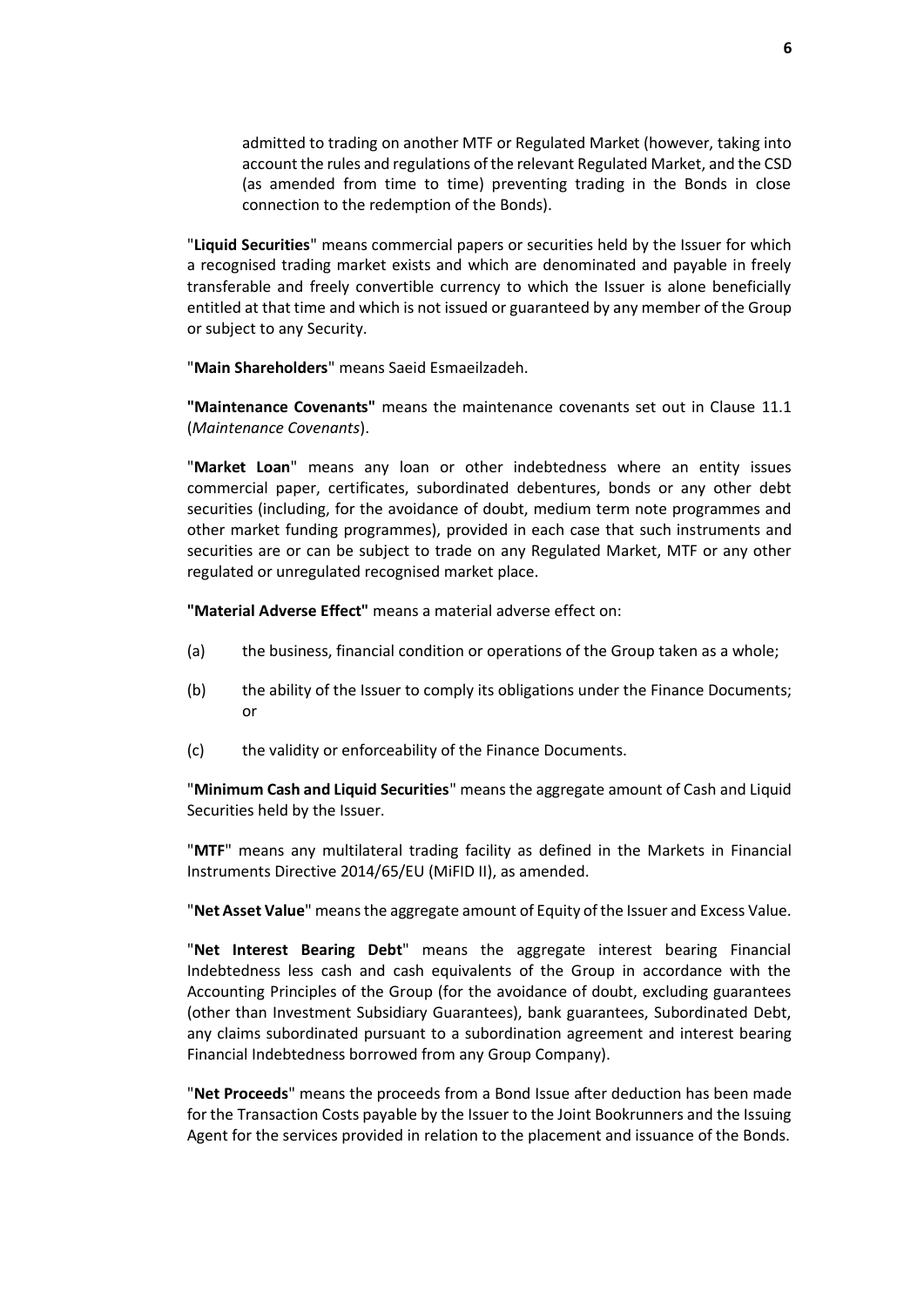admitted to trading on another MTF or Regulated Market (however, taking into account the rules and regulations of the relevant Regulated Market, and the CSD (as amended from time to time) preventing trading in the Bonds in close connection to the redemption of the Bonds).

"**Liquid Securities**" means commercial papers or securities held by the Issuer for which a recognised trading market exists and which are denominated and payable in freely transferable and freely convertible currency to which the Issuer is alone beneficially entitled at that time and which is not issued or guaranteed by any member of the Group or subject to any Security.

"**Main Shareholders**" means Saeid Esmaeilzadeh.

**"Maintenance Covenants"** means the maintenance covenants set out in Clause 11.1 (*Maintenance Covenants*).

"**Market Loan**" means any loan or other indebtedness where an entity issues commercial paper, certificates, subordinated debentures, bonds or any other debt securities (including, for the avoidance of doubt, medium term note programmes and other market funding programmes), provided in each case that such instruments and securities are or can be subject to trade on any Regulated Market, MTF or any other regulated or unregulated recognised market place.

**"Material Adverse Effect"** means a material adverse effect on:

(a) the business, financial condition or operations of the Group taken as a whole;

(b) the ability of the Issuer to comply its obligations under the Finance Documents; or

(c) the validity or enforceability of the Finance Documents.

"**Minimum Cash and Liquid Securities**" means the aggregate amount of Cash and Liquid Securities held by the Issuer.

"**MTF**" means any multilateral trading facility as defined in the Markets in Financial Instruments Directive 2014/65/EU (MiFID II), as amended.

"**Net Asset Value**" means the aggregate amount of Equity of the Issuer and Excess Value.

"**Net Interest Bearing Debt**" means the aggregate interest bearing Financial Indebtedness less cash and cash equivalents of the Group in accordance with the Accounting Principles of the Group (for the avoidance of doubt, excluding guarantees (other than Investment Subsidiary Guarantees), bank guarantees, Subordinated Debt, any claims subordinated pursuant to a subordination agreement and interest bearing Financial Indebtedness borrowed from any Group Company).

"**Net Proceeds**" means the proceeds from a Bond Issue after deduction has been made for the Transaction Costs payable by the Issuer to the Joint Bookrunners and the Issuing Agent for the services provided in relation to the placement and issuance of the Bonds.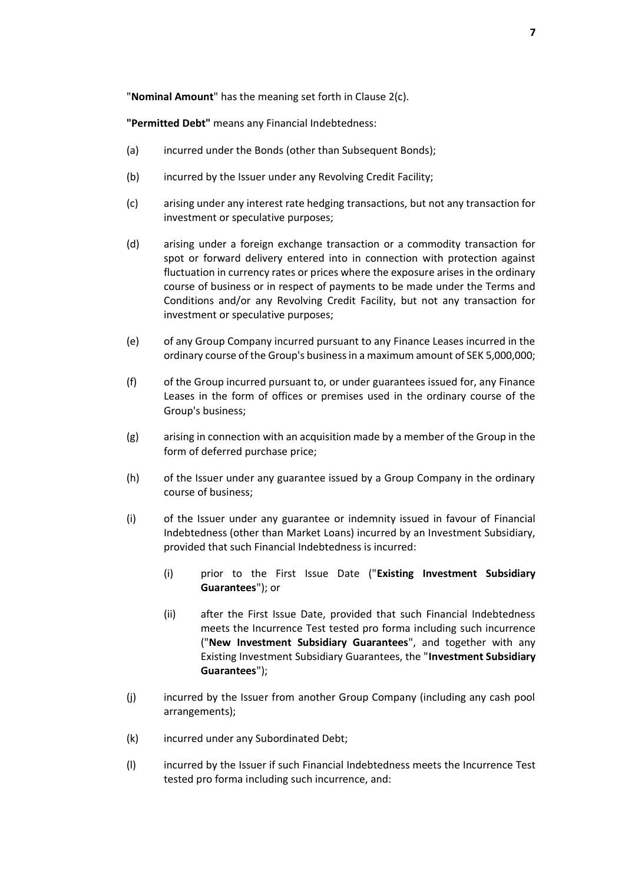"**Nominal Amount**" has the meaning set forth in Clause 2(c).

**"Permitted Debt"** means any Financial Indebtedness:

(a) incurred under the Bonds (other than Subsequent Bonds);

(b) incurred by the Issuer under any Revolving Credit Facility;

(c) arising under any interest rate hedging transactions, but not any transaction for investment or speculative purposes;

(d) arising under a foreign exchange transaction or a commodity transaction for spot or forward delivery entered into in connection with protection against fluctuation in currency rates or prices where the exposure arises in the ordinary course of business or in respect of payments to be made under the Terms and Conditions and/or any Revolving Credit Facility, but not any transaction for investment or speculative purposes;

(e) of any Group Company incurred pursuant to any Finance Leases incurred in the ordinary course of the Group's business in a maximum amount of SEK 5,000,000;

(f) of the Group incurred pursuant to, or under guarantees issued for, any Finance Leases in the form of offices or premises used in the ordinary course of the Group's business;

(g) arising in connection with an acquisition made by a member of the Group in the form of deferred purchase price;

(h) of the Issuer under any guarantee issued by a Group Company in the ordinary course of business;

(i) of the Issuer under any guarantee or indemnity issued in favour of Financial Indebtedness (other than Market Loans) incurred by an Investment Subsidiary, provided that such Financial Indebtedness is incurred:

   (i) prior to the First Issue Date ("**Existing Investment Subsidiary Guarantees**"); or

   (ii) after the First Issue Date, provided that such Financial Indebtedness meets the Incurrence Test tested pro forma including such incurrence ("**New Investment Subsidiary Guarantees**", and together with any Existing Investment Subsidiary Guarantees, the "**Investment Subsidiary Guarantees**");

(j) incurred by the Issuer from another Group Company (including any cash pool arrangements);

(k) incurred under any Subordinated Debt;

(l) incurred by the Issuer if such Financial Indebtedness meets the Incurrence Test tested pro forma including such incurrence, and: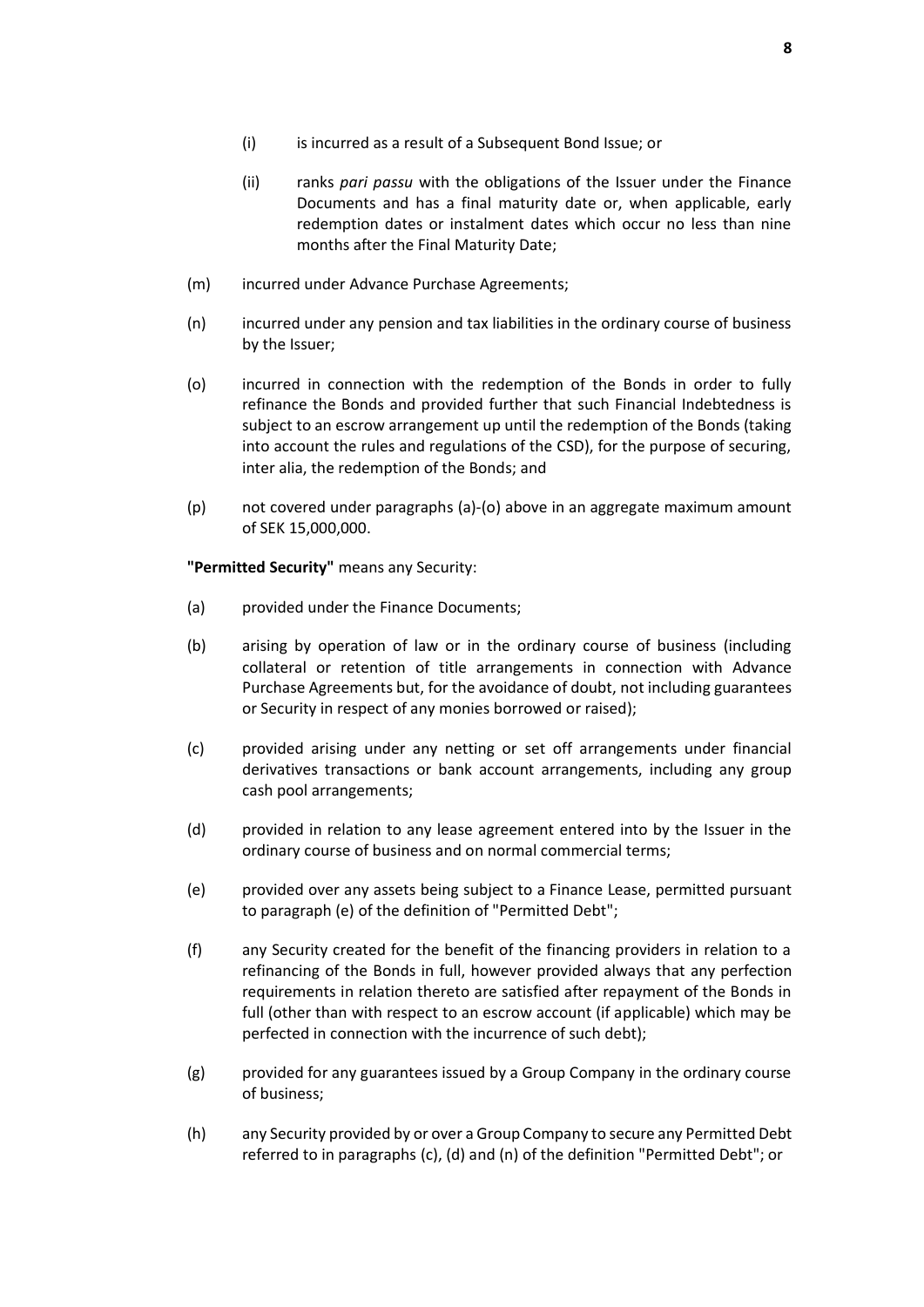(i) is incurred as a result of a Subsequent Bond Issue; or

(ii) ranks *pari passu* with the obligations of the Issuer under the Finance Documents and has a final maturity date or, when applicable, early redemption dates or instalment dates which occur no less than nine months after the Final Maturity Date;

(m) incurred under Advance Purchase Agreements;

(n) incurred under any pension and tax liabilities in the ordinary course of business by the Issuer;

(o) incurred in connection with the redemption of the Bonds in order to fully refinance the Bonds and provided further that such Financial Indebtedness is subject to an escrow arrangement up until the redemption of the Bonds (taking into account the rules and regulations of the CSD), for the purpose of securing, inter alia, the redemption of the Bonds; and

(p) not covered under paragraphs (a)-(o) above in an aggregate maximum amount of SEK 15,000,000.

**"Permitted Security"** means any Security:

(a) provided under the Finance Documents;

(b) arising by operation of law or in the ordinary course of business (including collateral or retention of title arrangements in connection with Advance Purchase Agreements but, for the avoidance of doubt, not including guarantees or Security in respect of any monies borrowed or raised);

(c) provided arising under any netting or set off arrangements under financial derivatives transactions or bank account arrangements, including any group cash pool arrangements;

(d) provided in relation to any lease agreement entered into by the Issuer in the ordinary course of business and on normal commercial terms;

(e) provided over any assets being subject to a Finance Lease, permitted pursuant to paragraph (e) of the definition of "Permitted Debt";

(f) any Security created for the benefit of the financing providers in relation to a refinancing of the Bonds in full, however provided always that any perfection requirements in relation thereto are satisfied after repayment of the Bonds in full (other than with respect to an escrow account (if applicable) which may be perfected in connection with the incurrence of such debt);

(g) provided for any guarantees issued by a Group Company in the ordinary course of business;

(h) any Security provided by or over a Group Company to secure any Permitted Debt referred to in paragraphs (c), (d) and (n) of the definition "Permitted Debt"; or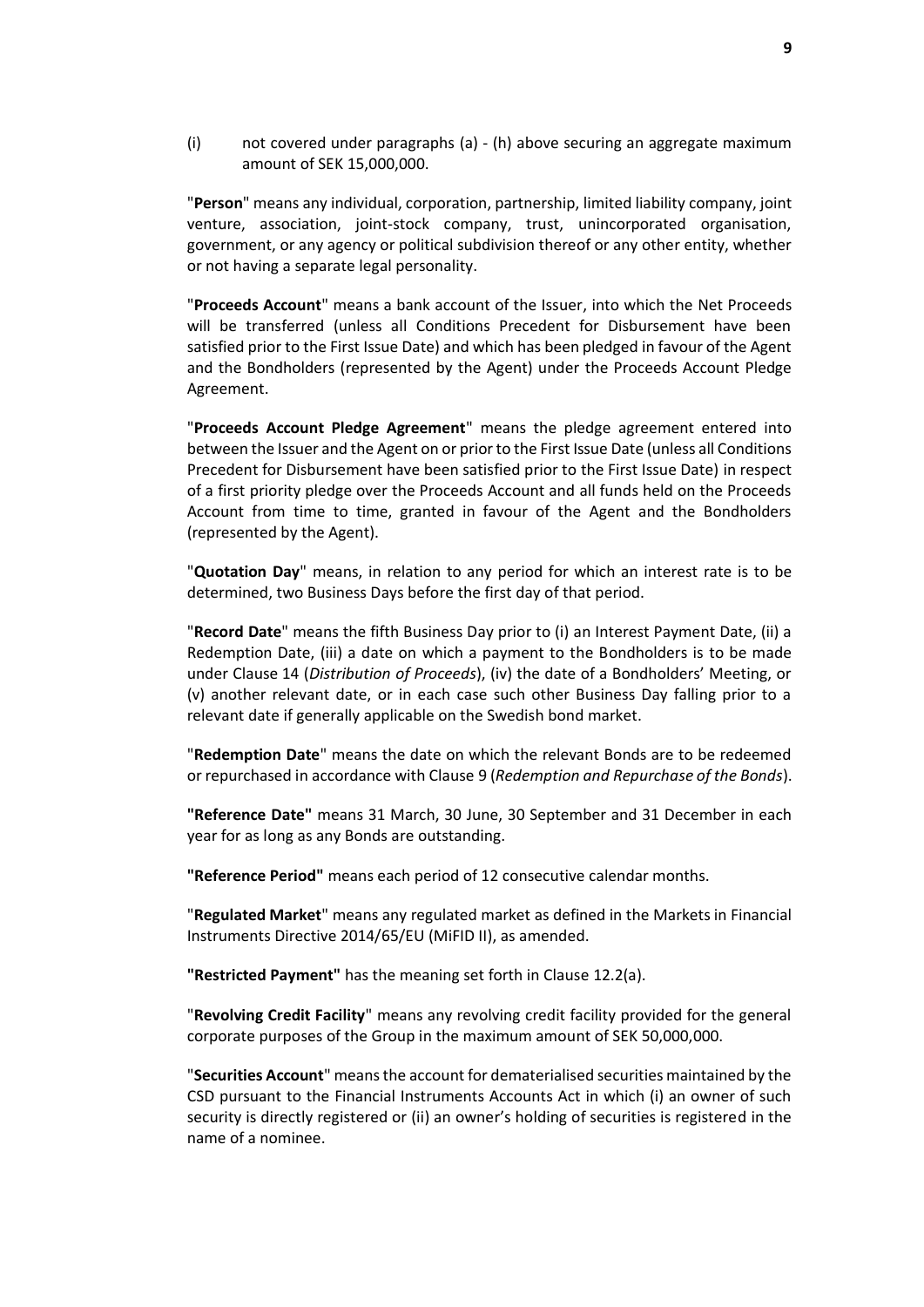(i) not covered under paragraphs (a) - (h) above securing an aggregate maximum amount of SEK 15,000,000.

"**Person**" means any individual, corporation, partnership, limited liability company, joint venture, association, joint-stock company, trust, unincorporated organisation, government, or any agency or political subdivision thereof or any other entity, whether or not having a separate legal personality.

"**Proceeds Account**" means a bank account of the Issuer, into which the Net Proceeds will be transferred (unless all Conditions Precedent for Disbursement have been satisfied prior to the First Issue Date) and which has been pledged in favour of the Agent and the Bondholders (represented by the Agent) under the Proceeds Account Pledge Agreement.

"**Proceeds Account Pledge Agreement**" means the pledge agreement entered into between the Issuer and the Agent on or prior to the First Issue Date (unless all Conditions Precedent for Disbursement have been satisfied prior to the First Issue Date) in respect of a first priority pledge over the Proceeds Account and all funds held on the Proceeds Account from time to time, granted in favour of the Agent and the Bondholders (represented by the Agent).

"**Quotation Day**" means, in relation to any period for which an interest rate is to be determined, two Business Days before the first day of that period.

"**Record Date**" means the fifth Business Day prior to (i) an Interest Payment Date, (ii) a Redemption Date, (iii) a date on which a payment to the Bondholders is to be made under Clause 14 (*Distribution of Proceeds*), (iv) the date of a Bondholders' Meeting, or (v) another relevant date, or in each case such other Business Day falling prior to a relevant date if generally applicable on the Swedish bond market.

"**Redemption Date**" means the date on which the relevant Bonds are to be redeemed or repurchased in accordance with Clause 9 (*Redemption and Repurchase of the Bonds*).

**"Reference Date"** means 31 March, 30 June, 30 September and 31 December in each year for as long as any Bonds are outstanding.

**"Reference Period"** means each period of 12 consecutive calendar months.

"**Regulated Market**" means any regulated market as defined in the Markets in Financial Instruments Directive 2014/65/EU (MiFID II), as amended.

**"Restricted Payment"** has the meaning set forth in Clause 12.2(a).

"**Revolving Credit Facility**" means any revolving credit facility provided for the general corporate purposes of the Group in the maximum amount of SEK 50,000,000.

"**Securities Account**" means the account for dematerialised securities maintained by the CSD pursuant to the Financial Instruments Accounts Act in which (i) an owner of such security is directly registered or (ii) an owner's holding of securities is registered in the name of a nominee.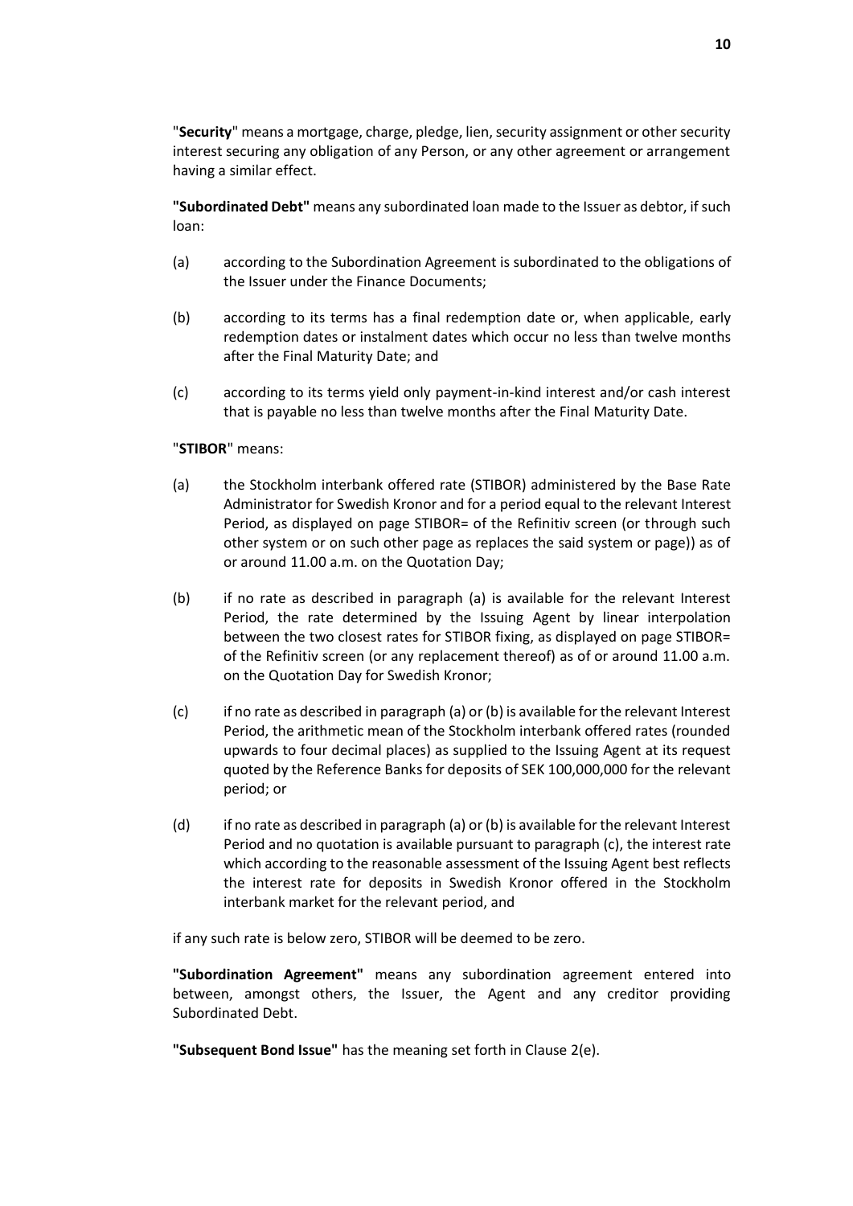"**Security**" means a mortgage, charge, pledge, lien, security assignment or other security interest securing any obligation of any Person, or any other agreement or arrangement having a similar effect.

**"Subordinated Debt"** means any subordinated loan made to the Issuer as debtor, if such loan:

(a) according to the Subordination Agreement is subordinated to the obligations of the Issuer under the Finance Documents;

(b) according to its terms has a final redemption date or, when applicable, early redemption dates or instalment dates which occur no less than twelve months after the Final Maturity Date; and

(c) according to its terms yield only payment-in-kind interest and/or cash interest that is payable no less than twelve months after the Final Maturity Date.

"**STIBOR**" means:

(a) the Stockholm interbank offered rate (STIBOR) administered by the Base Rate Administrator for Swedish Kronor and for a period equal to the relevant Interest Period, as displayed on page STIBOR= of the Refinitiv screen (or through such other system or on such other page as replaces the said system or page)) as of or around 11.00 a.m. on the Quotation Day;

(b) if no rate as described in paragraph (a) is available for the relevant Interest Period, the rate determined by the Issuing Agent by linear interpolation between the two closest rates for STIBOR fixing, as displayed on page STIBOR= of the Refinitiv screen (or any replacement thereof) as of or around 11.00 a.m. on the Quotation Day for Swedish Kronor;

(c) if no rate as described in paragraph (a) or (b) is available for the relevant Interest Period, the arithmetic mean of the Stockholm interbank offered rates (rounded upwards to four decimal places) as supplied to the Issuing Agent at its request quoted by the Reference Banks for deposits of SEK 100,000,000 for the relevant period; or

(d) if no rate as described in paragraph (a) or (b) is available for the relevant Interest Period and no quotation is available pursuant to paragraph (c), the interest rate which according to the reasonable assessment of the Issuing Agent best reflects the interest rate for deposits in Swedish Kronor offered in the Stockholm interbank market for the relevant period, and

if any such rate is below zero, STIBOR will be deemed to be zero.

**"Subordination Agreement"** means any subordination agreement entered into between, amongst others, the Issuer, the Agent and any creditor providing Subordinated Debt.

**"Subsequent Bond Issue"** has the meaning set forth in Clause 2(e).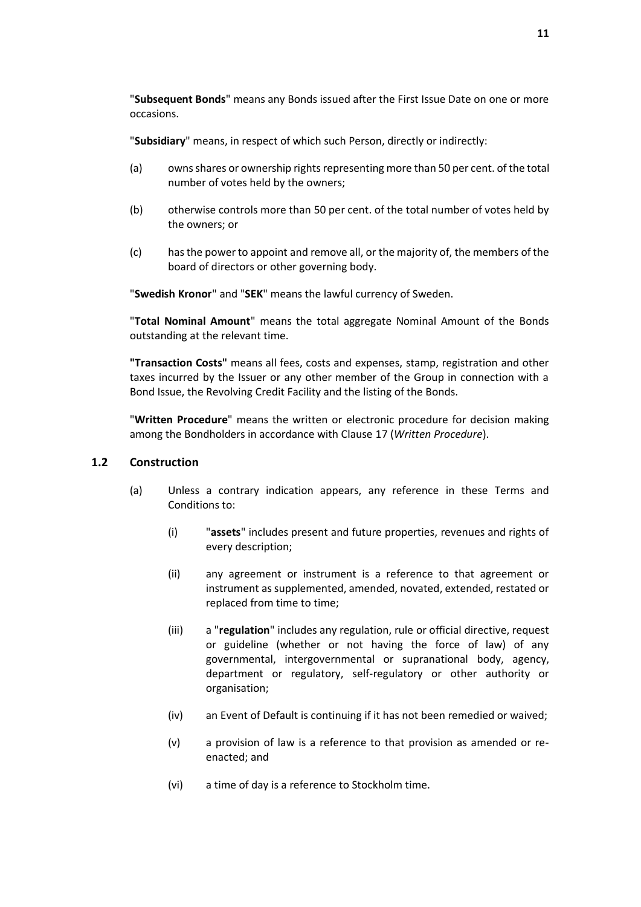"**Subsequent Bonds**" means any Bonds issued after the First Issue Date on one or more occasions.

"**Subsidiary**" means, in respect of which such Person, directly or indirectly:

(a) owns shares or ownership rights representing more than 50 per cent. of the total number of votes held by the owners;

(b) otherwise controls more than 50 per cent. of the total number of votes held by the owners; or

(c) has the power to appoint and remove all, or the majority of, the members of the board of directors or other governing body.

"**Swedish Kronor**" and "**SEK**" means the lawful currency of Sweden.

"**Total Nominal Amount**" means the total aggregate Nominal Amount of the Bonds outstanding at the relevant time.

**"Transaction Costs"** means all fees, costs and expenses, stamp, registration and other taxes incurred by the Issuer or any other member of the Group in connection with a Bond Issue, the Revolving Credit Facility and the listing of the Bonds.

"**Written Procedure**" means the written or electronic procedure for decision making among the Bondholders in accordance with Clause 17 (*Written Procedure*).

## 1.2 Construction

(a) Unless a contrary indication appears, any reference in these Terms and Conditions to:

  (i) "**assets**" includes present and future properties, revenues and rights of every description;

  (ii) any agreement or instrument is a reference to that agreement or instrument as supplemented, amended, novated, extended, restated or replaced from time to time;

  (iii) a "**regulation**" includes any regulation, rule or official directive, request or guideline (whether or not having the force of law) of any governmental, intergovernmental or supranational body, agency, department or regulatory, self-regulatory or other authority or organisation;

  (iv) an Event of Default is continuing if it has not been remedied or waived;

  (v) a provision of law is a reference to that provision as amended or re-enacted; and

  (vi) a time of day is a reference to Stockholm time.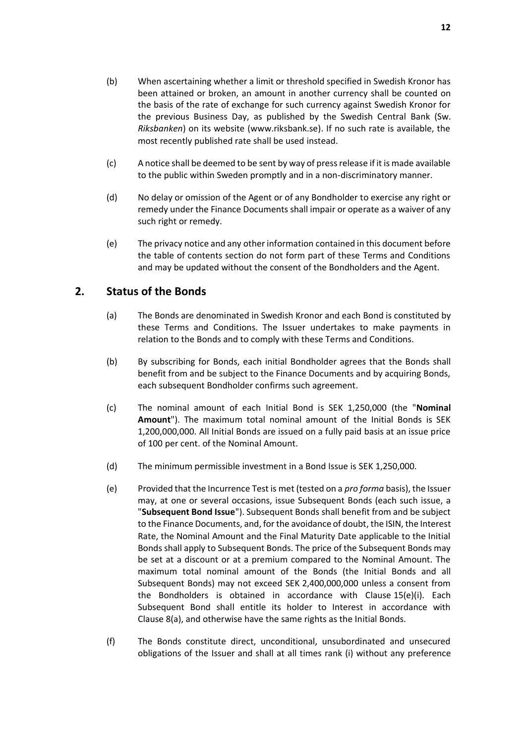(b) When ascertaining whether a limit or threshold specified in Swedish Kronor has been attained or broken, an amount in another currency shall be counted on the basis of the rate of exchange for such currency against Swedish Kronor for the previous Business Day, as published by the Swedish Central Bank (Sw. *Riksbanken*) on its website (www.riksbank.se). If no such rate is available, the most recently published rate shall be used instead.

(c) A notice shall be deemed to be sent by way of press release if it is made available to the public within Sweden promptly and in a non-discriminatory manner.

(d) No delay or omission of the Agent or of any Bondholder to exercise any right or remedy under the Finance Documents shall impair or operate as a waiver of any such right or remedy.

(e) The privacy notice and any other information contained in this document before the table of contents section do not form part of these Terms and Conditions and may be updated without the consent of the Bondholders and the Agent.

## 2. Status of the Bonds

(a) The Bonds are denominated in Swedish Kronor and each Bond is constituted by these Terms and Conditions. The Issuer undertakes to make payments in relation to the Bonds and to comply with these Terms and Conditions.

(b) By subscribing for Bonds, each initial Bondholder agrees that the Bonds shall benefit from and be subject to the Finance Documents and by acquiring Bonds, each subsequent Bondholder confirms such agreement.

(c) The nominal amount of each Initial Bond is SEK 1,250,000 (the "**Nominal Amount**"). The maximum total nominal amount of the Initial Bonds is SEK 1,200,000,000. All Initial Bonds are issued on a fully paid basis at an issue price of 100 per cent. of the Nominal Amount.

(d) The minimum permissible investment in a Bond Issue is SEK 1,250,000.

(e) Provided that the Incurrence Test is met (tested on a *pro forma* basis), the Issuer may, at one or several occasions, issue Subsequent Bonds (each such issue, a "**Subsequent Bond Issue**"). Subsequent Bonds shall benefit from and be subject to the Finance Documents, and, for the avoidance of doubt, the ISIN, the Interest Rate, the Nominal Amount and the Final Maturity Date applicable to the Initial Bonds shall apply to Subsequent Bonds. The price of the Subsequent Bonds may be set at a discount or at a premium compared to the Nominal Amount. The maximum total nominal amount of the Bonds (the Initial Bonds and all Subsequent Bonds) may not exceed SEK 2,400,000,000 unless a consent from the Bondholders is obtained in accordance with Clause 15(e)(i). Each Subsequent Bond shall entitle its holder to Interest in accordance with Clause 8(a), and otherwise have the same rights as the Initial Bonds.

(f) The Bonds constitute direct, unconditional, unsubordinated and unsecured obligations of the Issuer and shall at all times rank (i) without any preference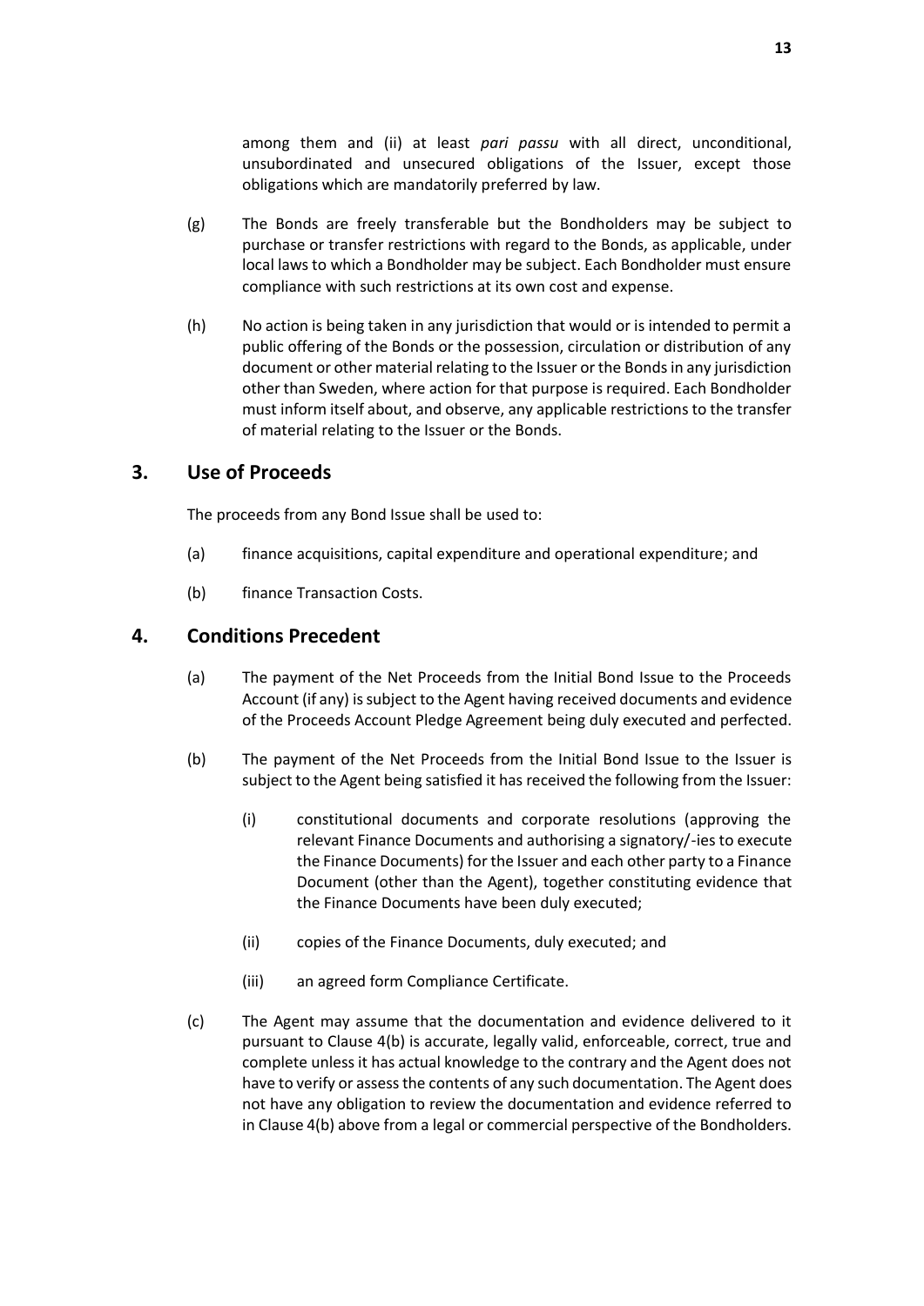among them and (ii) at least *pari passu* with all direct, unconditional, unsubordinated and unsecured obligations of the Issuer, except those obligations which are mandatorily preferred by law.

(g) The Bonds are freely transferable but the Bondholders may be subject to purchase or transfer restrictions with regard to the Bonds, as applicable, under local laws to which a Bondholder may be subject. Each Bondholder must ensure compliance with such restrictions at its own cost and expense.

(h) No action is being taken in any jurisdiction that would or is intended to permit a public offering of the Bonds or the possession, circulation or distribution of any document or other material relating to the Issuer or the Bonds in any jurisdiction other than Sweden, where action for that purpose is required. Each Bondholder must inform itself about, and observe, any applicable restrictions to the transfer of material relating to the Issuer or the Bonds.

## 3. Use of Proceeds

The proceeds from any Bond Issue shall be used to:

(a) finance acquisitions, capital expenditure and operational expenditure; and

(b) finance Transaction Costs.

## 4. Conditions Precedent

(a) The payment of the Net Proceeds from the Initial Bond Issue to the Proceeds Account (if any) is subject to the Agent having received documents and evidence of the Proceeds Account Pledge Agreement being duly executed and perfected.

(b) The payment of the Net Proceeds from the Initial Bond Issue to the Issuer is subject to the Agent being satisfied it has received the following from the Issuer:

  (i) constitutional documents and corporate resolutions (approving the relevant Finance Documents and authorising a signatory/-ies to execute the Finance Documents) for the Issuer and each other party to a Finance Document (other than the Agent), together constituting evidence that the Finance Documents have been duly executed;

  (ii) copies of the Finance Documents, duly executed; and

  (iii) an agreed form Compliance Certificate.

(c) The Agent may assume that the documentation and evidence delivered to it pursuant to Clause 4(b) is accurate, legally valid, enforceable, correct, true and complete unless it has actual knowledge to the contrary and the Agent does not have to verify or assess the contents of any such documentation. The Agent does not have any obligation to review the documentation and evidence referred to in Clause 4(b) above from a legal or commercial perspective of the Bondholders.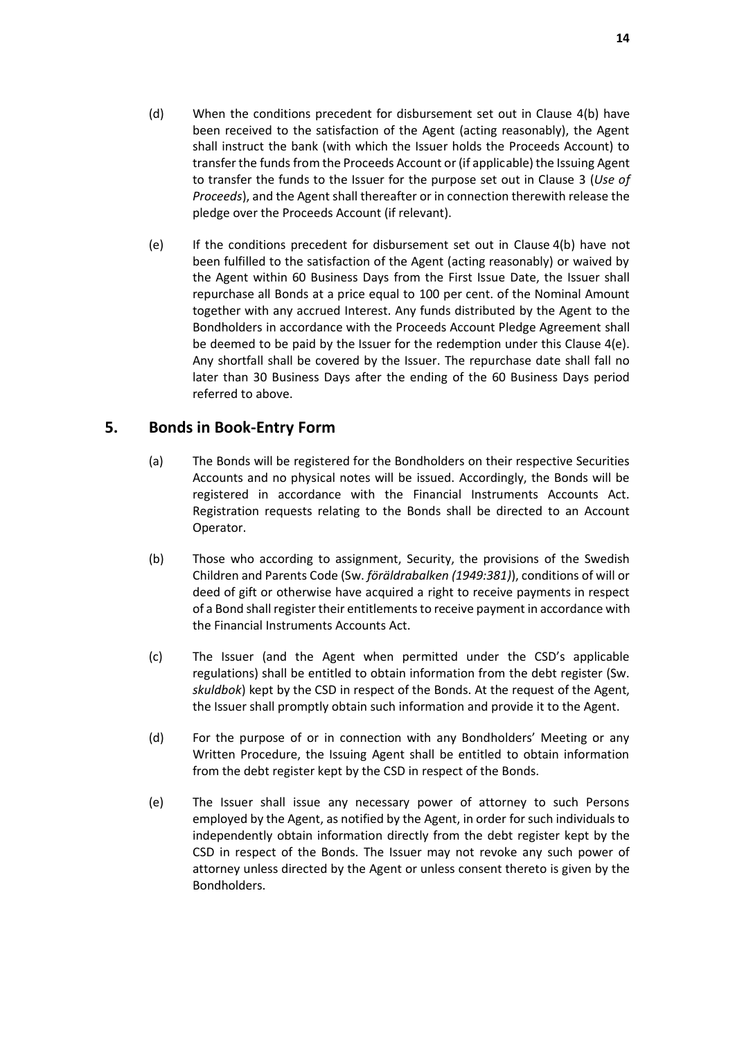(d) When the conditions precedent for disbursement set out in Clause 4(b) have been received to the satisfaction of the Agent (acting reasonably), the Agent shall instruct the bank (with which the Issuer holds the Proceeds Account) to transfer the funds from the Proceeds Account or (if applicable) the Issuing Agent to transfer the funds to the Issuer for the purpose set out in Clause 3 (*Use of Proceeds*), and the Agent shall thereafter or in connection therewith release the pledge over the Proceeds Account (if relevant).

(e) If the conditions precedent for disbursement set out in Clause 4(b) have not been fulfilled to the satisfaction of the Agent (acting reasonably) or waived by the Agent within 60 Business Days from the First Issue Date, the Issuer shall repurchase all Bonds at a price equal to 100 per cent. of the Nominal Amount together with any accrued Interest. Any funds distributed by the Agent to the Bondholders in accordance with the Proceeds Account Pledge Agreement shall be deemed to be paid by the Issuer for the redemption under this Clause 4(e). Any shortfall shall be covered by the Issuer. The repurchase date shall fall no later than 30 Business Days after the ending of the 60 Business Days period referred to above.

## 5. Bonds in Book-Entry Form

(a) The Bonds will be registered for the Bondholders on their respective Securities Accounts and no physical notes will be issued. Accordingly, the Bonds will be registered in accordance with the Financial Instruments Accounts Act. Registration requests relating to the Bonds shall be directed to an Account Operator.

(b) Those who according to assignment, Security, the provisions of the Swedish Children and Parents Code (Sw. *föräldrabalken (1949:381)*), conditions of will or deed of gift or otherwise have acquired a right to receive payments in respect of a Bond shall register their entitlements to receive payment in accordance with the Financial Instruments Accounts Act.

(c) The Issuer (and the Agent when permitted under the CSD's applicable regulations) shall be entitled to obtain information from the debt register (Sw. *skuldbok*) kept by the CSD in respect of the Bonds. At the request of the Agent, the Issuer shall promptly obtain such information and provide it to the Agent.

(d) For the purpose of or in connection with any Bondholders' Meeting or any Written Procedure, the Issuing Agent shall be entitled to obtain information from the debt register kept by the CSD in respect of the Bonds.

(e) The Issuer shall issue any necessary power of attorney to such Persons employed by the Agent, as notified by the Agent, in order for such individuals to independently obtain information directly from the debt register kept by the CSD in respect of the Bonds. The Issuer may not revoke any such power of attorney unless directed by the Agent or unless consent thereto is given by the Bondholders.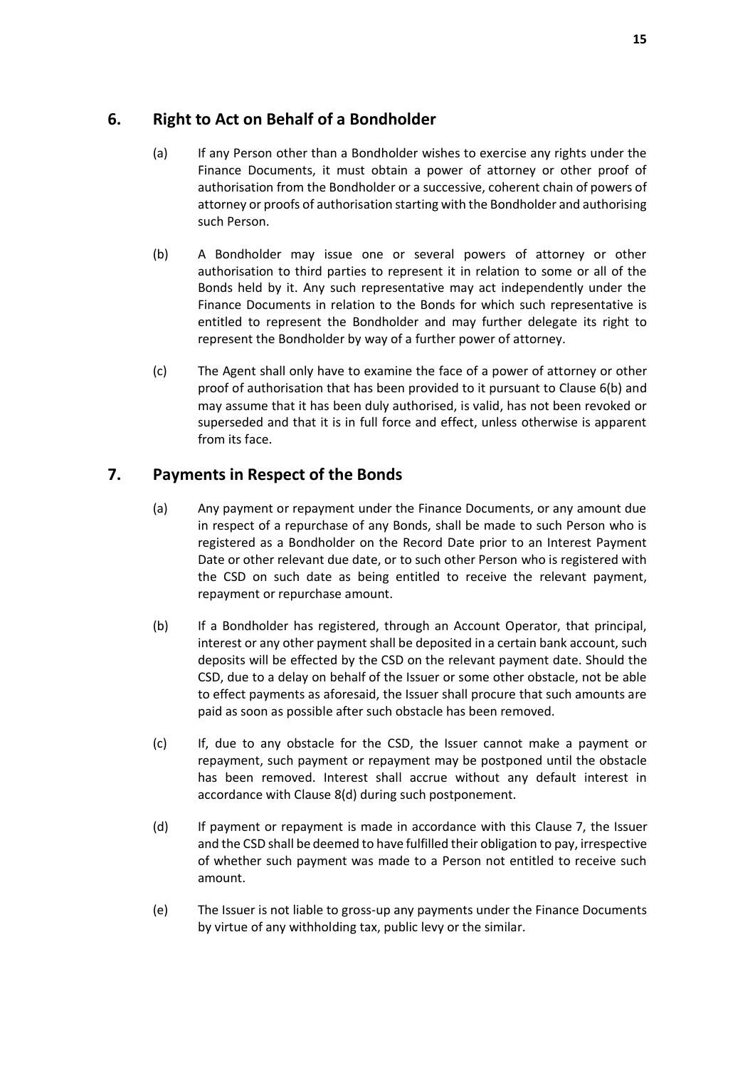## 6. Right to Act on Behalf of a Bondholder

(a) If any Person other than a Bondholder wishes to exercise any rights under the Finance Documents, it must obtain a power of attorney or other proof of authorisation from the Bondholder or a successive, coherent chain of powers of attorney or proofs of authorisation starting with the Bondholder and authorising such Person.

(b) A Bondholder may issue one or several powers of attorney or other authorisation to third parties to represent it in relation to some or all of the Bonds held by it. Any such representative may act independently under the Finance Documents in relation to the Bonds for which such representative is entitled to represent the Bondholder and may further delegate its right to represent the Bondholder by way of a further power of attorney.

(c) The Agent shall only have to examine the face of a power of attorney or other proof of authorisation that has been provided to it pursuant to Clause 6(b) and may assume that it has been duly authorised, is valid, has not been revoked or superseded and that it is in full force and effect, unless otherwise is apparent from its face.

## 7. Payments in Respect of the Bonds

(a) Any payment or repayment under the Finance Documents, or any amount due in respect of a repurchase of any Bonds, shall be made to such Person who is registered as a Bondholder on the Record Date prior to an Interest Payment Date or other relevant due date, or to such other Person who is registered with the CSD on such date as being entitled to receive the relevant payment, repayment or repurchase amount.

(b) If a Bondholder has registered, through an Account Operator, that principal, interest or any other payment shall be deposited in a certain bank account, such deposits will be effected by the CSD on the relevant payment date. Should the CSD, due to a delay on behalf of the Issuer or some other obstacle, not be able to effect payments as aforesaid, the Issuer shall procure that such amounts are paid as soon as possible after such obstacle has been removed.

(c) If, due to any obstacle for the CSD, the Issuer cannot make a payment or repayment, such payment or repayment may be postponed until the obstacle has been removed. Interest shall accrue without any default interest in accordance with Clause 8(d) during such postponement.

(d) If payment or repayment is made in accordance with this Clause 7, the Issuer and the CSD shall be deemed to have fulfilled their obligation to pay, irrespective of whether such payment was made to a Person not entitled to receive such amount.

(e) The Issuer is not liable to gross-up any payments under the Finance Documents by virtue of any withholding tax, public levy or the similar.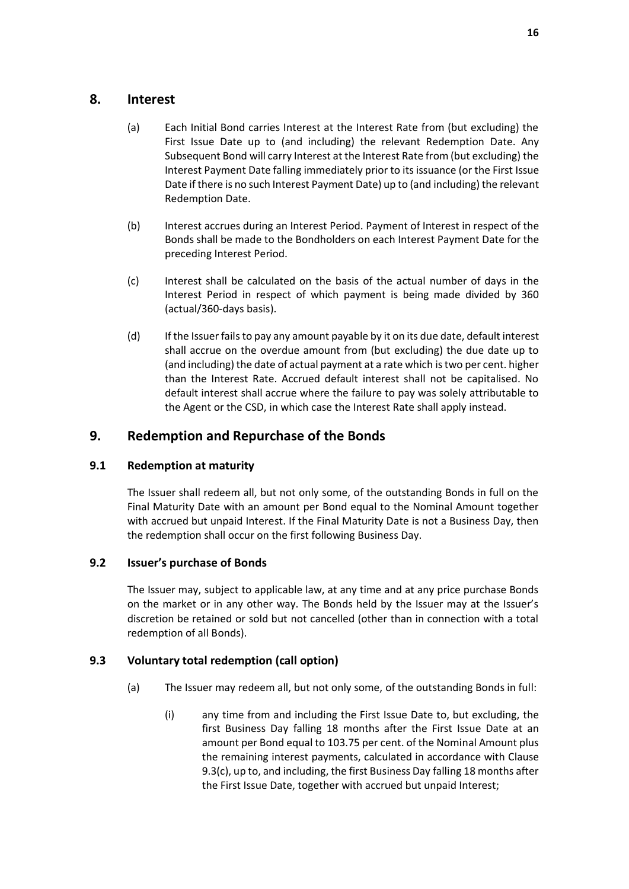## 8. Interest

(a) Each Initial Bond carries Interest at the Interest Rate from (but excluding) the First Issue Date up to (and including) the relevant Redemption Date. Any Subsequent Bond will carry Interest at the Interest Rate from (but excluding) the Interest Payment Date falling immediately prior to its issuance (or the First Issue Date if there is no such Interest Payment Date) up to (and including) the relevant Redemption Date.

(b) Interest accrues during an Interest Period. Payment of Interest in respect of the Bonds shall be made to the Bondholders on each Interest Payment Date for the preceding Interest Period.

(c) Interest shall be calculated on the basis of the actual number of days in the Interest Period in respect of which payment is being made divided by 360 (actual/360-days basis).

(d) If the Issuer fails to pay any amount payable by it on its due date, default interest shall accrue on the overdue amount from (but excluding) the due date up to (and including) the date of actual payment at a rate which is two per cent. higher than the Interest Rate. Accrued default interest shall not be capitalised. No default interest shall accrue where the failure to pay was solely attributable to the Agent or the CSD, in which case the Interest Rate shall apply instead.

## 9. Redemption and Repurchase of the Bonds

### 9.1 Redemption at maturity

The Issuer shall redeem all, but not only some, of the outstanding Bonds in full on the Final Maturity Date with an amount per Bond equal to the Nominal Amount together with accrued but unpaid Interest. If the Final Maturity Date is not a Business Day, then the redemption shall occur on the first following Business Day.

### 9.2 Issuer's purchase of Bonds

The Issuer may, subject to applicable law, at any time and at any price purchase Bonds on the market or in any other way. The Bonds held by the Issuer may at the Issuer's discretion be retained or sold but not cancelled (other than in connection with a total redemption of all Bonds).

### 9.3 Voluntary total redemption (call option)

(a) The Issuer may redeem all, but not only some, of the outstanding Bonds in full:

(i) any time from and including the First Issue Date to, but excluding, the first Business Day falling 18 months after the First Issue Date at an amount per Bond equal to 103.75 per cent. of the Nominal Amount plus the remaining interest payments, calculated in accordance with Clause 9.3(c), up to, and including, the first Business Day falling 18 months after the First Issue Date, together with accrued but unpaid Interest;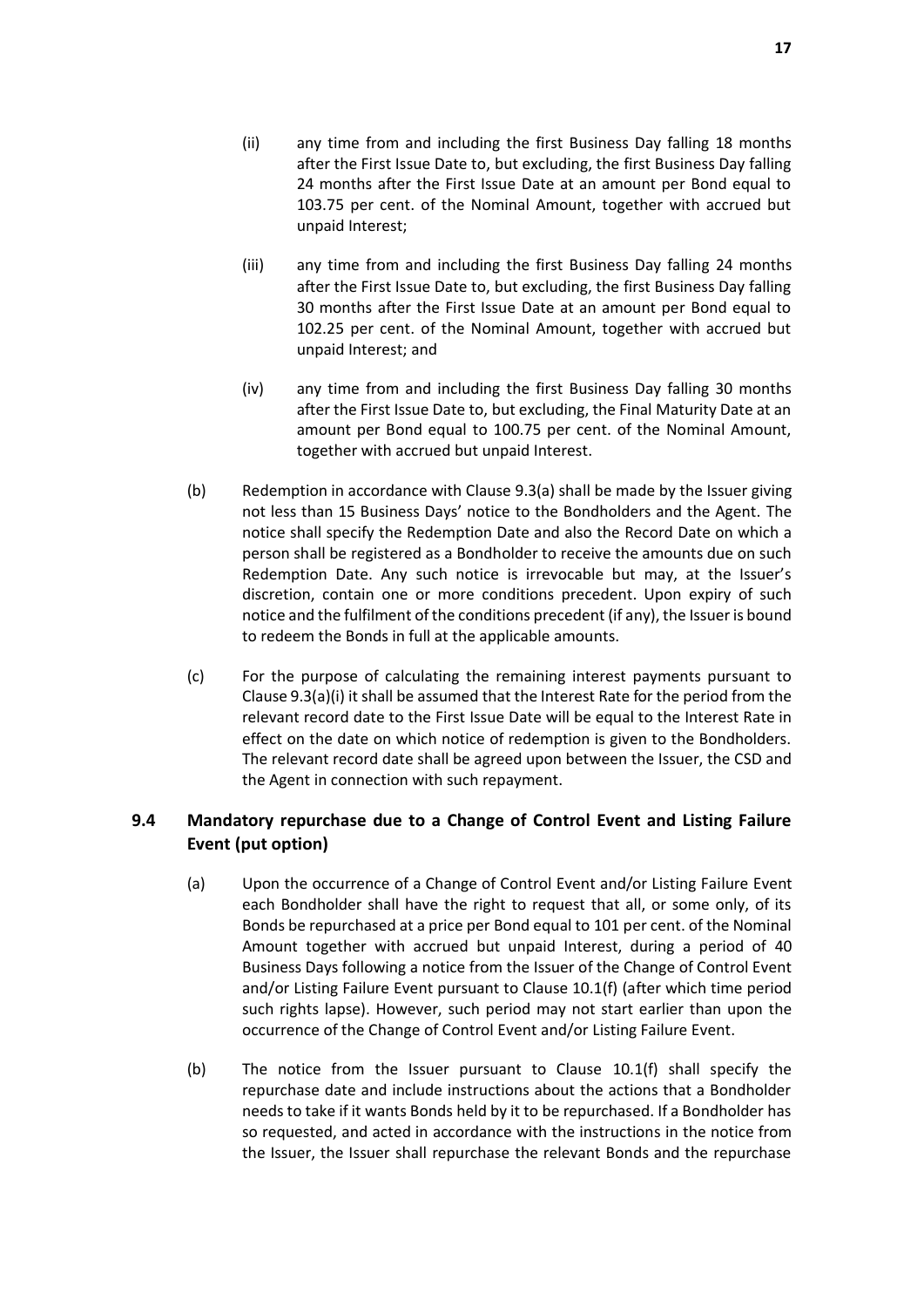(ii) any time from and including the first Business Day falling 18 months after the First Issue Date to, but excluding, the first Business Day falling 24 months after the First Issue Date at an amount per Bond equal to 103.75 per cent. of the Nominal Amount, together with accrued but unpaid Interest;

(iii) any time from and including the first Business Day falling 24 months after the First Issue Date to, but excluding, the first Business Day falling 30 months after the First Issue Date at an amount per Bond equal to 102.25 per cent. of the Nominal Amount, together with accrued but unpaid Interest; and

(iv) any time from and including the first Business Day falling 30 months after the First Issue Date to, but excluding, the Final Maturity Date at an amount per Bond equal to 100.75 per cent. of the Nominal Amount, together with accrued but unpaid Interest.

(b) Redemption in accordance with Clause 9.3(a) shall be made by the Issuer giving not less than 15 Business Days' notice to the Bondholders and the Agent. The notice shall specify the Redemption Date and also the Record Date on which a person shall be registered as a Bondholder to receive the amounts due on such Redemption Date. Any such notice is irrevocable but may, at the Issuer's discretion, contain one or more conditions precedent. Upon expiry of such notice and the fulfilment of the conditions precedent (if any), the Issuer is bound to redeem the Bonds in full at the applicable amounts.

(c) For the purpose of calculating the remaining interest payments pursuant to Clause 9.3(a)(i) it shall be assumed that the Interest Rate for the period from the relevant record date to the First Issue Date will be equal to the Interest Rate in effect on the date on which notice of redemption is given to the Bondholders. The relevant record date shall be agreed upon between the Issuer, the CSD and the Agent in connection with such repayment.

## 9.4 Mandatory repurchase due to a Change of Control Event and Listing Failure Event (put option)

(a) Upon the occurrence of a Change of Control Event and/or Listing Failure Event each Bondholder shall have the right to request that all, or some only, of its Bonds be repurchased at a price per Bond equal to 101 per cent. of the Nominal Amount together with accrued but unpaid Interest, during a period of 40 Business Days following a notice from the Issuer of the Change of Control Event and/or Listing Failure Event pursuant to Clause 10.1(f) (after which time period such rights lapse). However, such period may not start earlier than upon the occurrence of the Change of Control Event and/or Listing Failure Event.

(b) The notice from the Issuer pursuant to Clause 10.1(f) shall specify the repurchase date and include instructions about the actions that a Bondholder needs to take if it wants Bonds held by it to be repurchased. If a Bondholder has so requested, and acted in accordance with the instructions in the notice from the Issuer, the Issuer shall repurchase the relevant Bonds and the repurchase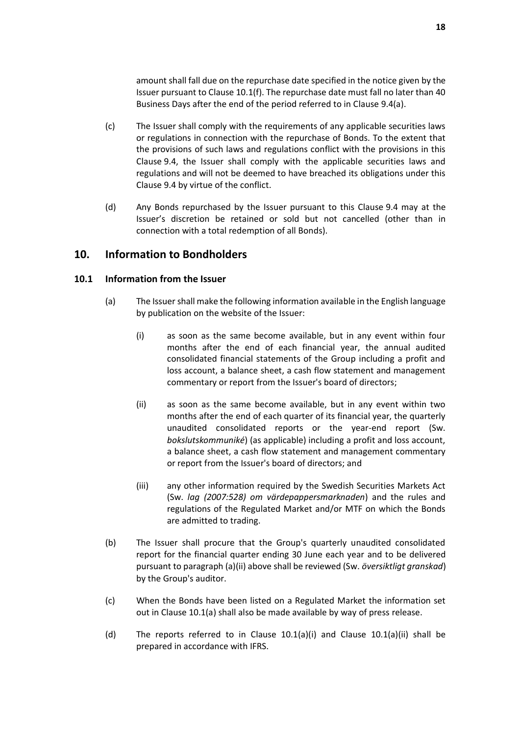amount shall fall due on the repurchase date specified in the notice given by the Issuer pursuant to Clause 10.1(f). The repurchase date must fall no later than 40 Business Days after the end of the period referred to in Clause 9.4(a).

(c) The Issuer shall comply with the requirements of any applicable securities laws or regulations in connection with the repurchase of Bonds. To the extent that the provisions of such laws and regulations conflict with the provisions in this Clause 9.4, the Issuer shall comply with the applicable securities laws and regulations and will not be deemed to have breached its obligations under this Clause 9.4 by virtue of the conflict.

(d) Any Bonds repurchased by the Issuer pursuant to this Clause 9.4 may at the Issuer's discretion be retained or sold but not cancelled (other than in connection with a total redemption of all Bonds).

## 10. Information to Bondholders

### 10.1 Information from the Issuer

(a) The Issuer shall make the following information available in the English language by publication on the website of the Issuer:

(i) as soon as the same become available, but in any event within four months after the end of each financial year, the annual audited consolidated financial statements of the Group including a profit and loss account, a balance sheet, a cash flow statement and management commentary or report from the Issuer's board of directors;

(ii) as soon as the same become available, but in any event within two months after the end of each quarter of its financial year, the quarterly unaudited consolidated reports or the year-end report (Sw. *bokslutskommuniké*) (as applicable) including a profit and loss account, a balance sheet, a cash flow statement and management commentary or report from the Issuer's board of directors; and

(iii) any other information required by the Swedish Securities Markets Act (Sw. *lag (2007:528) om värdepappersmarknaden*) and the rules and regulations of the Regulated Market and/or MTF on which the Bonds are admitted to trading.

(b) The Issuer shall procure that the Group's quarterly unaudited consolidated report for the financial quarter ending 30 June each year and to be delivered pursuant to paragraph (a)(ii) above shall be reviewed (Sw. *översiktligt granskad*) by the Group's auditor.

(c) When the Bonds have been listed on a Regulated Market the information set out in Clause 10.1(a) shall also be made available by way of press release.

(d) The reports referred to in Clause 10.1(a)(i) and Clause 10.1(a)(ii) shall be prepared in accordance with IFRS.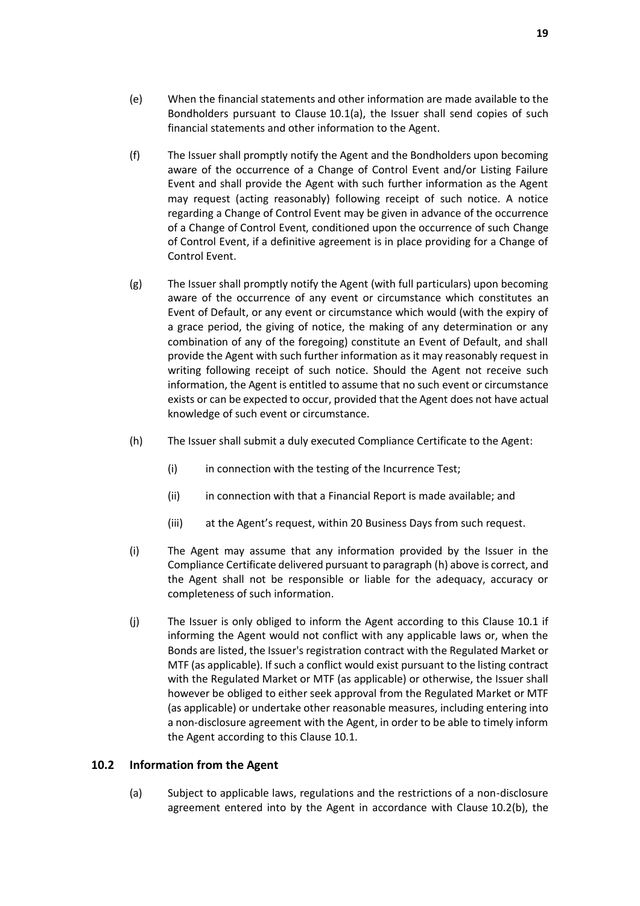(e) When the financial statements and other information are made available to the Bondholders pursuant to Clause 10.1(a), the Issuer shall send copies of such financial statements and other information to the Agent.

(f) The Issuer shall promptly notify the Agent and the Bondholders upon becoming aware of the occurrence of a Change of Control Event and/or Listing Failure Event and shall provide the Agent with such further information as the Agent may request (acting reasonably) following receipt of such notice. A notice regarding a Change of Control Event may be given in advance of the occurrence of a Change of Control Event, conditioned upon the occurrence of such Change of Control Event, if a definitive agreement is in place providing for a Change of Control Event.

(g) The Issuer shall promptly notify the Agent (with full particulars) upon becoming aware of the occurrence of any event or circumstance which constitutes an Event of Default, or any event or circumstance which would (with the expiry of a grace period, the giving of notice, the making of any determination or any combination of any of the foregoing) constitute an Event of Default, and shall provide the Agent with such further information as it may reasonably request in writing following receipt of such notice. Should the Agent not receive such information, the Agent is entitled to assume that no such event or circumstance exists or can be expected to occur, provided that the Agent does not have actual knowledge of such event or circumstance.

(h) The Issuer shall submit a duly executed Compliance Certificate to the Agent:

  (i) in connection with the testing of the Incurrence Test;

  (ii) in connection with that a Financial Report is made available; and

  (iii) at the Agent's request, within 20 Business Days from such request.

(i) The Agent may assume that any information provided by the Issuer in the Compliance Certificate delivered pursuant to paragraph (h) above is correct, and the Agent shall not be responsible or liable for the adequacy, accuracy or completeness of such information.

(j) The Issuer is only obliged to inform the Agent according to this Clause 10.1 if informing the Agent would not conflict with any applicable laws or, when the Bonds are listed, the Issuer's registration contract with the Regulated Market or MTF (as applicable). If such a conflict would exist pursuant to the listing contract with the Regulated Market or MTF (as applicable) or otherwise, the Issuer shall however be obliged to either seek approval from the Regulated Market or MTF (as applicable) or undertake other reasonable measures, including entering into a non-disclosure agreement with the Agent, in order to be able to timely inform the Agent according to this Clause 10.1.

### 10.2 Information from the Agent

(a) Subject to applicable laws, regulations and the restrictions of a non-disclosure agreement entered into by the Agent in accordance with Clause 10.2(b), the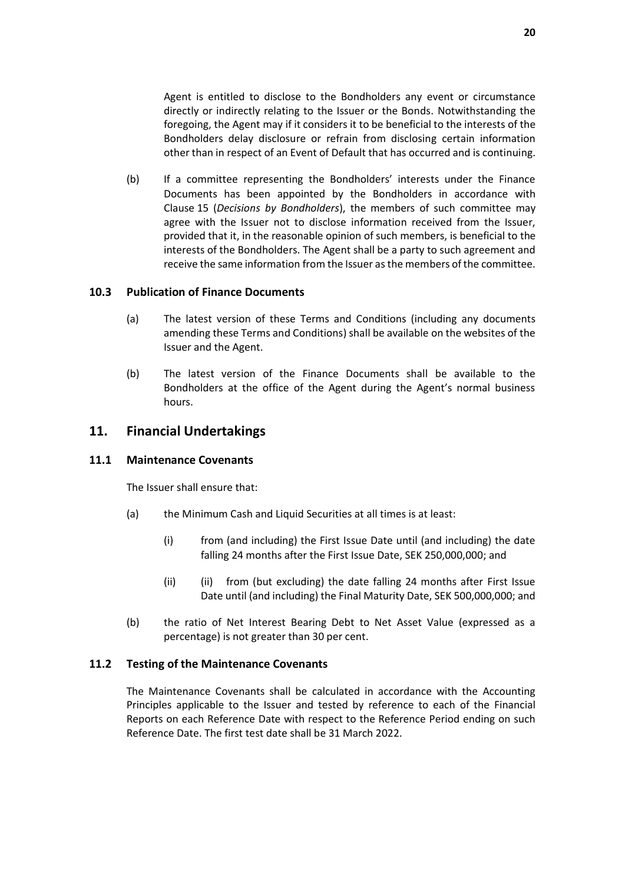Agent is entitled to disclose to the Bondholders any event or circumstance directly or indirectly relating to the Issuer or the Bonds. Notwithstanding the foregoing, the Agent may if it considers it to be beneficial to the interests of the Bondholders delay disclosure or refrain from disclosing certain information other than in respect of an Event of Default that has occurred and is continuing.

(b) If a committee representing the Bondholders' interests under the Finance Documents has been appointed by the Bondholders in accordance with Clause 15 (*Decisions by Bondholders*), the members of such committee may agree with the Issuer not to disclose information received from the Issuer, provided that it, in the reasonable opinion of such members, is beneficial to the interests of the Bondholders. The Agent shall be a party to such agreement and receive the same information from the Issuer as the members of the committee.

### 10.3 Publication of Finance Documents

(a) The latest version of these Terms and Conditions (including any documents amending these Terms and Conditions) shall be available on the websites of the Issuer and the Agent.

(b) The latest version of the Finance Documents shall be available to the Bondholders at the office of the Agent during the Agent's normal business hours.

## 11. Financial Undertakings

### 11.1 Maintenance Covenants

The Issuer shall ensure that:

(a) the Minimum Cash and Liquid Securities at all times is at least:

(i) from (and including) the First Issue Date until (and including) the date falling 24 months after the First Issue Date, SEK 250,000,000; and

(ii) (ii) from (but excluding) the date falling 24 months after First Issue Date until (and including) the Final Maturity Date, SEK 500,000,000; and

(b) the ratio of Net Interest Bearing Debt to Net Asset Value (expressed as a percentage) is not greater than 30 per cent.

### 11.2 Testing of the Maintenance Covenants

The Maintenance Covenants shall be calculated in accordance with the Accounting Principles applicable to the Issuer and tested by reference to each of the Financial Reports on each Reference Date with respect to the Reference Period ending on such Reference Date. The first test date shall be 31 March 2022.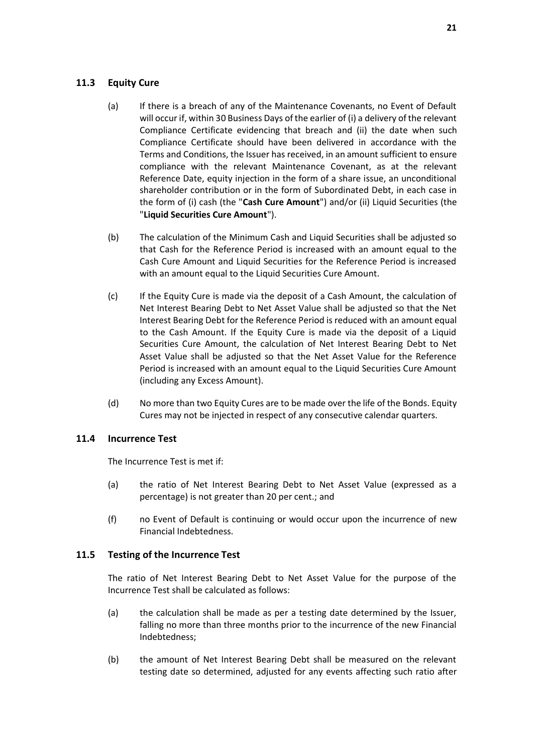### 11.3 Equity Cure

(a) If there is a breach of any of the Maintenance Covenants, no Event of Default will occur if, within 30 Business Days of the earlier of (i) a delivery of the relevant Compliance Certificate evidencing that breach and (ii) the date when such Compliance Certificate should have been delivered in accordance with the Terms and Conditions, the Issuer has received, in an amount sufficient to ensure compliance with the relevant Maintenance Covenant, as at the relevant Reference Date, equity injection in the form of a share issue, an unconditional shareholder contribution or in the form of Subordinated Debt, in each case in the form of (i) cash (the "**Cash Cure Amount**") and/or (ii) Liquid Securities (the "**Liquid Securities Cure Amount**").

(b) The calculation of the Minimum Cash and Liquid Securities shall be adjusted so that Cash for the Reference Period is increased with an amount equal to the Cash Cure Amount and Liquid Securities for the Reference Period is increased with an amount equal to the Liquid Securities Cure Amount.

(c) If the Equity Cure is made via the deposit of a Cash Amount, the calculation of Net Interest Bearing Debt to Net Asset Value shall be adjusted so that the Net Interest Bearing Debt for the Reference Period is reduced with an amount equal to the Cash Amount. If the Equity Cure is made via the deposit of a Liquid Securities Cure Amount, the calculation of Net Interest Bearing Debt to Net Asset Value shall be adjusted so that the Net Asset Value for the Reference Period is increased with an amount equal to the Liquid Securities Cure Amount (including any Excess Amount).

(d) No more than two Equity Cures are to be made over the life of the Bonds. Equity Cures may not be injected in respect of any consecutive calendar quarters.

### 11.4 Incurrence Test

The Incurrence Test is met if:

(a) the ratio of Net Interest Bearing Debt to Net Asset Value (expressed as a percentage) is not greater than 20 per cent.; and

(f) no Event of Default is continuing or would occur upon the incurrence of new Financial Indebtedness.

### 11.5 Testing of the Incurrence Test

The ratio of Net Interest Bearing Debt to Net Asset Value for the purpose of the Incurrence Test shall be calculated as follows:

(a) the calculation shall be made as per a testing date determined by the Issuer, falling no more than three months prior to the incurrence of the new Financial Indebtedness;

(b) the amount of Net Interest Bearing Debt shall be measured on the relevant testing date so determined, adjusted for any events affecting such ratio after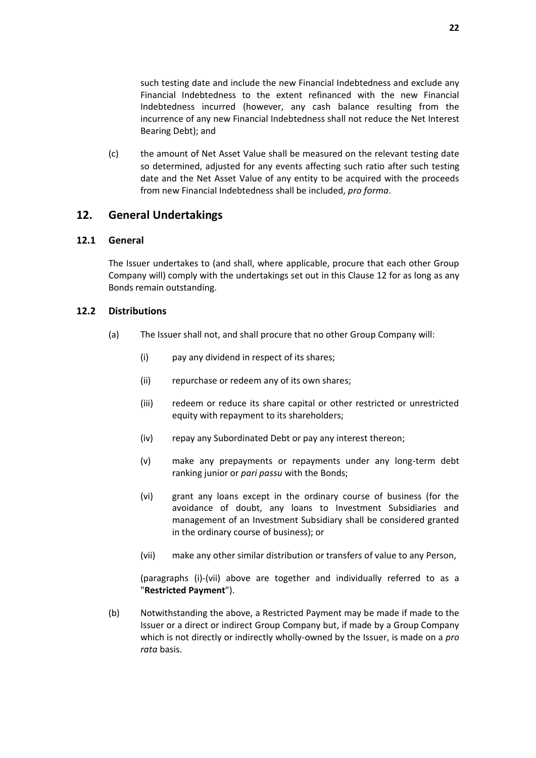such testing date and include the new Financial Indebtedness and exclude any Financial Indebtedness to the extent refinanced with the new Financial Indebtedness incurred (however, any cash balance resulting from the incurrence of any new Financial Indebtedness shall not reduce the Net Interest Bearing Debt); and

(c) the amount of Net Asset Value shall be measured on the relevant testing date so determined, adjusted for any events affecting such ratio after such testing date and the Net Asset Value of any entity to be acquired with the proceeds from new Financial Indebtedness shall be included, *pro forma*.

## 12. General Undertakings

### 12.1 General

The Issuer undertakes to (and shall, where applicable, procure that each other Group Company will) comply with the undertakings set out in this Clause 12 for as long as any Bonds remain outstanding.

### 12.2 Distributions

(a) The Issuer shall not, and shall procure that no other Group Company will:

(i) pay any dividend in respect of its shares;

(ii) repurchase or redeem any of its own shares;

(iii) redeem or reduce its share capital or other restricted or unrestricted equity with repayment to its shareholders;

(iv) repay any Subordinated Debt or pay any interest thereon;

(v) make any prepayments or repayments under any long-term debt ranking junior or *pari passu* with the Bonds;

(vi) grant any loans except in the ordinary course of business (for the avoidance of doubt, any loans to Investment Subsidiaries and management of an Investment Subsidiary shall be considered granted in the ordinary course of business); or

(vii) make any other similar distribution or transfers of value to any Person,

(paragraphs (i)-(vii) above are together and individually referred to as a "**Restricted Payment**").

(b) Notwithstanding the above, a Restricted Payment may be made if made to the Issuer or a direct or indirect Group Company but, if made by a Group Company which is not directly or indirectly wholly-owned by the Issuer, is made on a *pro rata* basis.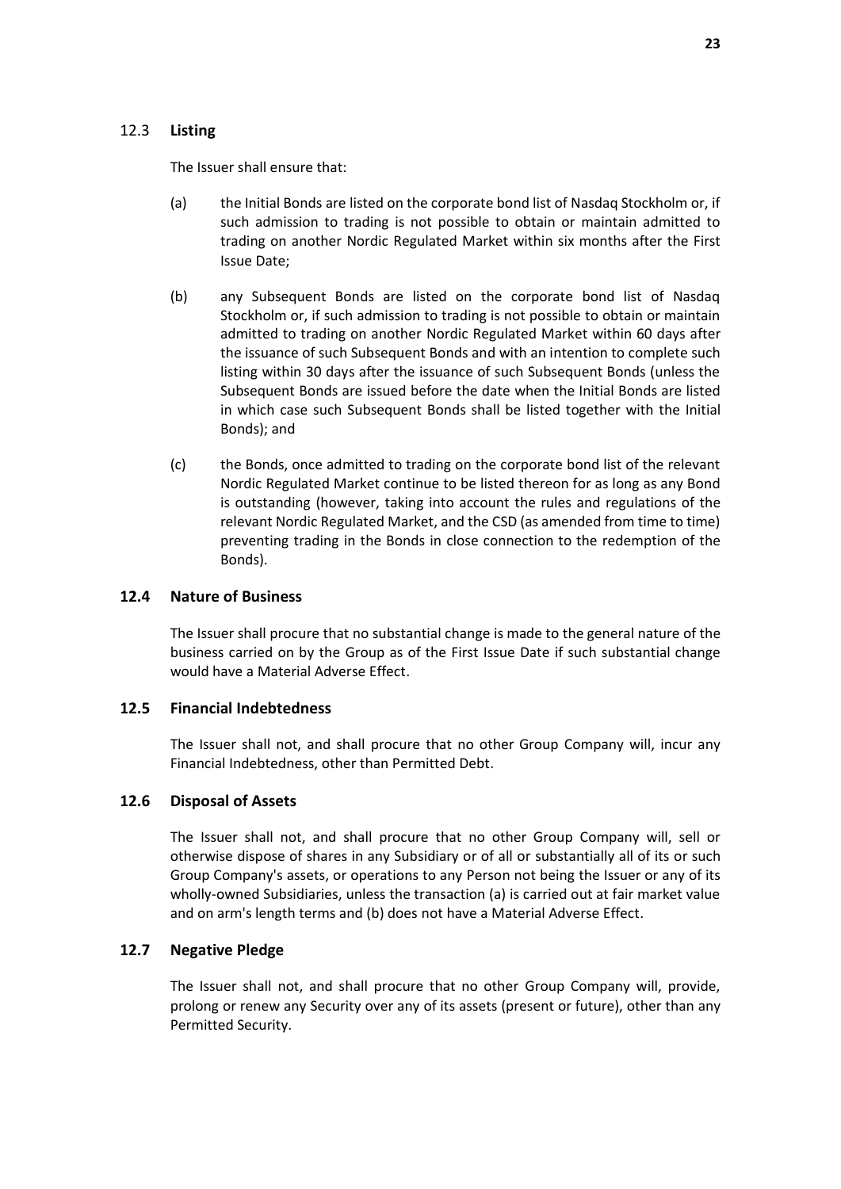### 12.3 **Listing**

The Issuer shall ensure that:

(a) the Initial Bonds are listed on the corporate bond list of Nasdaq Stockholm or, if such admission to trading is not possible to obtain or maintain admitted to trading on another Nordic Regulated Market within six months after the First Issue Date;

(b) any Subsequent Bonds are listed on the corporate bond list of Nasdaq Stockholm or, if such admission to trading is not possible to obtain or maintain admitted to trading on another Nordic Regulated Market within 60 days after the issuance of such Subsequent Bonds and with an intention to complete such listing within 30 days after the issuance of such Subsequent Bonds (unless the Subsequent Bonds are issued before the date when the Initial Bonds are listed in which case such Subsequent Bonds shall be listed together with the Initial Bonds); and

(c) the Bonds, once admitted to trading on the corporate bond list of the relevant Nordic Regulated Market continue to be listed thereon for as long as any Bond is outstanding (however, taking into account the rules and regulations of the relevant Nordic Regulated Market, and the CSD (as amended from time to time) preventing trading in the Bonds in close connection to the redemption of the Bonds).

### 12.4 Nature of Business

The Issuer shall procure that no substantial change is made to the general nature of the business carried on by the Group as of the First Issue Date if such substantial change would have a Material Adverse Effect.

### 12.5 Financial Indebtedness

The Issuer shall not, and shall procure that no other Group Company will, incur any Financial Indebtedness, other than Permitted Debt.

### 12.6 Disposal of Assets

The Issuer shall not, and shall procure that no other Group Company will, sell or otherwise dispose of shares in any Subsidiary or of all or substantially all of its or such Group Company's assets, or operations to any Person not being the Issuer or any of its wholly-owned Subsidiaries, unless the transaction (a) is carried out at fair market value and on arm's length terms and (b) does not have a Material Adverse Effect.

### 12.7 Negative Pledge

The Issuer shall not, and shall procure that no other Group Company will, provide, prolong or renew any Security over any of its assets (present or future), other than any Permitted Security.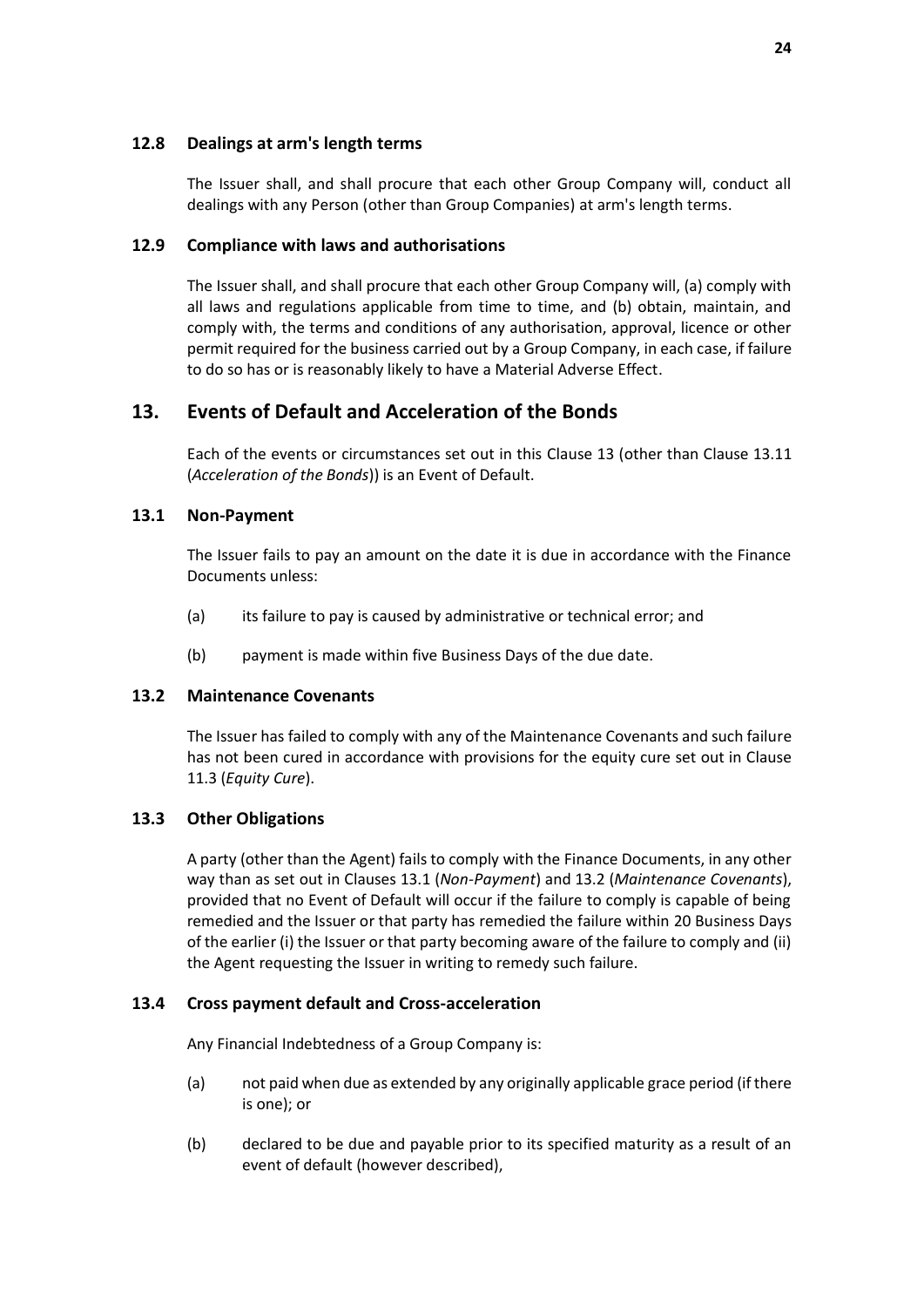### 12.8 Dealings at arm's length terms

The Issuer shall, and shall procure that each other Group Company will, conduct all dealings with any Person (other than Group Companies) at arm's length terms.

### 12.9 Compliance with laws and authorisations

The Issuer shall, and shall procure that each other Group Company will, (a) comply with all laws and regulations applicable from time to time, and (b) obtain, maintain, and comply with, the terms and conditions of any authorisation, approval, licence or other permit required for the business carried out by a Group Company, in each case, if failure to do so has or is reasonably likely to have a Material Adverse Effect.

## 13. Events of Default and Acceleration of the Bonds

Each of the events or circumstances set out in this Clause 13 (other than Clause 13.11 (*Acceleration of the Bonds*)) is an Event of Default.

### 13.1 Non-Payment

The Issuer fails to pay an amount on the date it is due in accordance with the Finance Documents unless:

(a) its failure to pay is caused by administrative or technical error; and

(b) payment is made within five Business Days of the due date.

### 13.2 Maintenance Covenants

The Issuer has failed to comply with any of the Maintenance Covenants and such failure has not been cured in accordance with provisions for the equity cure set out in Clause 11.3 (*Equity Cure*).

### 13.3 Other Obligations

A party (other than the Agent) fails to comply with the Finance Documents, in any other way than as set out in Clauses 13.1 (*Non-Payment*) and 13.2 (*Maintenance Covenants*), provided that no Event of Default will occur if the failure to comply is capable of being remedied and the Issuer or that party has remedied the failure within 20 Business Days of the earlier (i) the Issuer or that party becoming aware of the failure to comply and (ii) the Agent requesting the Issuer in writing to remedy such failure.

### 13.4 Cross payment default and Cross-acceleration

Any Financial Indebtedness of a Group Company is:

(a) not paid when due as extended by any originally applicable grace period (if there is one); or

(b) declared to be due and payable prior to its specified maturity as a result of an event of default (however described),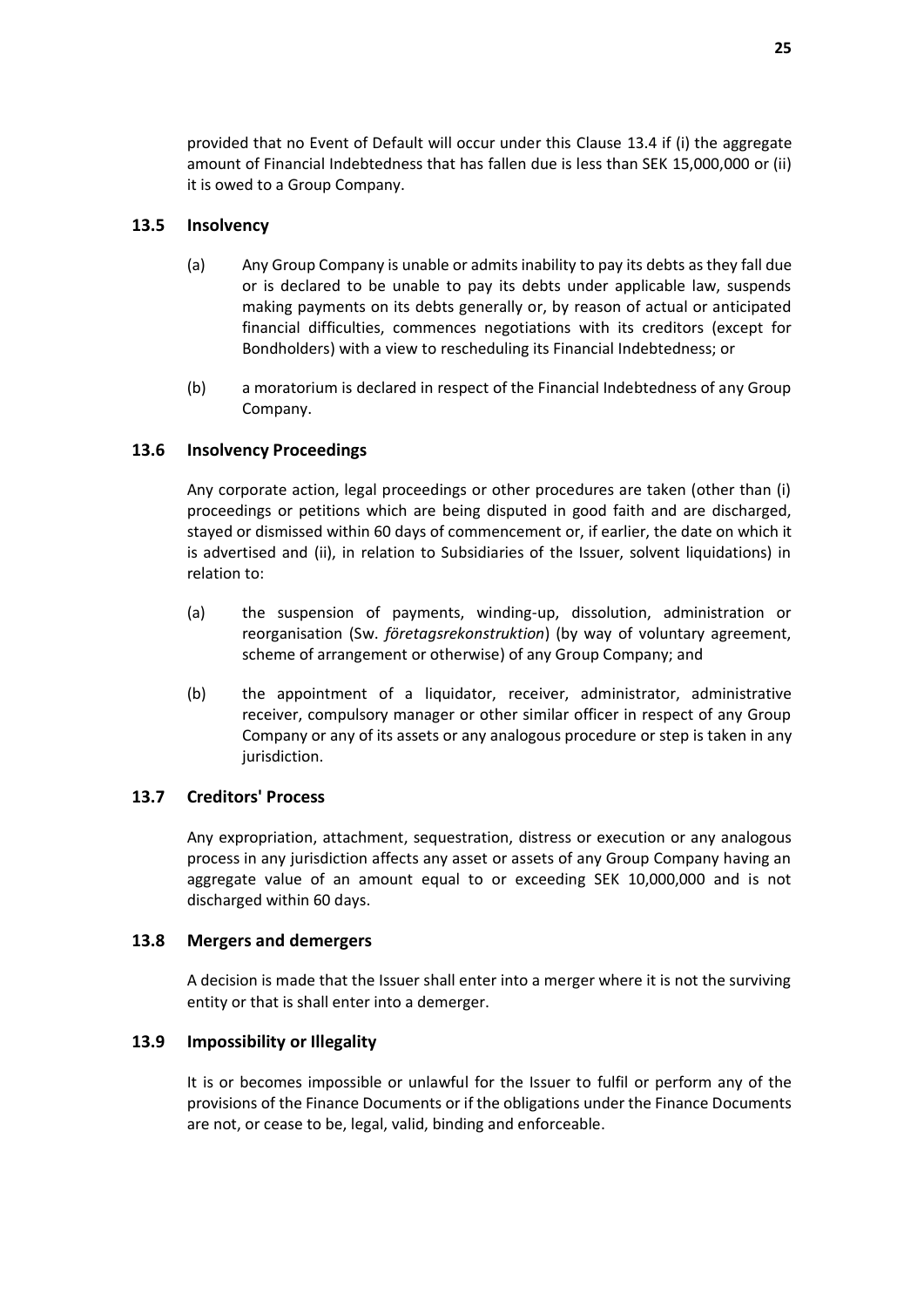provided that no Event of Default will occur under this Clause 13.4 if (i) the aggregate amount of Financial Indebtedness that has fallen due is less than SEK 15,000,000 or (ii) it is owed to a Group Company.

### 13.5 Insolvency

(a) Any Group Company is unable or admits inability to pay its debts as they fall due or is declared to be unable to pay its debts under applicable law, suspends making payments on its debts generally or, by reason of actual or anticipated financial difficulties, commences negotiations with its creditors (except for Bondholders) with a view to rescheduling its Financial Indebtedness; or

(b) a moratorium is declared in respect of the Financial Indebtedness of any Group Company.

### 13.6 Insolvency Proceedings

Any corporate action, legal proceedings or other procedures are taken (other than (i) proceedings or petitions which are being disputed in good faith and are discharged, stayed or dismissed within 60 days of commencement or, if earlier, the date on which it is advertised and (ii), in relation to Subsidiaries of the Issuer, solvent liquidations) in relation to:

(a) the suspension of payments, winding-up, dissolution, administration or reorganisation (Sw. *företagsrekonstruktion*) (by way of voluntary agreement, scheme of arrangement or otherwise) of any Group Company; and

(b) the appointment of a liquidator, receiver, administrator, administrative receiver, compulsory manager or other similar officer in respect of any Group Company or any of its assets or any analogous procedure or step is taken in any jurisdiction.

### 13.7 Creditors' Process

Any expropriation, attachment, sequestration, distress or execution or any analogous process in any jurisdiction affects any asset or assets of any Group Company having an aggregate value of an amount equal to or exceeding SEK 10,000,000 and is not discharged within 60 days.

### 13.8 Mergers and demergers

A decision is made that the Issuer shall enter into a merger where it is not the surviving entity or that is shall enter into a demerger.

### 13.9 Impossibility or Illegality

It is or becomes impossible or unlawful for the Issuer to fulfil or perform any of the provisions of the Finance Documents or if the obligations under the Finance Documents are not, or cease to be, legal, valid, binding and enforceable.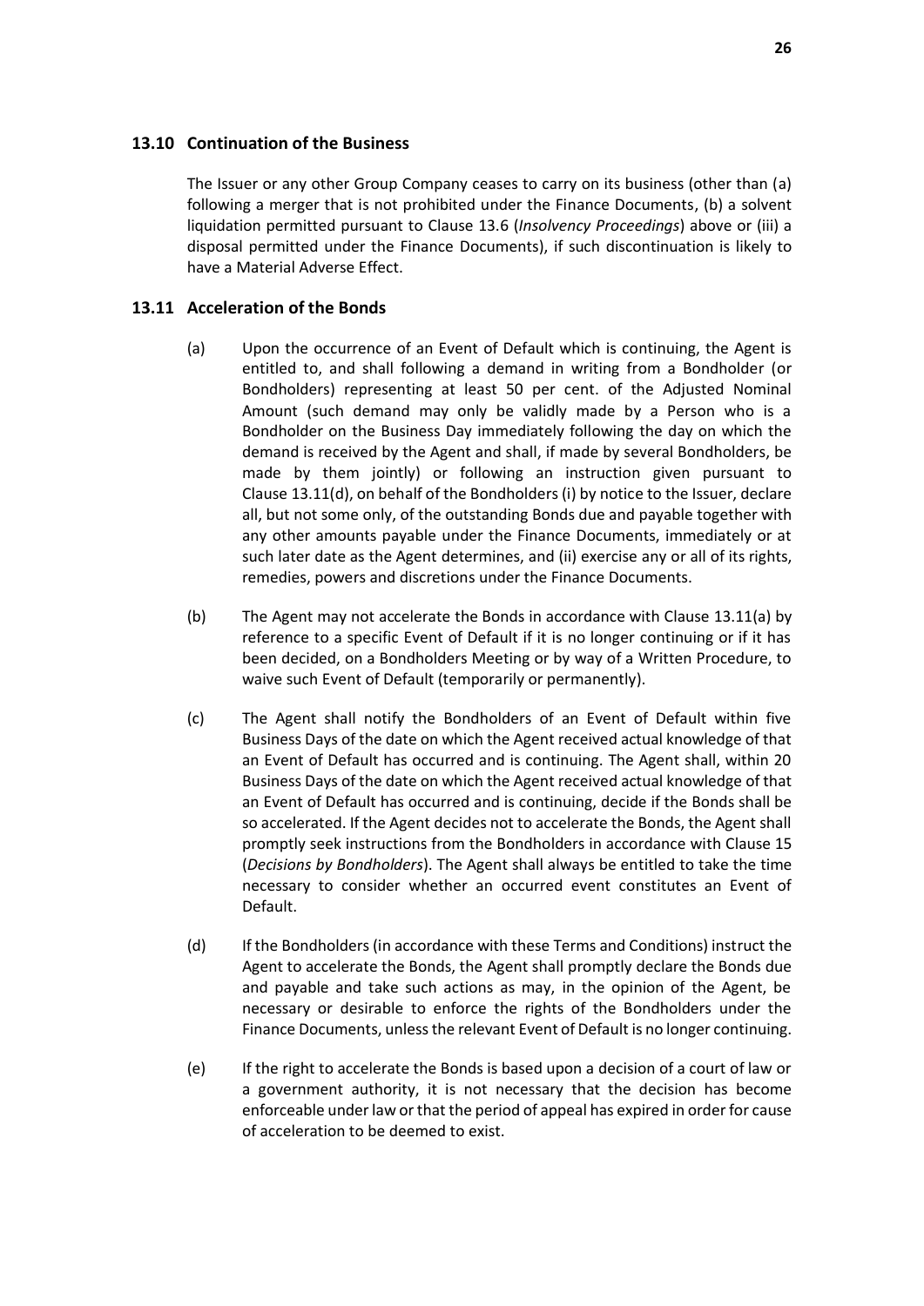### 13.10 Continuation of the Business

The Issuer or any other Group Company ceases to carry on its business (other than (a) following a merger that is not prohibited under the Finance Documents, (b) a solvent liquidation permitted pursuant to Clause 13.6 (*Insolvency Proceedings*) above or (iii) a disposal permitted under the Finance Documents), if such discontinuation is likely to have a Material Adverse Effect.

### 13.11 Acceleration of the Bonds

(a) Upon the occurrence of an Event of Default which is continuing, the Agent is entitled to, and shall following a demand in writing from a Bondholder (or Bondholders) representing at least 50 per cent. of the Adjusted Nominal Amount (such demand may only be validly made by a Person who is a Bondholder on the Business Day immediately following the day on which the demand is received by the Agent and shall, if made by several Bondholders, be made by them jointly) or following an instruction given pursuant to Clause 13.11(d), on behalf of the Bondholders (i) by notice to the Issuer, declare all, but not some only, of the outstanding Bonds due and payable together with any other amounts payable under the Finance Documents, immediately or at such later date as the Agent determines, and (ii) exercise any or all of its rights, remedies, powers and discretions under the Finance Documents.

(b) The Agent may not accelerate the Bonds in accordance with Clause 13.11(a) by reference to a specific Event of Default if it is no longer continuing or if it has been decided, on a Bondholders Meeting or by way of a Written Procedure, to waive such Event of Default (temporarily or permanently).

(c) The Agent shall notify the Bondholders of an Event of Default within five Business Days of the date on which the Agent received actual knowledge of that an Event of Default has occurred and is continuing. The Agent shall, within 20 Business Days of the date on which the Agent received actual knowledge of that an Event of Default has occurred and is continuing, decide if the Bonds shall be so accelerated. If the Agent decides not to accelerate the Bonds, the Agent shall promptly seek instructions from the Bondholders in accordance with Clause 15 (*Decisions by Bondholders*). The Agent shall always be entitled to take the time necessary to consider whether an occurred event constitutes an Event of Default.

(d) If the Bondholders (in accordance with these Terms and Conditions) instruct the Agent to accelerate the Bonds, the Agent shall promptly declare the Bonds due and payable and take such actions as may, in the opinion of the Agent, be necessary or desirable to enforce the rights of the Bondholders under the Finance Documents, unless the relevant Event of Default is no longer continuing.

(e) If the right to accelerate the Bonds is based upon a decision of a court of law or a government authority, it is not necessary that the decision has become enforceable under law or that the period of appeal has expired in order for cause of acceleration to be deemed to exist.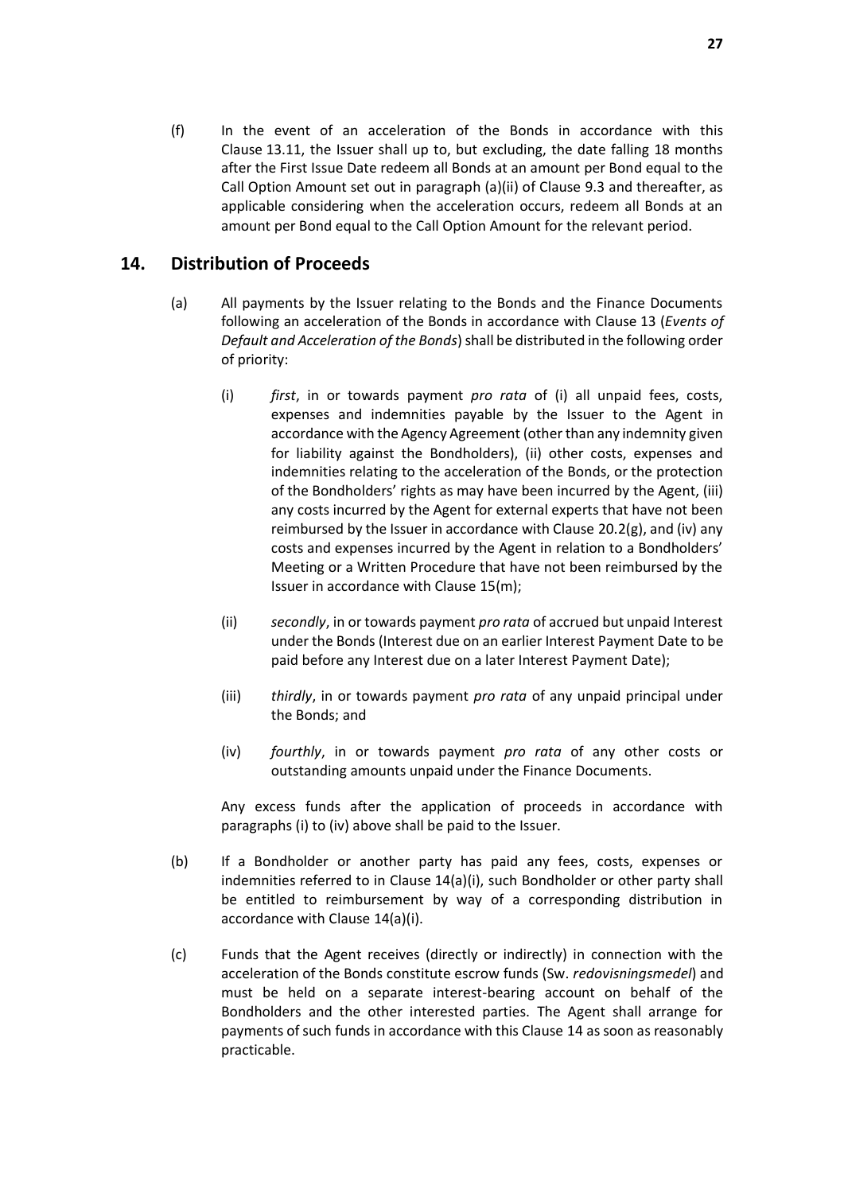(f) In the event of an acceleration of the Bonds in accordance with this Clause 13.11, the Issuer shall up to, but excluding, the date falling 18 months after the First Issue Date redeem all Bonds at an amount per Bond equal to the Call Option Amount set out in paragraph (a)(ii) of Clause 9.3 and thereafter, as applicable considering when the acceleration occurs, redeem all Bonds at an amount per Bond equal to the Call Option Amount for the relevant period.

## 14. Distribution of Proceeds

(a) All payments by the Issuer relating to the Bonds and the Finance Documents following an acceleration of the Bonds in accordance with Clause 13 (*Events of Default and Acceleration of the Bonds*) shall be distributed in the following order of priority:

(i) *first*, in or towards payment *pro rata* of (i) all unpaid fees, costs, expenses and indemnities payable by the Issuer to the Agent in accordance with the Agency Agreement (other than any indemnity given for liability against the Bondholders), (ii) other costs, expenses and indemnities relating to the acceleration of the Bonds, or the protection of the Bondholders' rights as may have been incurred by the Agent, (iii) any costs incurred by the Agent for external experts that have not been reimbursed by the Issuer in accordance with Clause 20.2(g), and (iv) any costs and expenses incurred by the Agent in relation to a Bondholders' Meeting or a Written Procedure that have not been reimbursed by the Issuer in accordance with Clause 15(m);

(ii) *secondly*, in or towards payment *pro rata* of accrued but unpaid Interest under the Bonds (Interest due on an earlier Interest Payment Date to be paid before any Interest due on a later Interest Payment Date);

(iii) *thirdly*, in or towards payment *pro rata* of any unpaid principal under the Bonds; and

(iv) *fourthly*, in or towards payment *pro rata* of any other costs or outstanding amounts unpaid under the Finance Documents.

Any excess funds after the application of proceeds in accordance with paragraphs (i) to (iv) above shall be paid to the Issuer.

(b) If a Bondholder or another party has paid any fees, costs, expenses or indemnities referred to in Clause 14(a)(i), such Bondholder or other party shall be entitled to reimbursement by way of a corresponding distribution in accordance with Clause 14(a)(i).

(c) Funds that the Agent receives (directly or indirectly) in connection with the acceleration of the Bonds constitute escrow funds (Sw. *redovisningsmedel*) and must be held on a separate interest-bearing account on behalf of the Bondholders and the other interested parties. The Agent shall arrange for payments of such funds in accordance with this Clause 14 as soon as reasonably practicable.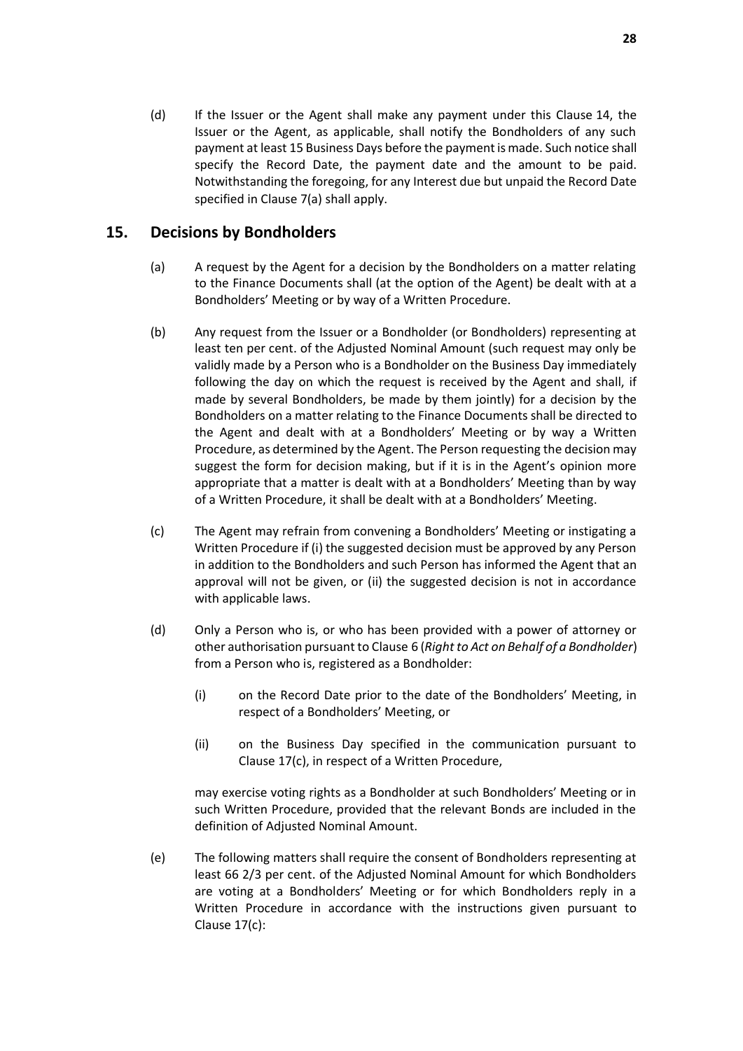(d) If the Issuer or the Agent shall make any payment under this Clause 14, the Issuer or the Agent, as applicable, shall notify the Bondholders of any such payment at least 15 Business Days before the payment is made. Such notice shall specify the Record Date, the payment date and the amount to be paid. Notwithstanding the foregoing, for any Interest due but unpaid the Record Date specified in Clause 7(a) shall apply.

## 15. Decisions by Bondholders

(a) A request by the Agent for a decision by the Bondholders on a matter relating to the Finance Documents shall (at the option of the Agent) be dealt with at a Bondholders' Meeting or by way of a Written Procedure.

(b) Any request from the Issuer or a Bondholder (or Bondholders) representing at least ten per cent. of the Adjusted Nominal Amount (such request may only be validly made by a Person who is a Bondholder on the Business Day immediately following the day on which the request is received by the Agent and shall, if made by several Bondholders, be made by them jointly) for a decision by the Bondholders on a matter relating to the Finance Documents shall be directed to the Agent and dealt with at a Bondholders' Meeting or by way a Written Procedure, as determined by the Agent. The Person requesting the decision may suggest the form for decision making, but if it is in the Agent's opinion more appropriate that a matter is dealt with at a Bondholders' Meeting than by way of a Written Procedure, it shall be dealt with at a Bondholders' Meeting.

(c) The Agent may refrain from convening a Bondholders' Meeting or instigating a Written Procedure if (i) the suggested decision must be approved by any Person in addition to the Bondholders and such Person has informed the Agent that an approval will not be given, or (ii) the suggested decision is not in accordance with applicable laws.

(d) Only a Person who is, or who has been provided with a power of attorney or other authorisation pursuant to Clause 6 (*Right to Act on Behalf of a Bondholder*) from a Person who is, registered as a Bondholder:

   (i) on the Record Date prior to the date of the Bondholders' Meeting, in respect of a Bondholders' Meeting, or

   (ii) on the Business Day specified in the communication pursuant to Clause 17(c), in respect of a Written Procedure,

   may exercise voting rights as a Bondholder at such Bondholders' Meeting or in such Written Procedure, provided that the relevant Bonds are included in the definition of Adjusted Nominal Amount.

(e) The following matters shall require the consent of Bondholders representing at least 66 2/3 per cent. of the Adjusted Nominal Amount for which Bondholders are voting at a Bondholders' Meeting or for which Bondholders reply in a Written Procedure in accordance with the instructions given pursuant to Clause 17(c):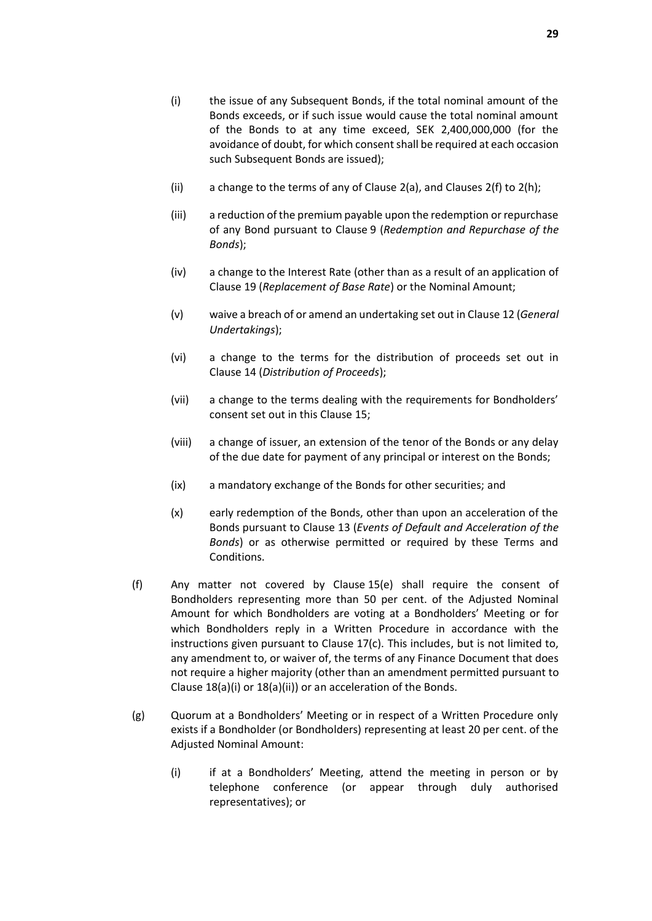(i) the issue of any Subsequent Bonds, if the total nominal amount of the Bonds exceeds, or if such issue would cause the total nominal amount of the Bonds to at any time exceed, SEK 2,400,000,000 (for the avoidance of doubt, for which consent shall be required at each occasion such Subsequent Bonds are issued);

(ii) a change to the terms of any of Clause 2(a), and Clauses 2(f) to 2(h);

(iii) a reduction of the premium payable upon the redemption or repurchase of any Bond pursuant to Clause 9 (*Redemption and Repurchase of the Bonds*);

(iv) a change to the Interest Rate (other than as a result of an application of Clause 19 (*Replacement of Base Rate*) or the Nominal Amount;

(v) waive a breach of or amend an undertaking set out in Clause 12 (*General Undertakings*);

(vi) a change to the terms for the distribution of proceeds set out in Clause 14 (*Distribution of Proceeds*);

(vii) a change to the terms dealing with the requirements for Bondholders' consent set out in this Clause 15;

(viii) a change of issuer, an extension of the tenor of the Bonds or any delay of the due date for payment of any principal or interest on the Bonds;

(ix) a mandatory exchange of the Bonds for other securities; and

(x) early redemption of the Bonds, other than upon an acceleration of the Bonds pursuant to Clause 13 (*Events of Default and Acceleration of the Bonds*) or as otherwise permitted or required by these Terms and Conditions.

(f) Any matter not covered by Clause 15(e) shall require the consent of Bondholders representing more than 50 per cent. of the Adjusted Nominal Amount for which Bondholders are voting at a Bondholders' Meeting or for which Bondholders reply in a Written Procedure in accordance with the instructions given pursuant to Clause 17(c). This includes, but is not limited to, any amendment to, or waiver of, the terms of any Finance Document that does not require a higher majority (other than an amendment permitted pursuant to Clause 18(a)(i) or 18(a)(ii)) or an acceleration of the Bonds.

(g) Quorum at a Bondholders' Meeting or in respect of a Written Procedure only exists if a Bondholder (or Bondholders) representing at least 20 per cent. of the Adjusted Nominal Amount:

(i) if at a Bondholders' Meeting, attend the meeting in person or by telephone conference (or appear through duly authorised representatives); or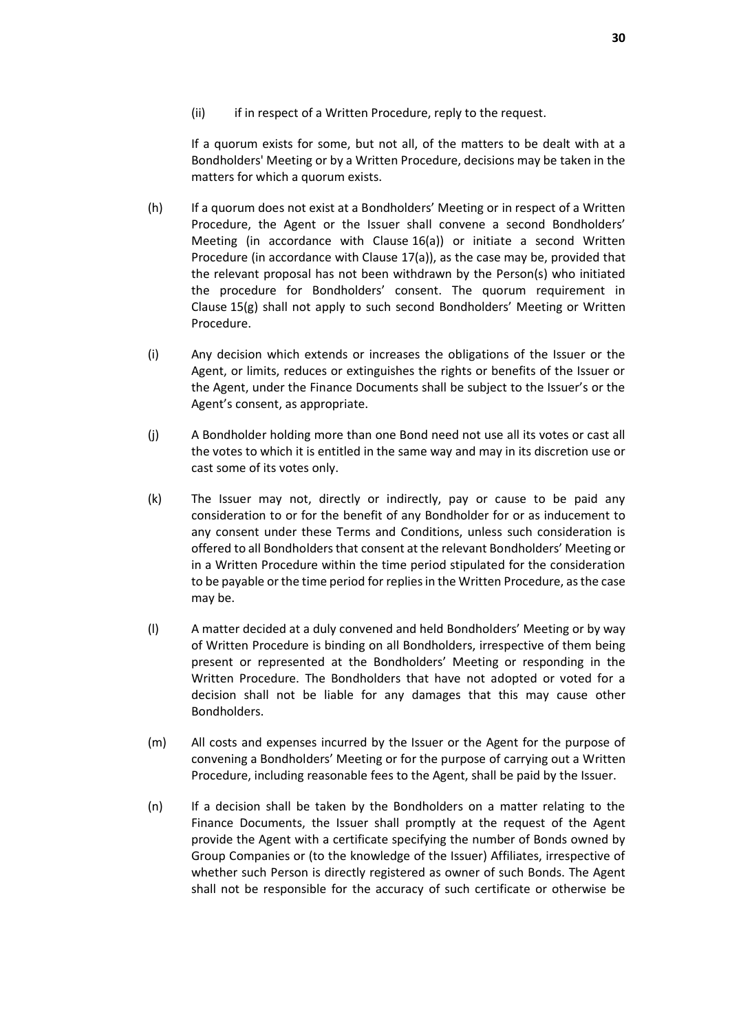(ii) if in respect of a Written Procedure, reply to the request.

If a quorum exists for some, but not all, of the matters to be dealt with at a Bondholders' Meeting or by a Written Procedure, decisions may be taken in the matters for which a quorum exists.

(h) If a quorum does not exist at a Bondholders' Meeting or in respect of a Written Procedure, the Agent or the Issuer shall convene a second Bondholders' Meeting (in accordance with Clause 16(a)) or initiate a second Written Procedure (in accordance with Clause 17(a)), as the case may be, provided that the relevant proposal has not been withdrawn by the Person(s) who initiated the procedure for Bondholders' consent. The quorum requirement in Clause 15(g) shall not apply to such second Bondholders' Meeting or Written Procedure.

(i) Any decision which extends or increases the obligations of the Issuer or the Agent, or limits, reduces or extinguishes the rights or benefits of the Issuer or the Agent, under the Finance Documents shall be subject to the Issuer's or the Agent's consent, as appropriate.

(j) A Bondholder holding more than one Bond need not use all its votes or cast all the votes to which it is entitled in the same way and may in its discretion use or cast some of its votes only.

(k) The Issuer may not, directly or indirectly, pay or cause to be paid any consideration to or for the benefit of any Bondholder for or as inducement to any consent under these Terms and Conditions, unless such consideration is offered to all Bondholders that consent at the relevant Bondholders' Meeting or in a Written Procedure within the time period stipulated for the consideration to be payable or the time period for replies in the Written Procedure, as the case may be.

(l) A matter decided at a duly convened and held Bondholders' Meeting or by way of Written Procedure is binding on all Bondholders, irrespective of them being present or represented at the Bondholders' Meeting or responding in the Written Procedure. The Bondholders that have not adopted or voted for a decision shall not be liable for any damages that this may cause other Bondholders.

(m) All costs and expenses incurred by the Issuer or the Agent for the purpose of convening a Bondholders' Meeting or for the purpose of carrying out a Written Procedure, including reasonable fees to the Agent, shall be paid by the Issuer.

(n) If a decision shall be taken by the Bondholders on a matter relating to the Finance Documents, the Issuer shall promptly at the request of the Agent provide the Agent with a certificate specifying the number of Bonds owned by Group Companies or (to the knowledge of the Issuer) Affiliates, irrespective of whether such Person is directly registered as owner of such Bonds. The Agent shall not be responsible for the accuracy of such certificate or otherwise be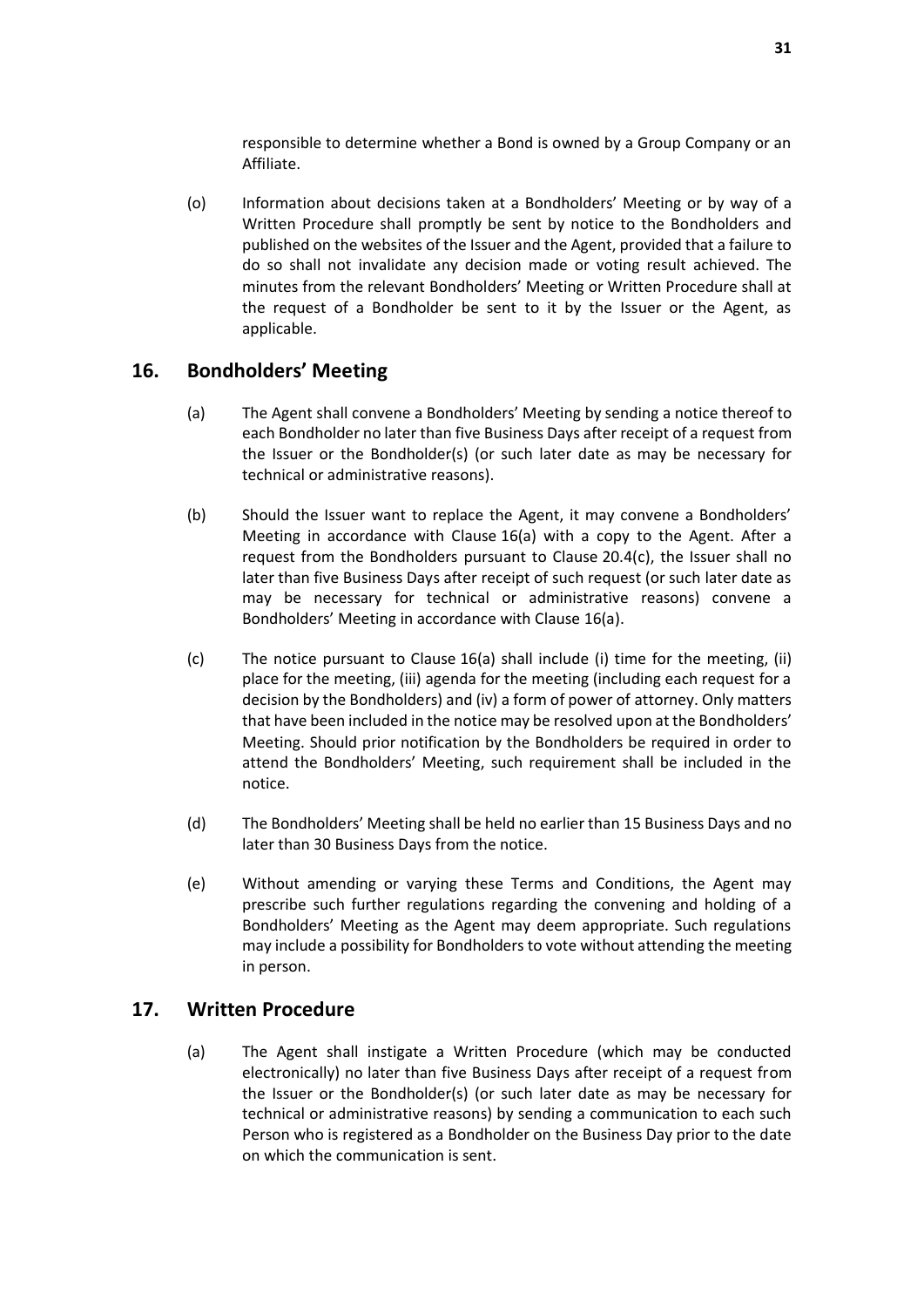responsible to determine whether a Bond is owned by a Group Company or an Affiliate.

(o) Information about decisions taken at a Bondholders' Meeting or by way of a Written Procedure shall promptly be sent by notice to the Bondholders and published on the websites of the Issuer and the Agent, provided that a failure to do so shall not invalidate any decision made or voting result achieved. The minutes from the relevant Bondholders' Meeting or Written Procedure shall at the request of a Bondholder be sent to it by the Issuer or the Agent, as applicable.

## 16. Bondholders' Meeting

(a) The Agent shall convene a Bondholders' Meeting by sending a notice thereof to each Bondholder no later than five Business Days after receipt of a request from the Issuer or the Bondholder(s) (or such later date as may be necessary for technical or administrative reasons).

(b) Should the Issuer want to replace the Agent, it may convene a Bondholders' Meeting in accordance with Clause 16(a) with a copy to the Agent. After a request from the Bondholders pursuant to Clause 20.4(c), the Issuer shall no later than five Business Days after receipt of such request (or such later date as may be necessary for technical or administrative reasons) convene a Bondholders' Meeting in accordance with Clause 16(a).

(c) The notice pursuant to Clause 16(a) shall include (i) time for the meeting, (ii) place for the meeting, (iii) agenda for the meeting (including each request for a decision by the Bondholders) and (iv) a form of power of attorney. Only matters that have been included in the notice may be resolved upon at the Bondholders' Meeting. Should prior notification by the Bondholders be required in order to attend the Bondholders' Meeting, such requirement shall be included in the notice.

(d) The Bondholders' Meeting shall be held no earlier than 15 Business Days and no later than 30 Business Days from the notice.

(e) Without amending or varying these Terms and Conditions, the Agent may prescribe such further regulations regarding the convening and holding of a Bondholders' Meeting as the Agent may deem appropriate. Such regulations may include a possibility for Bondholders to vote without attending the meeting in person.

## 17. Written Procedure

(a) The Agent shall instigate a Written Procedure (which may be conducted electronically) no later than five Business Days after receipt of a request from the Issuer or the Bondholder(s) (or such later date as may be necessary for technical or administrative reasons) by sending a communication to each such Person who is registered as a Bondholder on the Business Day prior to the date on which the communication is sent.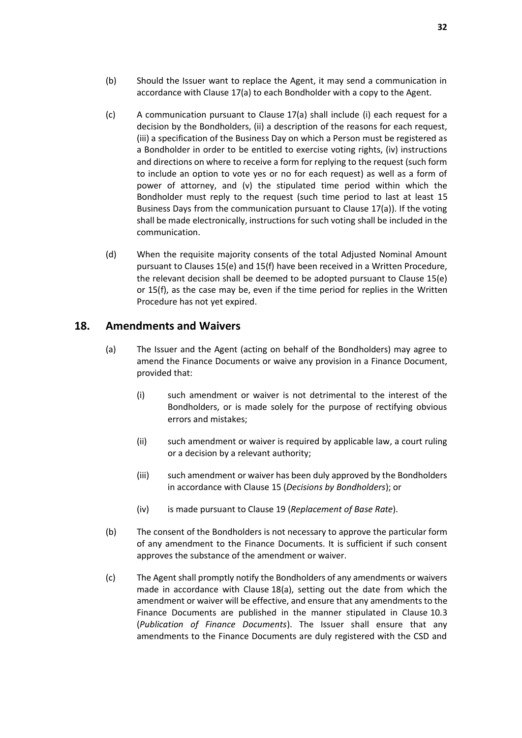(b) Should the Issuer want to replace the Agent, it may send a communication in accordance with Clause 17(a) to each Bondholder with a copy to the Agent.

(c) A communication pursuant to Clause 17(a) shall include (i) each request for a decision by the Bondholders, (ii) a description of the reasons for each request, (iii) a specification of the Business Day on which a Person must be registered as a Bondholder in order to be entitled to exercise voting rights, (iv) instructions and directions on where to receive a form for replying to the request (such form to include an option to vote yes or no for each request) as well as a form of power of attorney, and (v) the stipulated time period within which the Bondholder must reply to the request (such time period to last at least 15 Business Days from the communication pursuant to Clause 17(a)). If the voting shall be made electronically, instructions for such voting shall be included in the communication.

(d) When the requisite majority consents of the total Adjusted Nominal Amount pursuant to Clauses 15(e) and 15(f) have been received in a Written Procedure, the relevant decision shall be deemed to be adopted pursuant to Clause 15(e) or 15(f), as the case may be, even if the time period for replies in the Written Procedure has not yet expired.

## 18. Amendments and Waivers

(a) The Issuer and the Agent (acting on behalf of the Bondholders) may agree to amend the Finance Documents or waive any provision in a Finance Document, provided that:

(i) such amendment or waiver is not detrimental to the interest of the Bondholders, or is made solely for the purpose of rectifying obvious errors and mistakes;

(ii) such amendment or waiver is required by applicable law, a court ruling or a decision by a relevant authority;

(iii) such amendment or waiver has been duly approved by the Bondholders in accordance with Clause 15 (*Decisions by Bondholders*); or

(iv) is made pursuant to Clause 19 (*Replacement of Base Rate*).

(b) The consent of the Bondholders is not necessary to approve the particular form of any amendment to the Finance Documents. It is sufficient if such consent approves the substance of the amendment or waiver.

(c) The Agent shall promptly notify the Bondholders of any amendments or waivers made in accordance with Clause 18(a), setting out the date from which the amendment or waiver will be effective, and ensure that any amendments to the Finance Documents are published in the manner stipulated in Clause 10.3 (*Publication of Finance Documents*). The Issuer shall ensure that any amendments to the Finance Documents are duly registered with the CSD and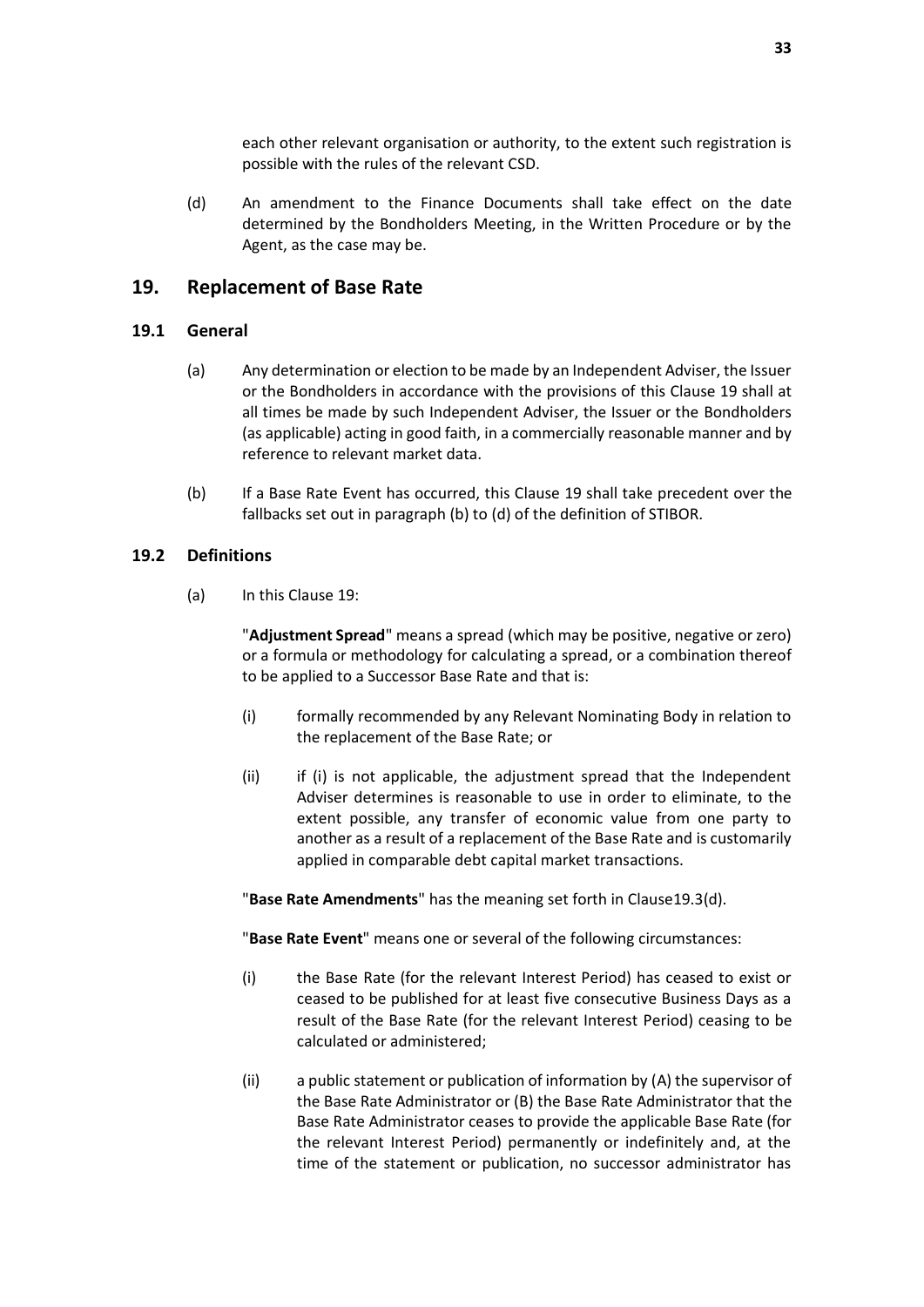each other relevant organisation or authority, to the extent such registration is possible with the rules of the relevant CSD.

(d) An amendment to the Finance Documents shall take effect on the date determined by the Bondholders Meeting, in the Written Procedure or by the Agent, as the case may be.

## 19. Replacement of Base Rate

### 19.1 General

(a) Any determination or election to be made by an Independent Adviser, the Issuer or the Bondholders in accordance with the provisions of this Clause 19 shall at all times be made by such Independent Adviser, the Issuer or the Bondholders (as applicable) acting in good faith, in a commercially reasonable manner and by reference to relevant market data.

(b) If a Base Rate Event has occurred, this Clause 19 shall take precedent over the fallbacks set out in paragraph (b) to (d) of the definition of STIBOR.

### 19.2 Definitions

(a) In this Clause 19:

"**Adjustment Spread**" means a spread (which may be positive, negative or zero) or a formula or methodology for calculating a spread, or a combination thereof to be applied to a Successor Base Rate and that is:

(i) formally recommended by any Relevant Nominating Body in relation to the replacement of the Base Rate; or

(ii) if (i) is not applicable, the adjustment spread that the Independent Adviser determines is reasonable to use in order to eliminate, to the extent possible, any transfer of economic value from one party to another as a result of a replacement of the Base Rate and is customarily applied in comparable debt capital market transactions.

"**Base Rate Amendments**" has the meaning set forth in Clause19.3(d).

"**Base Rate Event**" means one or several of the following circumstances:

(i) the Base Rate (for the relevant Interest Period) has ceased to exist or ceased to be published for at least five consecutive Business Days as a result of the Base Rate (for the relevant Interest Period) ceasing to be calculated or administered;

(ii) a public statement or publication of information by (A) the supervisor of the Base Rate Administrator or (B) the Base Rate Administrator that the Base Rate Administrator ceases to provide the applicable Base Rate (for the relevant Interest Period) permanently or indefinitely and, at the time of the statement or publication, no successor administrator has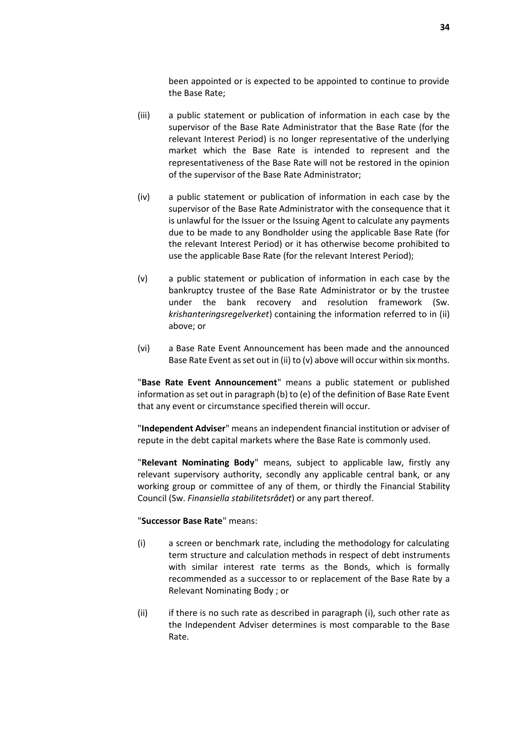been appointed or is expected to be appointed to continue to provide the Base Rate;

(iii) a public statement or publication of information in each case by the supervisor of the Base Rate Administrator that the Base Rate (for the relevant Interest Period) is no longer representative of the underlying market which the Base Rate is intended to represent and the representativeness of the Base Rate will not be restored in the opinion of the supervisor of the Base Rate Administrator;

(iv) a public statement or publication of information in each case by the supervisor of the Base Rate Administrator with the consequence that it is unlawful for the Issuer or the Issuing Agent to calculate any payments due to be made to any Bondholder using the applicable Base Rate (for the relevant Interest Period) or it has otherwise become prohibited to use the applicable Base Rate (for the relevant Interest Period);

(v) a public statement or publication of information in each case by the bankruptcy trustee of the Base Rate Administrator or by the trustee under the bank recovery and resolution framework (Sw. *krishanteringsregelverket*) containing the information referred to in (ii) above; or

(vi) a Base Rate Event Announcement has been made and the announced Base Rate Event as set out in (ii) to (v) above will occur within six months.

"**Base Rate Event Announcement**" means a public statement or published information as set out in paragraph (b) to (e) of the definition of Base Rate Event that any event or circumstance specified therein will occur.

"**Independent Adviser**" means an independent financial institution or adviser of repute in the debt capital markets where the Base Rate is commonly used.

"**Relevant Nominating Body**" means, subject to applicable law, firstly any relevant supervisory authority, secondly any applicable central bank, or any working group or committee of any of them, or thirdly the Financial Stability Council (Sw. *Finansiella stabilitetsrådet*) or any part thereof.

"**Successor Base Rate**" means:

(i) a screen or benchmark rate, including the methodology for calculating term structure and calculation methods in respect of debt instruments with similar interest rate terms as the Bonds, which is formally recommended as a successor to or replacement of the Base Rate by a Relevant Nominating Body ; or

(ii) if there is no such rate as described in paragraph (i), such other rate as the Independent Adviser determines is most comparable to the Base Rate.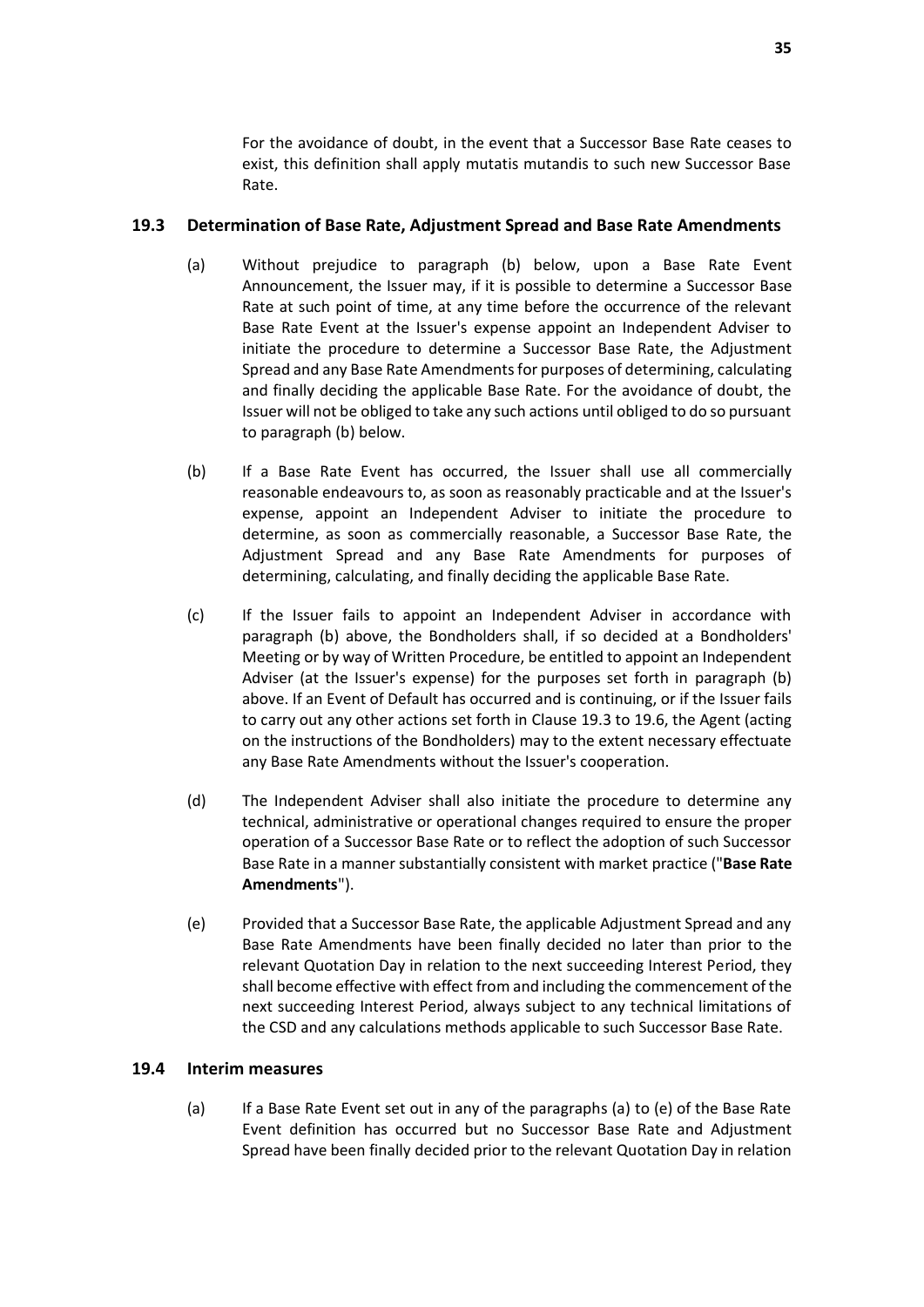For the avoidance of doubt, in the event that a Successor Base Rate ceases to exist, this definition shall apply mutatis mutandis to such new Successor Base Rate.

### 19.3 Determination of Base Rate, Adjustment Spread and Base Rate Amendments

(a) Without prejudice to paragraph (b) below, upon a Base Rate Event Announcement, the Issuer may, if it is possible to determine a Successor Base Rate at such point of time, at any time before the occurrence of the relevant Base Rate Event at the Issuer's expense appoint an Independent Adviser to initiate the procedure to determine a Successor Base Rate, the Adjustment Spread and any Base Rate Amendments for purposes of determining, calculating and finally deciding the applicable Base Rate. For the avoidance of doubt, the Issuer will not be obliged to take any such actions until obliged to do so pursuant to paragraph (b) below.

(b) If a Base Rate Event has occurred, the Issuer shall use all commercially reasonable endeavours to, as soon as reasonably practicable and at the Issuer's expense, appoint an Independent Adviser to initiate the procedure to determine, as soon as commercially reasonable, a Successor Base Rate, the Adjustment Spread and any Base Rate Amendments for purposes of determining, calculating, and finally deciding the applicable Base Rate.

(c) If the Issuer fails to appoint an Independent Adviser in accordance with paragraph (b) above, the Bondholders shall, if so decided at a Bondholders' Meeting or by way of Written Procedure, be entitled to appoint an Independent Adviser (at the Issuer's expense) for the purposes set forth in paragraph (b) above. If an Event of Default has occurred and is continuing, or if the Issuer fails to carry out any other actions set forth in Clause 19.3 to 19.6, the Agent (acting on the instructions of the Bondholders) may to the extent necessary effectuate any Base Rate Amendments without the Issuer's cooperation.

(d) The Independent Adviser shall also initiate the procedure to determine any technical, administrative or operational changes required to ensure the proper operation of a Successor Base Rate or to reflect the adoption of such Successor Base Rate in a manner substantially consistent with market practice ("**Base Rate Amendments**").

(e) Provided that a Successor Base Rate, the applicable Adjustment Spread and any Base Rate Amendments have been finally decided no later than prior to the relevant Quotation Day in relation to the next succeeding Interest Period, they shall become effective with effect from and including the commencement of the next succeeding Interest Period, always subject to any technical limitations of the CSD and any calculations methods applicable to such Successor Base Rate.

### 19.4 Interim measures

(a) If a Base Rate Event set out in any of the paragraphs (a) to (e) of the Base Rate Event definition has occurred but no Successor Base Rate and Adjustment Spread have been finally decided prior to the relevant Quotation Day in relation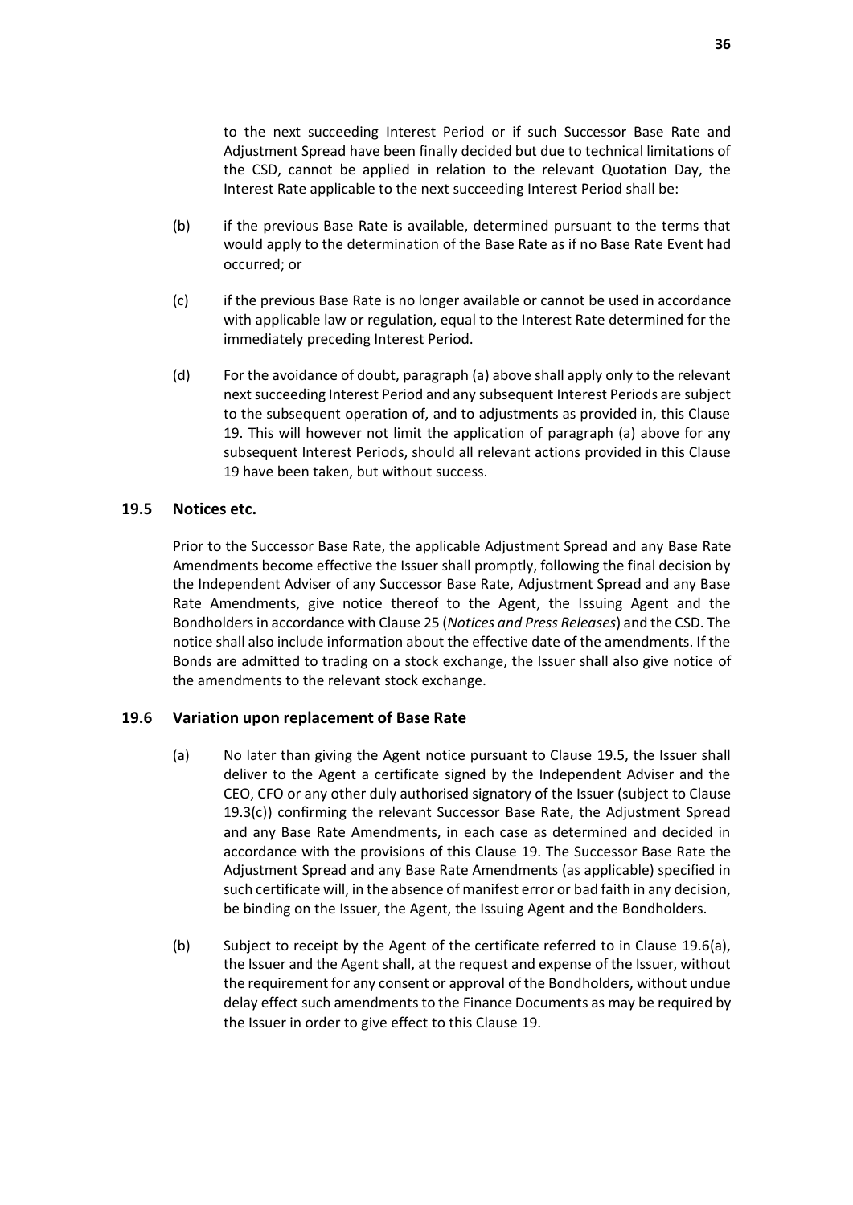to the next succeeding Interest Period or if such Successor Base Rate and Adjustment Spread have been finally decided but due to technical limitations of the CSD, cannot be applied in relation to the relevant Quotation Day, the Interest Rate applicable to the next succeeding Interest Period shall be:

(b) if the previous Base Rate is available, determined pursuant to the terms that would apply to the determination of the Base Rate as if no Base Rate Event had occurred; or

(c) if the previous Base Rate is no longer available or cannot be used in accordance with applicable law or regulation, equal to the Interest Rate determined for the immediately preceding Interest Period.

(d) For the avoidance of doubt, paragraph (a) above shall apply only to the relevant next succeeding Interest Period and any subsequent Interest Periods are subject to the subsequent operation of, and to adjustments as provided in, this Clause 19. This will however not limit the application of paragraph (a) above for any subsequent Interest Periods, should all relevant actions provided in this Clause 19 have been taken, but without success.

### 19.5 Notices etc.

Prior to the Successor Base Rate, the applicable Adjustment Spread and any Base Rate Amendments become effective the Issuer shall promptly, following the final decision by the Independent Adviser of any Successor Base Rate, Adjustment Spread and any Base Rate Amendments, give notice thereof to the Agent, the Issuing Agent and the Bondholders in accordance with Clause 25 (*Notices and Press Releases*) and the CSD. The notice shall also include information about the effective date of the amendments. If the Bonds are admitted to trading on a stock exchange, the Issuer shall also give notice of the amendments to the relevant stock exchange.

### 19.6 Variation upon replacement of Base Rate

(a) No later than giving the Agent notice pursuant to Clause 19.5, the Issuer shall deliver to the Agent a certificate signed by the Independent Adviser and the CEO, CFO or any other duly authorised signatory of the Issuer (subject to Clause 19.3(c)) confirming the relevant Successor Base Rate, the Adjustment Spread and any Base Rate Amendments, in each case as determined and decided in accordance with the provisions of this Clause 19. The Successor Base Rate the Adjustment Spread and any Base Rate Amendments (as applicable) specified in such certificate will, in the absence of manifest error or bad faith in any decision, be binding on the Issuer, the Agent, the Issuing Agent and the Bondholders.

(b) Subject to receipt by the Agent of the certificate referred to in Clause 19.6(a), the Issuer and the Agent shall, at the request and expense of the Issuer, without the requirement for any consent or approval of the Bondholders, without undue delay effect such amendments to the Finance Documents as may be required by the Issuer in order to give effect to this Clause 19.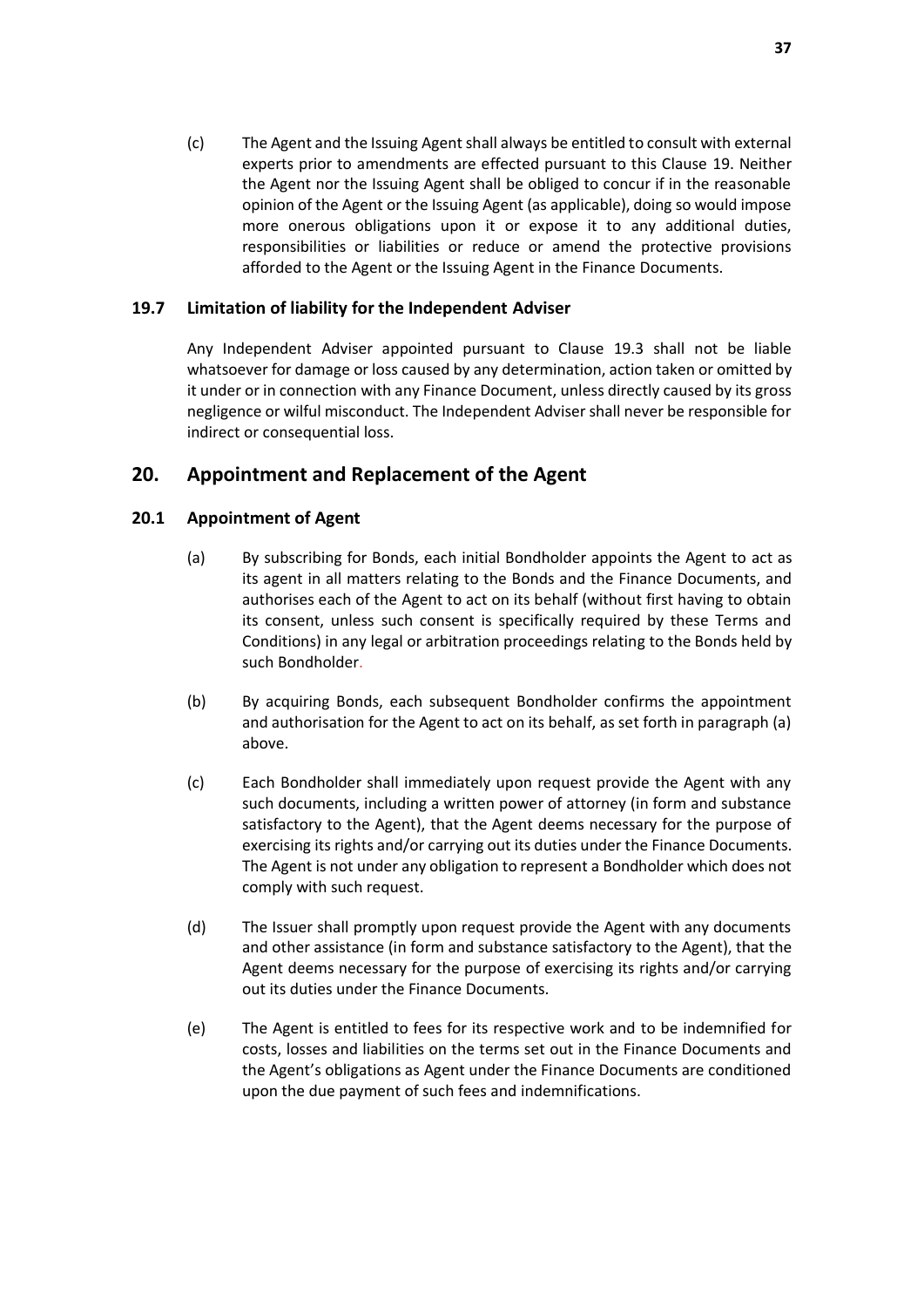(c) The Agent and the Issuing Agent shall always be entitled to consult with external experts prior to amendments are effected pursuant to this Clause 19. Neither the Agent nor the Issuing Agent shall be obliged to concur if in the reasonable opinion of the Agent or the Issuing Agent (as applicable), doing so would impose more onerous obligations upon it or expose it to any additional duties, responsibilities or liabilities or reduce or amend the protective provisions afforded to the Agent or the Issuing Agent in the Finance Documents.

### 19.7 Limitation of liability for the Independent Adviser

Any Independent Adviser appointed pursuant to Clause 19.3 shall not be liable whatsoever for damage or loss caused by any determination, action taken or omitted by it under or in connection with any Finance Document, unless directly caused by its gross negligence or wilful misconduct. The Independent Adviser shall never be responsible for indirect or consequential loss.

## 20. Appointment and Replacement of the Agent

### 20.1 Appointment of Agent

(a) By subscribing for Bonds, each initial Bondholder appoints the Agent to act as its agent in all matters relating to the Bonds and the Finance Documents, and authorises each of the Agent to act on its behalf (without first having to obtain its consent, unless such consent is specifically required by these Terms and Conditions) in any legal or arbitration proceedings relating to the Bonds held by such Bondholder.

(b) By acquiring Bonds, each subsequent Bondholder confirms the appointment and authorisation for the Agent to act on its behalf, as set forth in paragraph (a) above.

(c) Each Bondholder shall immediately upon request provide the Agent with any such documents, including a written power of attorney (in form and substance satisfactory to the Agent), that the Agent deems necessary for the purpose of exercising its rights and/or carrying out its duties under the Finance Documents. The Agent is not under any obligation to represent a Bondholder which does not comply with such request.

(d) The Issuer shall promptly upon request provide the Agent with any documents and other assistance (in form and substance satisfactory to the Agent), that the Agent deems necessary for the purpose of exercising its rights and/or carrying out its duties under the Finance Documents.

(e) The Agent is entitled to fees for its respective work and to be indemnified for costs, losses and liabilities on the terms set out in the Finance Documents and the Agent's obligations as Agent under the Finance Documents are conditioned upon the due payment of such fees and indemnifications.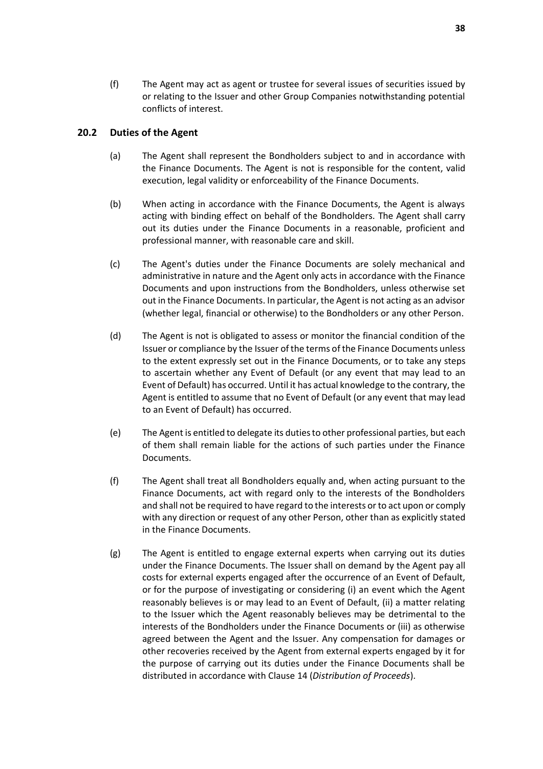(f) The Agent may act as agent or trustee for several issues of securities issued by or relating to the Issuer and other Group Companies notwithstanding potential conflicts of interest.

### 20.2 Duties of the Agent

(a) The Agent shall represent the Bondholders subject to and in accordance with the Finance Documents. The Agent is not is responsible for the content, valid execution, legal validity or enforceability of the Finance Documents.

(b) When acting in accordance with the Finance Documents, the Agent is always acting with binding effect on behalf of the Bondholders. The Agent shall carry out its duties under the Finance Documents in a reasonable, proficient and professional manner, with reasonable care and skill.

(c) The Agent's duties under the Finance Documents are solely mechanical and administrative in nature and the Agent only acts in accordance with the Finance Documents and upon instructions from the Bondholders, unless otherwise set out in the Finance Documents. In particular, the Agent is not acting as an advisor (whether legal, financial or otherwise) to the Bondholders or any other Person.

(d) The Agent is not is obligated to assess or monitor the financial condition of the Issuer or compliance by the Issuer of the terms of the Finance Documents unless to the extent expressly set out in the Finance Documents, or to take any steps to ascertain whether any Event of Default (or any event that may lead to an Event of Default) has occurred. Until it has actual knowledge to the contrary, the Agent is entitled to assume that no Event of Default (or any event that may lead to an Event of Default) has occurred.

(e) The Agent is entitled to delegate its duties to other professional parties, but each of them shall remain liable for the actions of such parties under the Finance Documents.

(f) The Agent shall treat all Bondholders equally and, when acting pursuant to the Finance Documents, act with regard only to the interests of the Bondholders and shall not be required to have regard to the interests or to act upon or comply with any direction or request of any other Person, other than as explicitly stated in the Finance Documents.

(g) The Agent is entitled to engage external experts when carrying out its duties under the Finance Documents. The Issuer shall on demand by the Agent pay all costs for external experts engaged after the occurrence of an Event of Default, or for the purpose of investigating or considering (i) an event which the Agent reasonably believes is or may lead to an Event of Default, (ii) a matter relating to the Issuer which the Agent reasonably believes may be detrimental to the interests of the Bondholders under the Finance Documents or (iii) as otherwise agreed between the Agent and the Issuer. Any compensation for damages or other recoveries received by the Agent from external experts engaged by it for the purpose of carrying out its duties under the Finance Documents shall be distributed in accordance with Clause 14 (*Distribution of Proceeds*).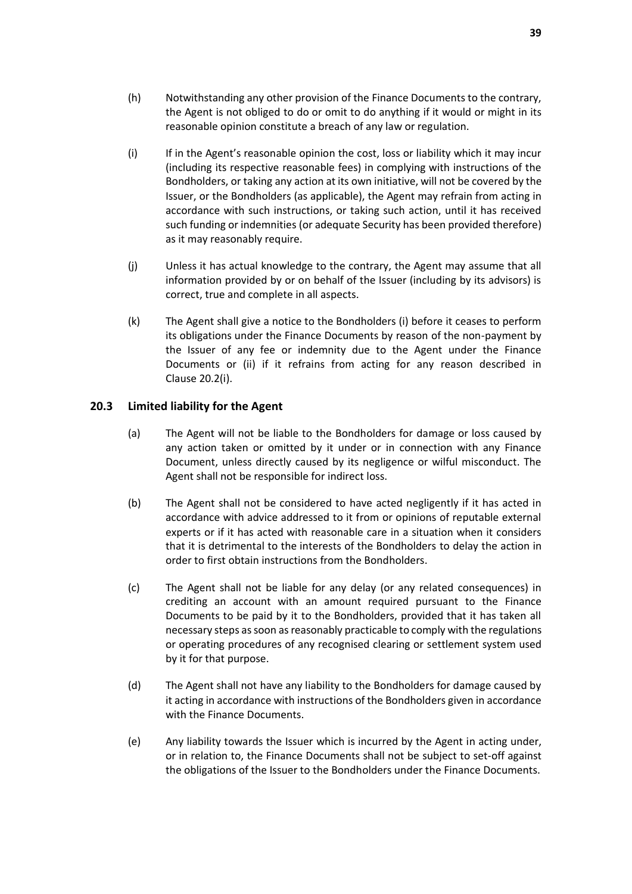(h) Notwithstanding any other provision of the Finance Documents to the contrary, the Agent is not obliged to do or omit to do anything if it would or might in its reasonable opinion constitute a breach of any law or regulation.

(i) If in the Agent's reasonable opinion the cost, loss or liability which it may incur (including its respective reasonable fees) in complying with instructions of the Bondholders, or taking any action at its own initiative, will not be covered by the Issuer, or the Bondholders (as applicable), the Agent may refrain from acting in accordance with such instructions, or taking such action, until it has received such funding or indemnities (or adequate Security has been provided therefore) as it may reasonably require.

(j) Unless it has actual knowledge to the contrary, the Agent may assume that all information provided by or on behalf of the Issuer (including by its advisors) is correct, true and complete in all aspects.

(k) The Agent shall give a notice to the Bondholders (i) before it ceases to perform its obligations under the Finance Documents by reason of the non-payment by the Issuer of any fee or indemnity due to the Agent under the Finance Documents or (ii) if it refrains from acting for any reason described in Clause 20.2(i).

## 20.3 Limited liability for the Agent

(a) The Agent will not be liable to the Bondholders for damage or loss caused by any action taken or omitted by it under or in connection with any Finance Document, unless directly caused by its negligence or wilful misconduct. The Agent shall not be responsible for indirect loss.

(b) The Agent shall not be considered to have acted negligently if it has acted in accordance with advice addressed to it from or opinions of reputable external experts or if it has acted with reasonable care in a situation when it considers that it is detrimental to the interests of the Bondholders to delay the action in order to first obtain instructions from the Bondholders.

(c) The Agent shall not be liable for any delay (or any related consequences) in crediting an account with an amount required pursuant to the Finance Documents to be paid by it to the Bondholders, provided that it has taken all necessary steps as soon as reasonably practicable to comply with the regulations or operating procedures of any recognised clearing or settlement system used by it for that purpose.

(d) The Agent shall not have any liability to the Bondholders for damage caused by it acting in accordance with instructions of the Bondholders given in accordance with the Finance Documents.

(e) Any liability towards the Issuer which is incurred by the Agent in acting under, or in relation to, the Finance Documents shall not be subject to set-off against the obligations of the Issuer to the Bondholders under the Finance Documents.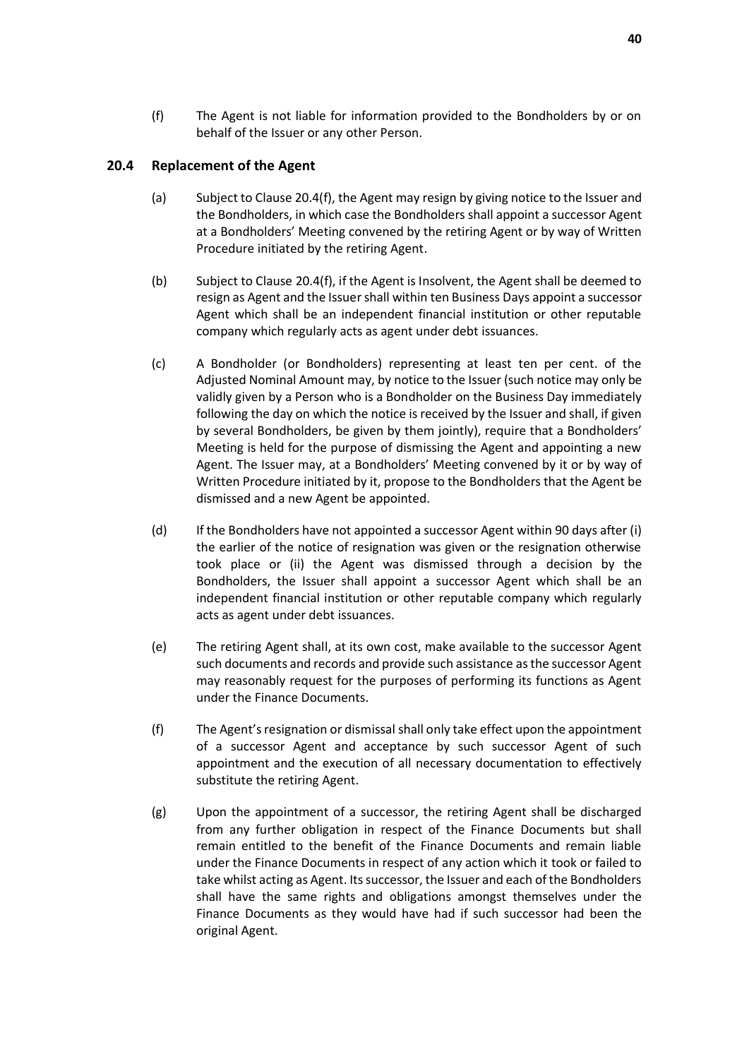(f) The Agent is not liable for information provided to the Bondholders by or on behalf of the Issuer or any other Person.

### 20.4 Replacement of the Agent

(a) Subject to Clause 20.4(f), the Agent may resign by giving notice to the Issuer and the Bondholders, in which case the Bondholders shall appoint a successor Agent at a Bondholders' Meeting convened by the retiring Agent or by way of Written Procedure initiated by the retiring Agent.

(b) Subject to Clause 20.4(f), if the Agent is Insolvent, the Agent shall be deemed to resign as Agent and the Issuer shall within ten Business Days appoint a successor Agent which shall be an independent financial institution or other reputable company which regularly acts as agent under debt issuances.

(c) A Bondholder (or Bondholders) representing at least ten per cent. of the Adjusted Nominal Amount may, by notice to the Issuer (such notice may only be validly given by a Person who is a Bondholder on the Business Day immediately following the day on which the notice is received by the Issuer and shall, if given by several Bondholders, be given by them jointly), require that a Bondholders' Meeting is held for the purpose of dismissing the Agent and appointing a new Agent. The Issuer may, at a Bondholders' Meeting convened by it or by way of Written Procedure initiated by it, propose to the Bondholders that the Agent be dismissed and a new Agent be appointed.

(d) If the Bondholders have not appointed a successor Agent within 90 days after (i) the earlier of the notice of resignation was given or the resignation otherwise took place or (ii) the Agent was dismissed through a decision by the Bondholders, the Issuer shall appoint a successor Agent which shall be an independent financial institution or other reputable company which regularly acts as agent under debt issuances.

(e) The retiring Agent shall, at its own cost, make available to the successor Agent such documents and records and provide such assistance as the successor Agent may reasonably request for the purposes of performing its functions as Agent under the Finance Documents.

(f) The Agent's resignation or dismissal shall only take effect upon the appointment of a successor Agent and acceptance by such successor Agent of such appointment and the execution of all necessary documentation to effectively substitute the retiring Agent.

(g) Upon the appointment of a successor, the retiring Agent shall be discharged from any further obligation in respect of the Finance Documents but shall remain entitled to the benefit of the Finance Documents and remain liable under the Finance Documents in respect of any action which it took or failed to take whilst acting as Agent. Its successor, the Issuer and each of the Bondholders shall have the same rights and obligations amongst themselves under the Finance Documents as they would have had if such successor had been the original Agent.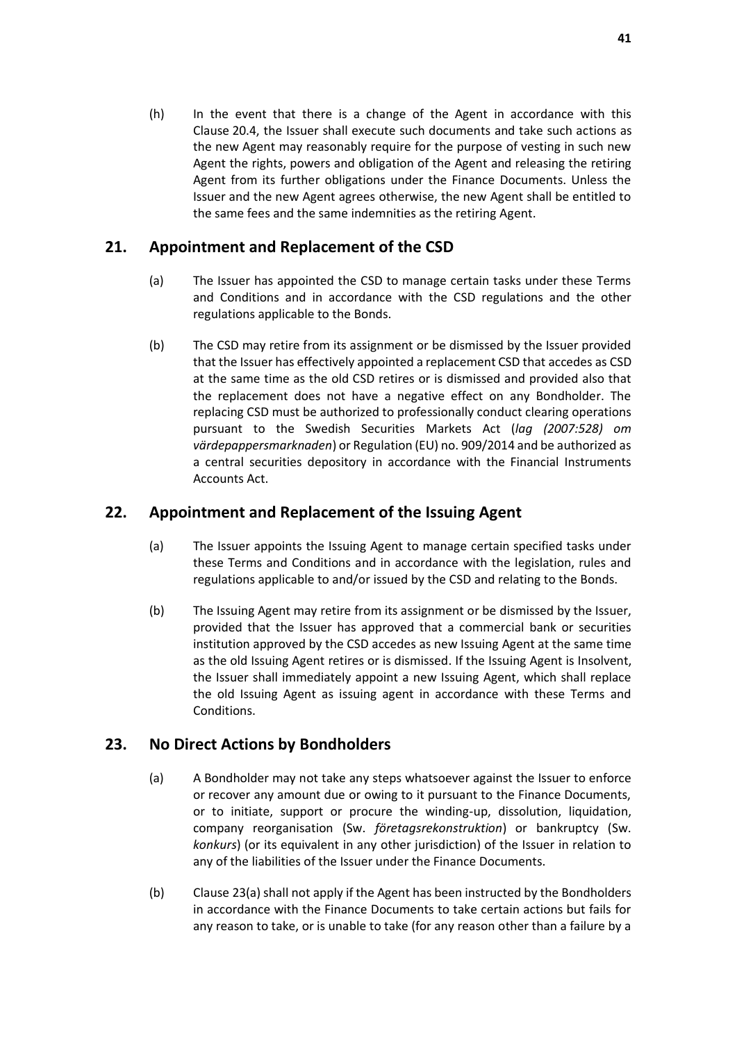(h) In the event that there is a change of the Agent in accordance with this Clause 20.4, the Issuer shall execute such documents and take such actions as the new Agent may reasonably require for the purpose of vesting in such new Agent the rights, powers and obligation of the Agent and releasing the retiring Agent from its further obligations under the Finance Documents. Unless the Issuer and the new Agent agrees otherwise, the new Agent shall be entitled to the same fees and the same indemnities as the retiring Agent.

## 21. Appointment and Replacement of the CSD

(a) The Issuer has appointed the CSD to manage certain tasks under these Terms and Conditions and in accordance with the CSD regulations and the other regulations applicable to the Bonds.

(b) The CSD may retire from its assignment or be dismissed by the Issuer provided that the Issuer has effectively appointed a replacement CSD that accedes as CSD at the same time as the old CSD retires or is dismissed and provided also that the replacement does not have a negative effect on any Bondholder. The replacing CSD must be authorized to professionally conduct clearing operations pursuant to the Swedish Securities Markets Act (*lag (2007:528) om värdepappersmarknaden*) or Regulation (EU) no. 909/2014 and be authorized as a central securities depository in accordance with the Financial Instruments Accounts Act.

## 22. Appointment and Replacement of the Issuing Agent

(a) The Issuer appoints the Issuing Agent to manage certain specified tasks under these Terms and Conditions and in accordance with the legislation, rules and regulations applicable to and/or issued by the CSD and relating to the Bonds.

(b) The Issuing Agent may retire from its assignment or be dismissed by the Issuer, provided that the Issuer has approved that a commercial bank or securities institution approved by the CSD accedes as new Issuing Agent at the same time as the old Issuing Agent retires or is dismissed. If the Issuing Agent is Insolvent, the Issuer shall immediately appoint a new Issuing Agent, which shall replace the old Issuing Agent as issuing agent in accordance with these Terms and Conditions.

## 23. No Direct Actions by Bondholders

(a) A Bondholder may not take any steps whatsoever against the Issuer to enforce or recover any amount due or owing to it pursuant to the Finance Documents, or to initiate, support or procure the winding-up, dissolution, liquidation, company reorganisation (Sw. *företagsrekonstruktion*) or bankruptcy (Sw. *konkurs*) (or its equivalent in any other jurisdiction) of the Issuer in relation to any of the liabilities of the Issuer under the Finance Documents.

(b) Clause 23(a) shall not apply if the Agent has been instructed by the Bondholders in accordance with the Finance Documents to take certain actions but fails for any reason to take, or is unable to take (for any reason other than a failure by a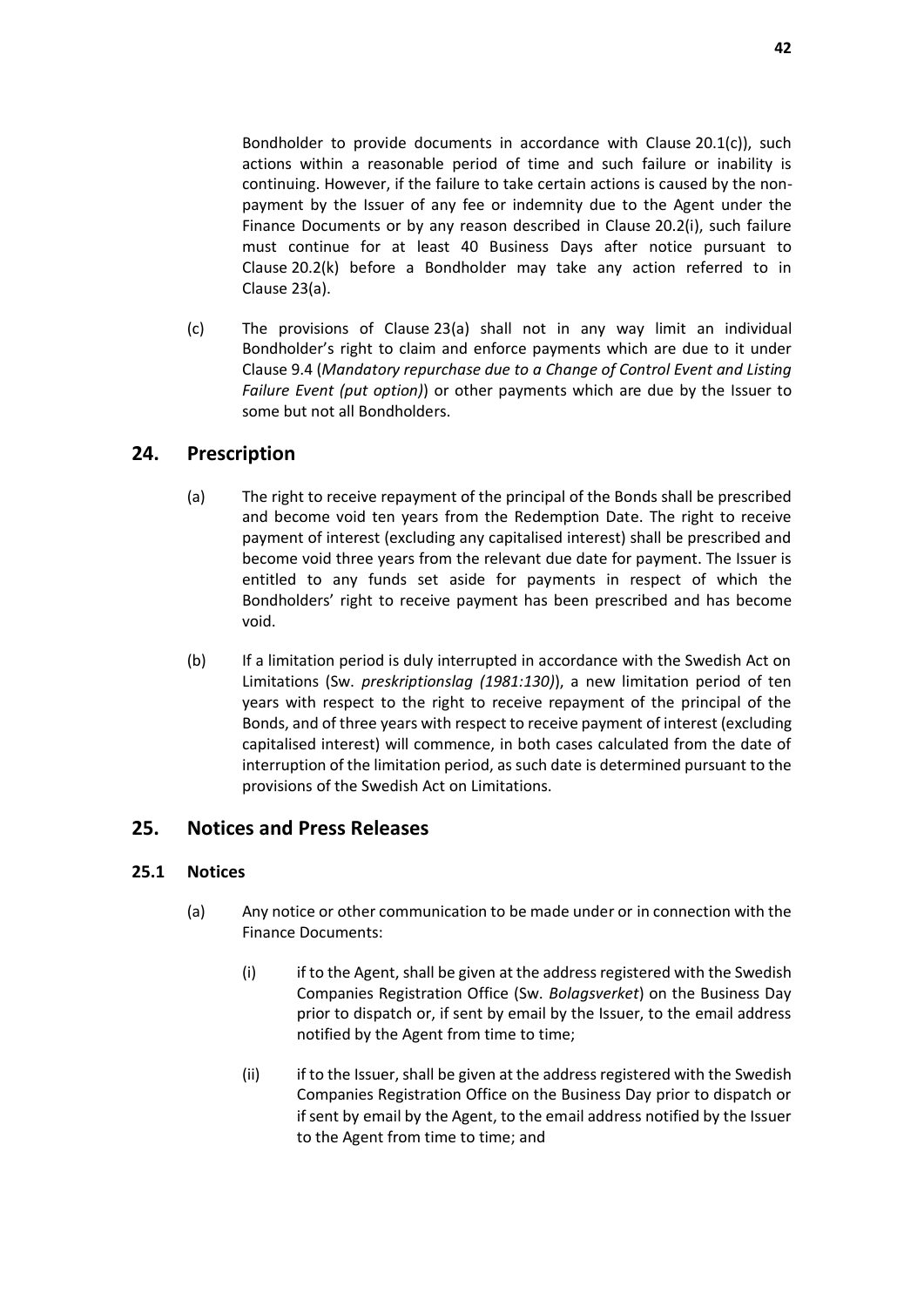Bondholder to provide documents in accordance with Clause 20.1(c)), such actions within a reasonable period of time and such failure or inability is continuing. However, if the failure to take certain actions is caused by the non-payment by the Issuer of any fee or indemnity due to the Agent under the Finance Documents or by any reason described in Clause 20.2(i), such failure must continue for at least 40 Business Days after notice pursuant to Clause 20.2(k) before a Bondholder may take any action referred to in Clause 23(a).

(c) The provisions of Clause 23(a) shall not in any way limit an individual Bondholder's right to claim and enforce payments which are due to it under Clause 9.4 (*Mandatory repurchase due to a Change of Control Event and Listing Failure Event (put option)*) or other payments which are due by the Issuer to some but not all Bondholders.

## 24. Prescription

(a) The right to receive repayment of the principal of the Bonds shall be prescribed and become void ten years from the Redemption Date. The right to receive payment of interest (excluding any capitalised interest) shall be prescribed and become void three years from the relevant due date for payment. The Issuer is entitled to any funds set aside for payments in respect of which the Bondholders' right to receive payment has been prescribed and has become void.

(b) If a limitation period is duly interrupted in accordance with the Swedish Act on Limitations (Sw. *preskriptionslag (1981:130)*), a new limitation period of ten years with respect to the right to receive repayment of the principal of the Bonds, and of three years with respect to receive payment of interest (excluding capitalised interest) will commence, in both cases calculated from the date of interruption of the limitation period, as such date is determined pursuant to the provisions of the Swedish Act on Limitations.

## 25. Notices and Press Releases

### 25.1 Notices

(a) Any notice or other communication to be made under or in connection with the Finance Documents:

(i) if to the Agent, shall be given at the address registered with the Swedish Companies Registration Office (Sw. *Bolagsverket*) on the Business Day prior to dispatch or, if sent by email by the Issuer, to the email address notified by the Agent from time to time;

(ii) if to the Issuer, shall be given at the address registered with the Swedish Companies Registration Office on the Business Day prior to dispatch or if sent by email by the Agent, to the email address notified by the Issuer to the Agent from time to time; and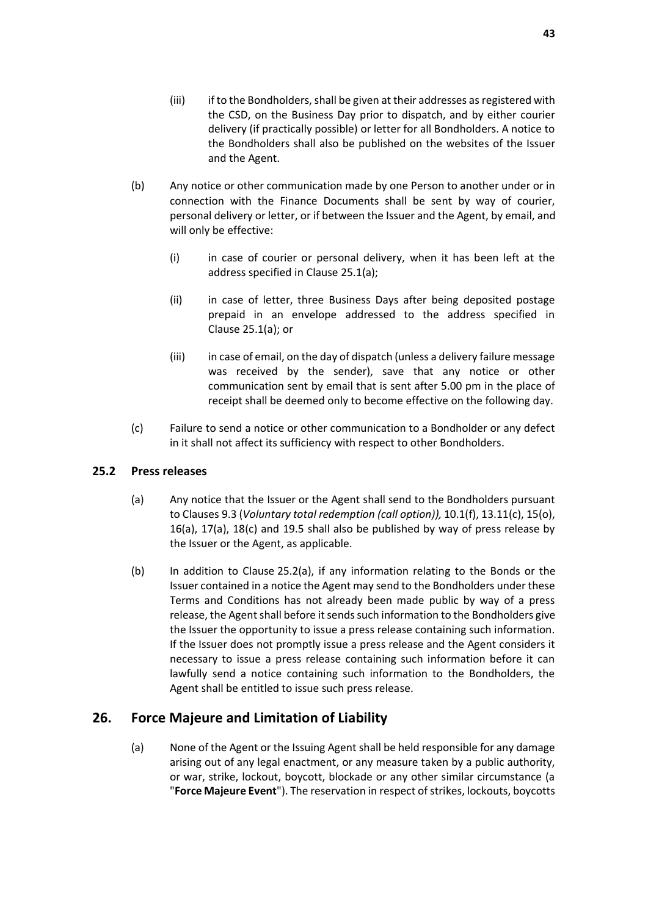(iii) if to the Bondholders, shall be given at their addresses as registered with the CSD, on the Business Day prior to dispatch, and by either courier delivery (if practically possible) or letter for all Bondholders. A notice to the Bondholders shall also be published on the websites of the Issuer and the Agent.

(b) Any notice or other communication made by one Person to another under or in connection with the Finance Documents shall be sent by way of courier, personal delivery or letter, or if between the Issuer and the Agent, by email, and will only be effective:

(i) in case of courier or personal delivery, when it has been left at the address specified in Clause 25.1(a);

(ii) in case of letter, three Business Days after being deposited postage prepaid in an envelope addressed to the address specified in Clause 25.1(a); or

(iii) in case of email, on the day of dispatch (unless a delivery failure message was received by the sender), save that any notice or other communication sent by email that is sent after 5.00 pm in the place of receipt shall be deemed only to become effective on the following day.

(c) Failure to send a notice or other communication to a Bondholder or any defect in it shall not affect its sufficiency with respect to other Bondholders.

### 25.2 Press releases

(a) Any notice that the Issuer or the Agent shall send to the Bondholders pursuant to Clauses 9.3 (*Voluntary total redemption (call option)),* 10.1(f), 13.11(c), 15(o), 16(a), 17(a), 18(c) and 19.5 shall also be published by way of press release by the Issuer or the Agent, as applicable.

(b) In addition to Clause 25.2(a), if any information relating to the Bonds or the Issuer contained in a notice the Agent may send to the Bondholders under these Terms and Conditions has not already been made public by way of a press release, the Agent shall before it sends such information to the Bondholders give the Issuer the opportunity to issue a press release containing such information. If the Issuer does not promptly issue a press release and the Agent considers it necessary to issue a press release containing such information before it can lawfully send a notice containing such information to the Bondholders, the Agent shall be entitled to issue such press release.

## 26. Force Majeure and Limitation of Liability

(a) None of the Agent or the Issuing Agent shall be held responsible for any damage arising out of any legal enactment, or any measure taken by a public authority, or war, strike, lockout, boycott, blockade or any other similar circumstance (a "**Force Majeure Event**"). The reservation in respect of strikes, lockouts, boycotts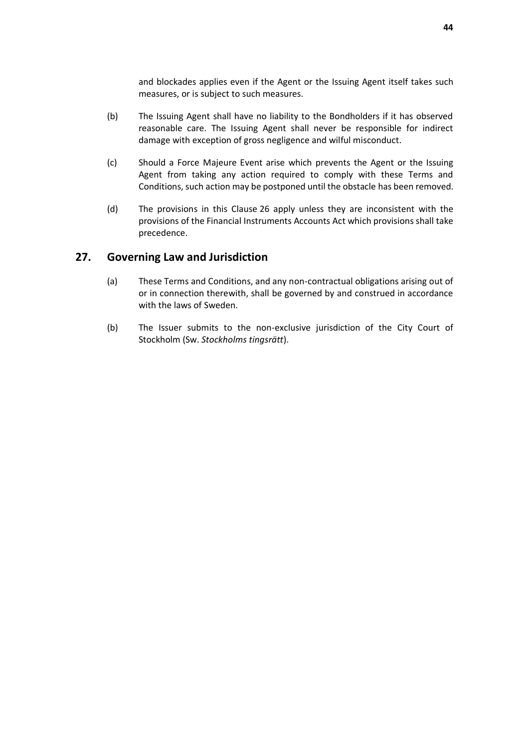and blockades applies even if the Agent or the Issuing Agent itself takes such measures, or is subject to such measures.

(b) The Issuing Agent shall have no liability to the Bondholders if it has observed reasonable care. The Issuing Agent shall never be responsible for indirect damage with exception of gross negligence and wilful misconduct.

(c) Should a Force Majeure Event arise which prevents the Agent or the Issuing Agent from taking any action required to comply with these Terms and Conditions, such action may be postponed until the obstacle has been removed.

(d) The provisions in this Clause 26 apply unless they are inconsistent with the provisions of the Financial Instruments Accounts Act which provisions shall take precedence.

## 27. Governing Law and Jurisdiction

(a) These Terms and Conditions, and any non-contractual obligations arising out of or in connection therewith, shall be governed by and construed in accordance with the laws of Sweden.

(b) The Issuer submits to the non-exclusive jurisdiction of the City Court of Stockholm (Sw. *Stockholms tingsrätt*).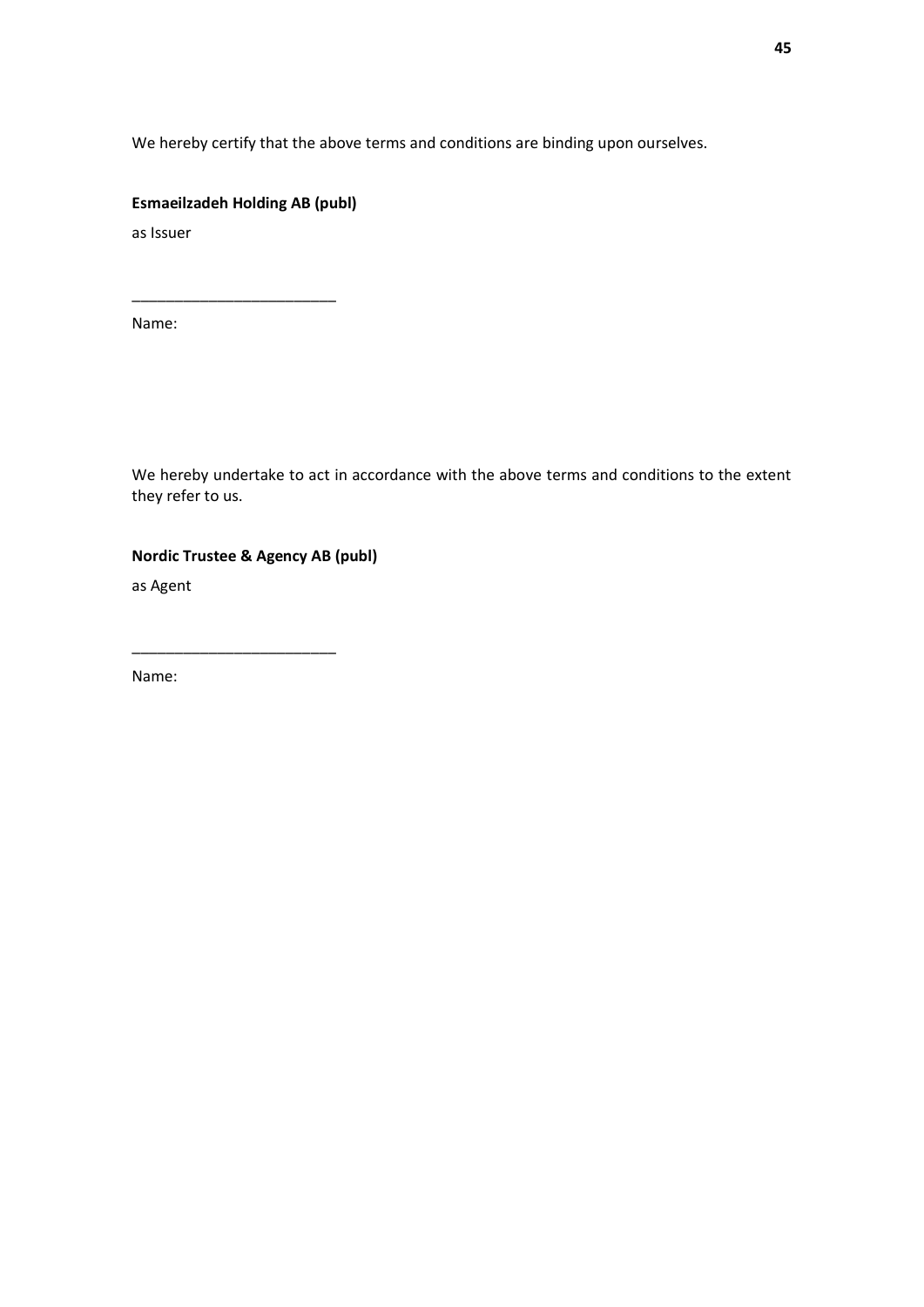We hereby certify that the above terms and conditions are binding upon ourselves.

**Esmaeilzadeh Holding AB (publ)**

as Issuer

________________________

Name:

We hereby undertake to act in accordance with the above terms and conditions to the extent they refer to us.

**Nordic Trustee & Agency AB (publ)**

as Agent

________________________

Name: